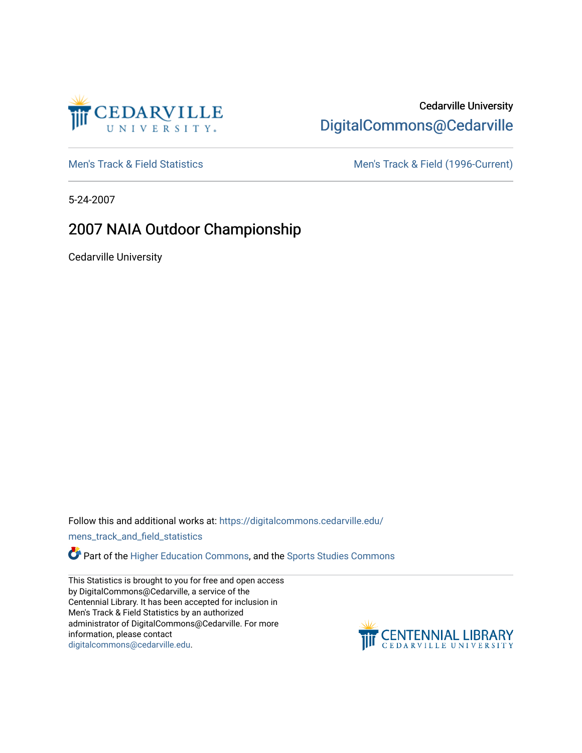Cedarville University
DigitalCommons@Cedarville

Men's Track & Field Statistics

Men's Track & Field (1996-Current)

5-24-2007

# 2007 NAIA Outdoor Championship

Cedarville University

Follow this and additional works at: https://digitalcommons.cedarville.edu/mens_track_and_field_statistics

Part of the Higher Education Commons, and the Sports Studies Commons

This Statistics is brought to you for free and open access by DigitalCommons@Cedarville, a service of the Centennial Library. It has been accepted for inclusion in Men's Track & Field Statistics by an authorized administrator of DigitalCommons@Cedarville. For more information, please contact digitalcommons@cedarville.edu.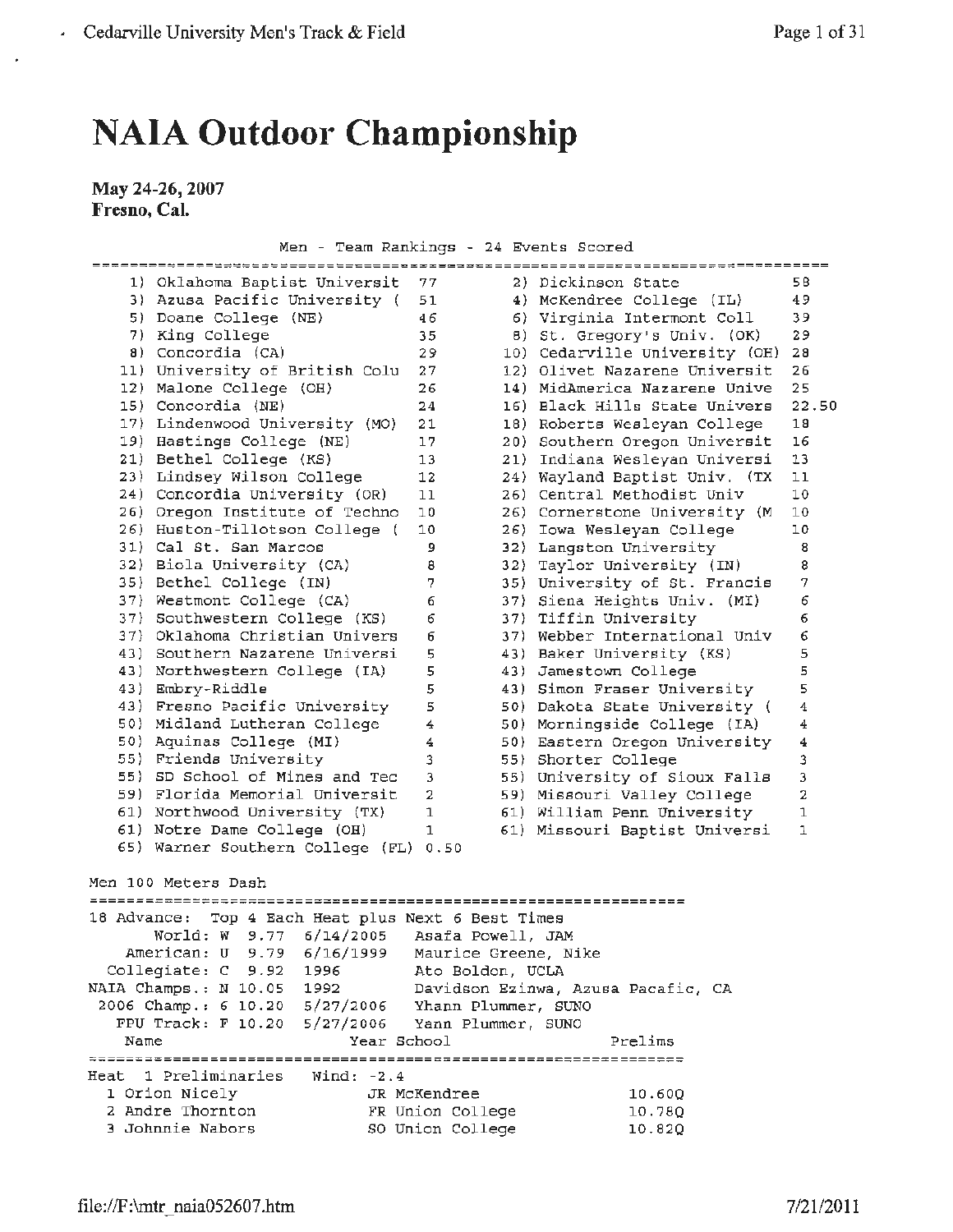// Omit running header "Cedarville University Men's Track & Field" and "Page 1 of 31", footer file path and date.

# NAIA Outdoor Championship

**May 24-26, 2007**
**Fresno, Cal.**

Men - Team Rankings - 24 Events Scored

| | | | | | |
|---|---|---|---|---|---|
| 1) | Oklahoma Baptist Universit | 77 | 2) | Dickinson State | 58 |
| 3) | Azusa Pacific University ( | 51 | 4) | McKendree College (IL) | 49 |
| 5) | Doane College (NE) | 46 | 6) | Virginia Intermont Coll | 39 |
| 7) | King College | 35 | 8) | St. Gregory's Univ. (OK) | 29 |
| 8) | Concordia (CA) | 29 | 10) | Cedarville University (OH) | 28 |
| 11) | University of British Colu | 27 | 12) | Olivet Nazarene Universit | 26 |
| 12) | Malone College (OH) | 26 | 14) | MidAmerica Nazarene Unive | 25 |
| 15) | Concordia (NE) | 24 | 16) | Black Hills State Univers | 22.50 |
| 17) | Lindenwood University (MO) | 21 | 18) | Roberts Wesleyan College | 18 |
| 19) | Hastings College (NE) | 17 | 20) | Southern Oregon Universit | 16 |
| 21) | Bethel College (KS) | 13 | 21) | Indiana Wesleyan Universi | 13 |
| 23) | Lindsey Wilson College | 12 | 24) | Wayland Baptist Univ. (TX | 11 |
| 24) | Concordia University (OR) | 11 | 26) | Central Methodist Univ | 10 |
| 26) | Oregon Institute of Techno | 10 | 26) | Cornerstone University (M | 10 |
| 26) | Huston-Tillotson College ( | 10 | 26) | Iowa Wesleyan College | 10 |
| 31) | Cal St. San Marcos | 9 | 32) | Langston University | 8 |
| 32) | Biola University (CA) | 8 | 32) | Taylor University (IN) | 8 |
| 35) | Bethel College (IN) | 7 | 35) | University of St. Francis | 7 |
| 37) | Westmont College (CA) | 6 | 37) | Siena Heights Univ. (MI) | 6 |
| 37) | Southwestern College (KS) | 6 | 37) | Tiffin University | 6 |
| 37) | Oklahoma Christian Univers | 6 | 37) | Webber International Univ | 6 |
| 43) | Southern Nazarene Universi | 5 | 43) | Baker University (KS) | 5 |
| 43) | Northwestern College (IA) | 5 | 43) | Jamestown College | 5 |
| 43) | Embry-Riddle | 5 | 43) | Simon Fraser University | 5 |
| 43) | Fresno Pacific University | 5 | 50) | Dakota State University ( | 4 |
| 50) | Midland Lutheran College | 4 | 50) | Morningside College (IA) | 4 |
| 50) | Aquinas College (MI) | 4 | 50) | Eastern Oregon University | 4 |
| 55) | Friends University | 3 | 55) | Shorter College | 3 |
| 55) | SD School of Mines and Tec | 3 | 55) | University of Sioux Falls | 3 |
| 59) | Florida Memorial Universit | 2 | 59) | Missouri Valley College | 2 |
| 61) | Northwood University (TX) | 1 | 61) | William Penn University | 1 |
| 61) | Notre Dame College (OH) | 1 | 61) | Missouri Baptist Universi | 1 |
| 65) | Warner Southern College (FL) | 0.50 | | | |

Men 100 Meters Dash

18 Advance: Top 4 Each Heat plus Next 6 Best Times

| Record | | Mark | Date | Holder |
|---|---|---|---|---|
| World: | W | 9.77 | 6/14/2005 | Asafa Powell, JAM |
| American: | U | 9.79 | 6/16/1999 | Maurice Greene, Nike |
| Collegiate: | C | 9.92 | 1996 | Ato Boldon, UCLA |
| NAIA Champs.: | N | 10.05 | 1992 | Davidson Ezinwa, Azusa Pacafic, CA |
| 2006 Champ.: | 6 | 10.20 | 5/27/2006 | Yhann Plummer, SUNO |
| FPU Track: | F | 10.20 | 5/27/2006 | Yann Plummer, SUNO |

Heat 1 Preliminaries Wind: -2.4

| | Name | Year | School | Prelims |
|---|---|---|---|---|
| 1 | Orion Nicely | JR | McKendree | 10.60Q |
| 2 | Andre Thornton | FR | Union College | 10.78Q |
| 3 | Johnnie Nabors | SO | Union College | 10.82Q |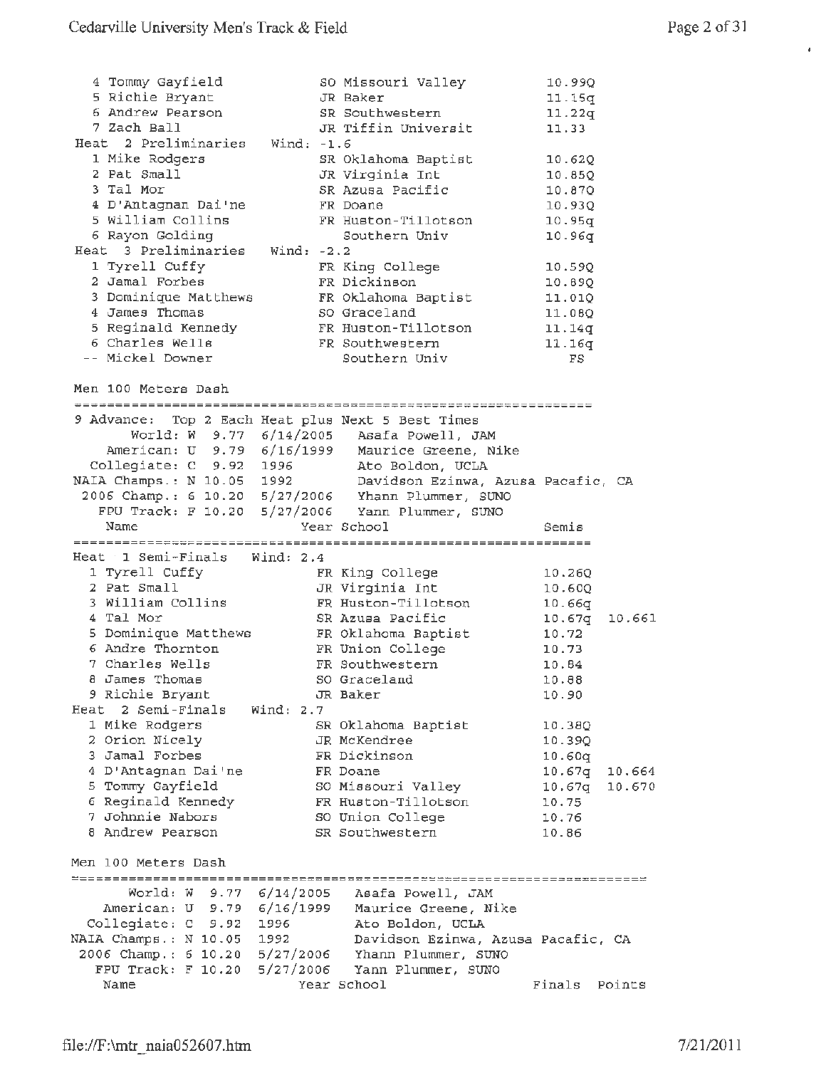| | | | |
|---|---|---|---|
| 4 Tommy Gayfield | SO | Missouri Valley | 10.99Q |
| 5 Richie Bryant | JR | Baker | 11.15q |
| 6 Andrew Pearson | SR | Southwestern | 11.22q |
| 7 Zach Ball | JR | Tiffin Universit | 11.33 |

Heat 2 Preliminaries Wind: -1.6

| | | | |
|---|---|---|---|
| 1 Mike Rodgers | SR | Oklahoma Baptist | 10.62Q |
| 2 Pat Small | JR | Virginia Int | 10.85Q |
| 3 Tal Mor | SR | Azusa Pacific | 10.87Q |
| 4 D'Antagnan Dai'ne | FR | Doane | 10.93Q |
| 5 William Collins | FR | Huston-Tillotson | 10.95q |
| 6 Rayon Golding | | Southern Univ | 10.96q |

Heat 3 Preliminaries Wind: -2.2

| | | | |
|---|---|---|---|
| 1 Tyrell Cuffy | FR | King College | 10.59Q |
| 2 Jamal Forbes | FR | Dickinson | 10.89Q |
| 3 Dominique Matthews | FR | Oklahoma Baptist | 11.01Q |
| 4 James Thomas | SO | Graceland | 11.08Q |
| 5 Reginald Kennedy | FR | Huston-Tillotson | 11.14q |
| 6 Charles Wells | FR | Southwestern | 11.16q |
| -- Mickel Downer | | Southern Univ | FS |

## Men 100 Meters Dash

9 Advance: Top 2 Each Heat plus Next 5 Best Times

World: W 9.77 6/14/2005 Asafa Powell, JAM
American: U 9.79 6/16/1999 Maurice Greene, Nike
Collegiate: C 9.92 1996 Ato Boldon, UCLA
NAIA Champs.: N 10.05 1992 Davidson Ezinwa, Azusa Pacific, CA
2006 Champ.: 6 10.20 5/27/2006 Yhann Plummer, SUNO
FPU Track: F 10.20 5/27/2006 Yann Plummer, SUNO

Heat 1 Semi-Finals Wind: 2.4

| Name | Year | School | Semis | |
|---|---|---|---|---|
| 1 Tyrell Cuffy | FR | King College | 10.26Q | |
| 2 Pat Small | JR | Virginia Int | 10.60Q | |
| 3 William Collins | FR | Huston-Tillotson | 10.66q | |
| 4 Tal Mor | SR | Azusa Pacific | 10.67q | 10.661 |
| 5 Dominique Matthews | FR | Oklahoma Baptist | 10.72 | |
| 6 Andre Thornton | FR | Union College | 10.73 | |
| 7 Charles Wells | FR | Southwestern | 10.84 | |
| 8 James Thomas | SO | Graceland | 10.88 | |
| 9 Richie Bryant | JR | Baker | 10.90 | |

Heat 2 Semi-Finals Wind: 2.7

| Name | Year | School | Semis | |
|---|---|---|---|---|
| 1 Mike Rodgers | SR | Oklahoma Baptist | 10.38Q | |
| 2 Orion Nicely | JR | McKendree | 10.39Q | |
| 3 Jamal Forbes | FR | Dickinson | 10.60q | |
| 4 D'Antagnan Dai'ne | FR | Doane | 10.67q | 10.664 |
| 5 Tommy Gayfield | SO | Missouri Valley | 10.67q | 10.670 |
| 6 Reginald Kennedy | FR | Huston-Tillotson | 10.75 | |
| 7 Johnnie Nabors | SO | Union College | 10.76 | |
| 8 Andrew Pearson | SR | Southwestern | 10.86 | |

## Men 100 Meters Dash

World: W 9.77 6/14/2005 Asafa Powell, JAM
American: U 9.79 6/16/1999 Maurice Greene, Nike
Collegiate: C 9.92 1996 Ato Boldon, UCLA
NAIA Champs.: N 10.05 1992 Davidson Ezinwa, Azusa Pacific, CA
2006 Champ.: 6 10.20 5/27/2006 Yhann Plummer, SUNO
FPU Track: F 10.20 5/27/2006 Yann Plummer, SUNO

| Name | Year | School | Finals | Points |
|---|---|---|---|---|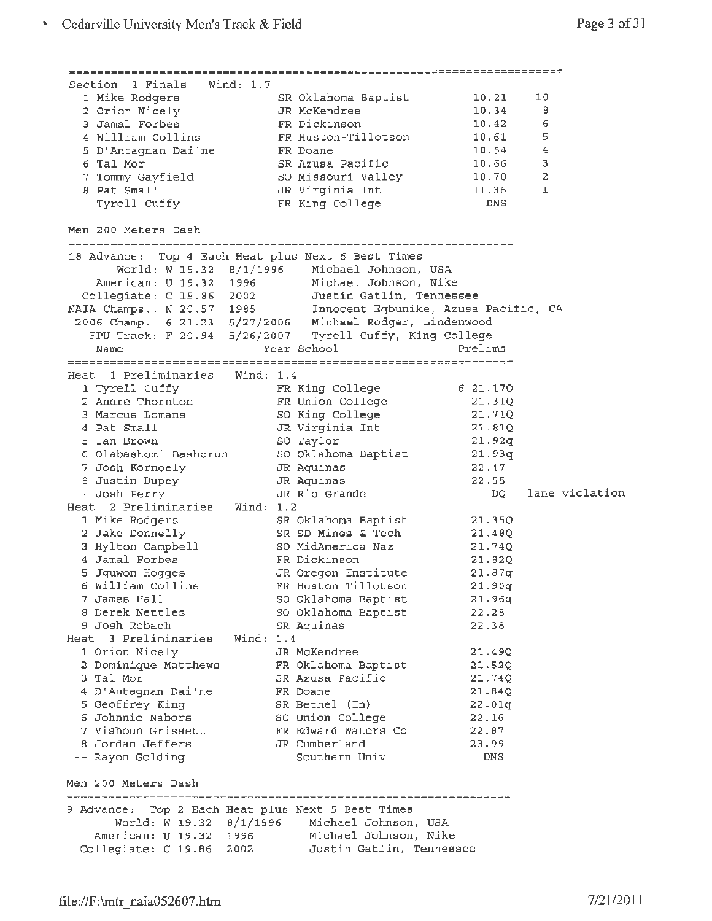Section 1 Finals Wind: 1.7

| | | | | | |
|---|---|---|---|---|---|
| 1 | Mike Rodgers | SR | Oklahoma Baptist | 10.21 | 10 |
| 2 | Orion Nicely | JR | McKendree | 10.34 | 8 |
| 3 | Jamal Forbes | FR | Dickinson | 10.42 | 6 |
| 4 | William Collins | FR | Huston-Tillotson | 10.61 | 5 |
| 5 | D'Antagnan Dai'ne | FR | Doane | 10.64 | 4 |
| 6 | Tal Mor | SR | Azusa Pacific | 10.66 | 3 |
| 7 | Tommy Gayfield | SO | Missouri Valley | 10.70 | 2 |
| 8 | Pat Small | JR | Virginia Int | 11.36 | 1 |
| -- | Tyrell Cuffy | FR | King College | DNS | |

## Men 200 Meters Dash

18 Advance: Top 4 Each Heat plus Next 6 Best Times

World: W 19.32 8/1/1996 Michael Johnson, USA
American: U 19.32 1996 Michael Johnson, Nike
Collegiate: C 19.86 2002 Justin Gatlin, Tennessee
NAIA Champs.: N 20.57 1985 Innocent Egbunike, Azusa Pacific, CA
2006 Champ.: 6 21.23 5/27/2006 Michael Rodger, Lindenwood
FPU Track: F 20.94 5/26/2007 Tyrell Cuffy, King College

Heat 1 Preliminaries Wind: 1.4

| | Name | Year | School | Prelims | |
|---|---|---|---|---|---|
| 1 | Tyrell Cuffy | FR | King College | 6 21.17Q | |
| 2 | Andre Thornton | FR | Union College | 21.31Q | |
| 3 | Marcus Lomans | SO | King College | 21.71Q | |
| 4 | Pat Small | JR | Virginia Int | 21.81Q | |
| 5 | Ian Brown | SO | Taylor | 21.92q | |
| 6 | Olabashomi Bashorun | SO | Oklahoma Baptist | 21.93q | |
| 7 | Josh Kornoely | JR | Aquinas | 22.47 | |
| 8 | Justin Dupey | JR | Aquinas | 22.55 | |
| -- | Josh Perry | JR | Rio Grande | DQ | lane violation |

Heat 2 Preliminaries Wind: 1.2

| | Name | Year | School | Prelims |
|---|---|---|---|---|
| 1 | Mike Rodgers | SR | Oklahoma Baptist | 21.35Q |
| 2 | Jake Donnelly | SR | SD Mines & Tech | 21.48Q |
| 3 | Hylton Campbell | SO | MidAmerica Naz | 21.74Q |
| 4 | Jamal Forbes | FR | Dickinson | 21.82Q |
| 5 | Jguwon Hogges | JR | Oregon Institute | 21.87q |
| 6 | William Collins | FR | Huston-Tillotson | 21.90q |
| 7 | James Hall | SO | Oklahoma Baptist | 21.96q |
| 8 | Derek Nettles | SO | Oklahoma Baptist | 22.28 |
| 9 | Josh Robach | SR | Aquinas | 22.38 |

Heat 3 Preliminaries Wind: 1.4

| | Name | Year | School | Prelims |
|---|---|---|---|---|
| 1 | Orion Nicely | JR | McKendree | 21.49Q |
| 2 | Dominique Matthews | FR | Oklahoma Baptist | 21.52Q |
| 3 | Tal Mor | SR | Azusa Pacific | 21.74Q |
| 4 | D'Antagnan Dai'ne | FR | Doane | 21.84Q |
| 5 | Geoffrey King | SR | Bethel (In) | 22.01q |
| 6 | Johnnie Nabors | SO | Union College | 22.16 |
| 7 | Vishoun Grissett | FR | Edward Waters Co | 22.87 |
| 8 | Jordan Jeffers | JR | Cumberland | 23.99 |
| -- | Rayon Golding | | Southern Univ | DNS |

## Men 200 Meters Dash

9 Advance: Top 2 Each Heat plus Next 5 Best Times

World: W 19.32 8/1/1996 Michael Johnson, USA
American: U 19.32 1996 Michael Johnson, Nike
Collegiate: C 19.86 2002 Justin Gatlin, Tennessee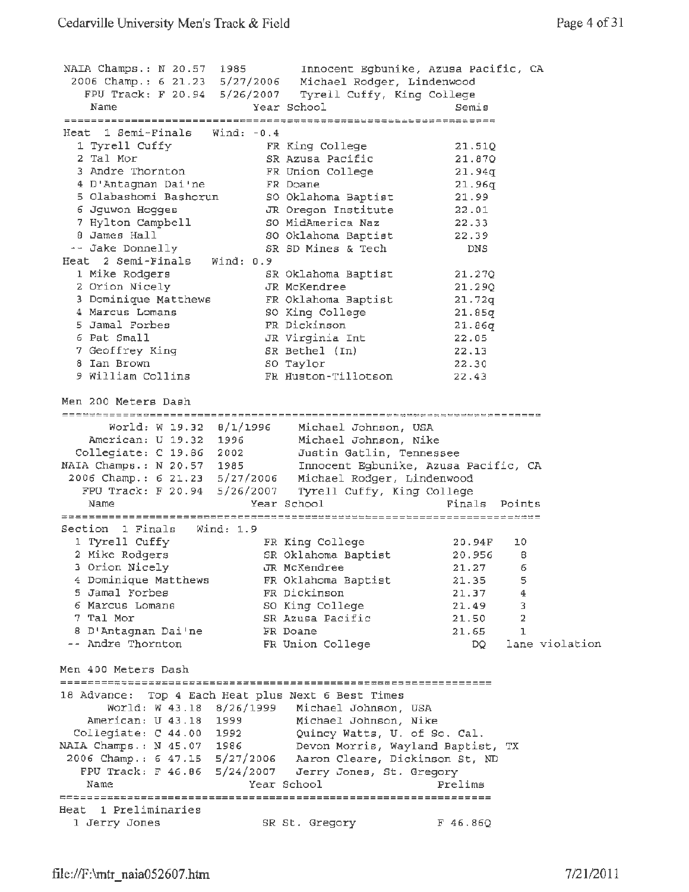```
NAIA Champs.: N 20.57  1985        Innocent Egbunike, Azusa Pacific, CA
 2006 Champ.: 6 21.23  5/27/2006   Michael Rodger, Lindenwood
   FPU Track: F 20.94  5/26/2007   Tyrell Cuffy, King College
    Name                    Year School                   Semis
=============================================================
Heat  1 Semi-Finals   Wind: -0.4
  1 Tyrell Cuffy            FR King College             21.51Q
  2 Tal Mor                 SR Azusa Pacific            21.87Q
  3 Andre Thornton          FR Union College            21.94q
  4 D'Antagnan Dai'ne       FR Doane                    21.96q
  5 Olabashomi Bashorun     SO Oklahoma Baptist         21.99
  6 Jguwon Hogges           JR Oregon Institute         22.01
  7 Hylton Campbell         SO MidAmerica Naz           22.33
  8 James Hall              SO Oklahoma Baptist         22.39
 -- Jake Donnelly           SR SD Mines & Tech            DNS
Heat  2 Semi-Finals   Wind: 0.9
  1 Mike Rodgers            SR Oklahoma Baptist         21.27Q
  2 Orion Nicely            JR McKendree                21.29Q
  3 Dominique Matthews      FR Oklahoma Baptist         21.72q
  4 Marcus Lomans           SO King College             21.85q
  5 Jamal Forbes            FR Dickinson                21.86q
  6 Pat Small               JR Virginia Int             22.05
  7 Geoffrey King           SR Bethel (In)              22.13
  8 Ian Brown               SO Taylor                   22.30
  9 William Collins         FR Huston-Tillotson         22.43
```

## Men 200 Meters Dash

```
=====================================================================
       World: W 19.32  8/1/1996    Michael Johnson, USA
    American: U 19.32  1996        Michael Johnson, Nike
  Collegiate: C 19.86  2002        Justin Gatlin, Tennessee
NAIA Champs.: N 20.57  1985        Innocent Egbunike, Azusa Pacific, CA
 2006 Champ.: 6 21.23  5/27/2006   Michael Rodger, Lindenwood
   FPU Track: F 20.94  5/26/2007   Tyrell Cuffy, King College
    Name                    Year School                  Finals  Points
=====================================================================
Section  1 Finals   Wind: 1.9
  1 Tyrell Cuffy            FR King College             20.94F   10
  2 Mike Rodgers            SR Oklahoma Baptist         20.956    8
  3 Orion Nicely            JR McKendree                21.27     6
  4 Dominique Matthews      FR Oklahoma Baptist         21.35     5
  5 Jamal Forbes            FR Dickinson                21.37     4
  6 Marcus Lomans           SO King College             21.49     3
  7 Tal Mor                 SR Azusa Pacific            21.50     2
  8 D'Antagnan Dai'ne       FR Doane                    21.65     1
 -- Andre Thornton          FR Union College               DQ   lane violation
```

## Men 400 Meters Dash

```
=============================================================
18 Advance:  Top 4 Each Heat plus Next 6 Best Times
       World: W 43.18  8/26/1999   Michael Johnson, USA
    American: U 43.18  1999        Michael Johnson, Nike
  Collegiate: C 44.00  1992        Quincy Watts, U. of So. Cal.
NAIA Champs.: N 45.07  1986        Devon Morris, Wayland Baptist, TX
 2006 Champ.: 6 47.15  5/27/2006   Aaron Cleare, Dickinson St, ND
   FPU Track: F 46.86  5/24/2007   Jerry Jones, St. Gregory
    Name                    Year School                 Prelims
=============================================================
Heat  1 Preliminaries
  1 Jerry Jones             SR St. Gregory            F 46.86Q
```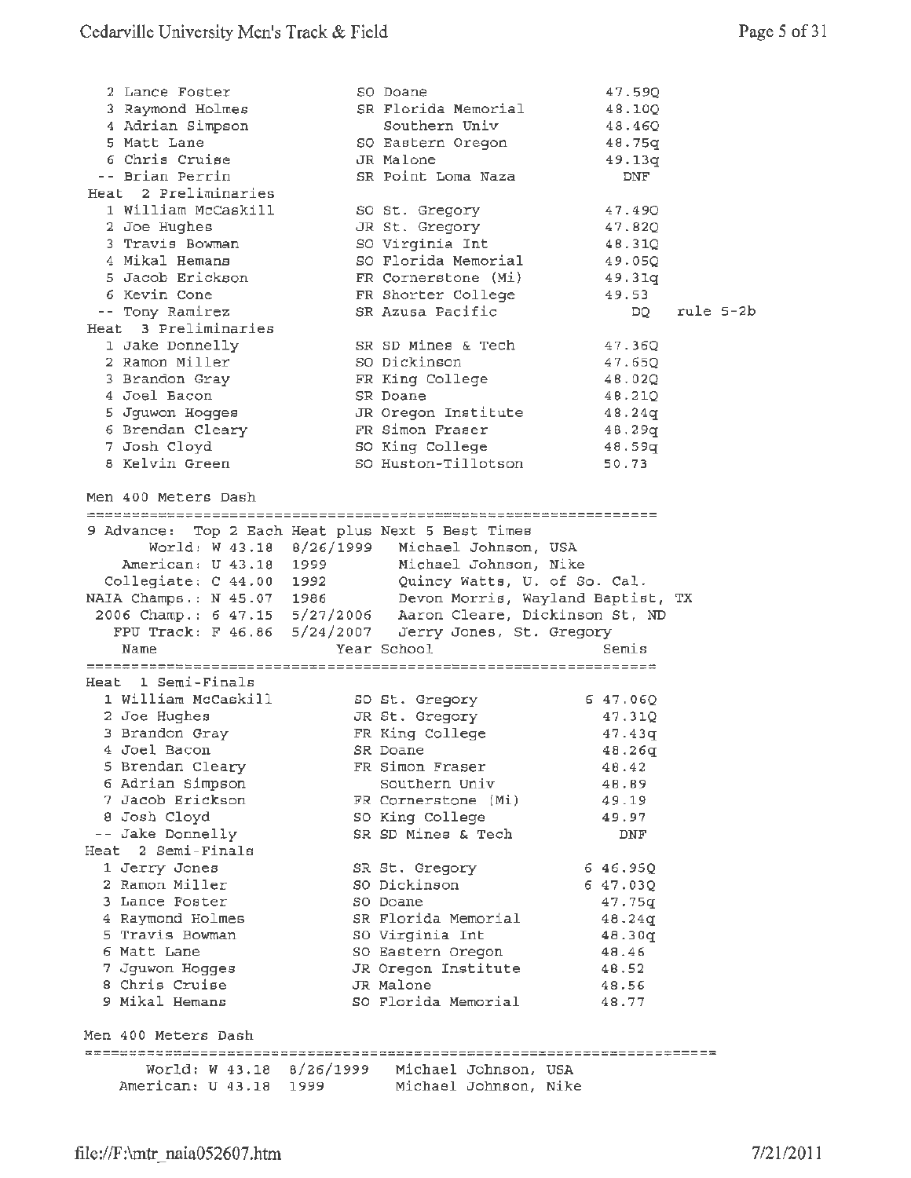| Place | Name | Year | School | Time | Note |
|---|---|---|---|---|---|
| 2 | Lance Foster | SO | Doane | 47.59Q | |
| 3 | Raymond Holmes | SR | Florida Memorial | 48.10Q | |
| 4 | Adrian Simpson | | Southern Univ | 48.46Q | |
| 5 | Matt Lane | SO | Eastern Oregon | 48.75q | |
| 6 | Chris Cruise | JR | Malone | 49.13q | |
| -- | Brian Perrin | SR | Point Loma Naza | DNF | |
| **Heat 2 Preliminaries** | | | | | |
| 1 | William McCaskill | SO | St. Gregory | 47.49Q | |
| 2 | Joe Hughes | JR | St. Gregory | 47.82Q | |
| 3 | Travis Bowman | SO | Virginia Int | 48.31Q | |
| 4 | Mikal Hemans | SO | Florida Memorial | 49.05Q | |
| 5 | Jacob Erickson | FR | Cornerstone (Mi) | 49.31q | |
| 6 | Kevin Cone | FR | Shorter College | 49.53 | |
| -- | Tony Ramirez | SR | Azusa Pacific | DQ | rule 5-2b |
| **Heat 3 Preliminaries** | | | | | |
| 1 | Jake Donnelly | SR | SD Mines & Tech | 47.36Q | |
| 2 | Ramon Miller | SO | Dickinson | 47.65Q | |
| 3 | Brandon Gray | FR | King College | 48.02Q | |
| 4 | Joel Bacon | SR | Doane | 48.21Q | |
| 5 | Jguwon Hogges | JR | Oregon Institute | 48.24q | |
| 6 | Brendan Cleary | FR | Simon Fraser | 48.29q | |
| 7 | Josh Cloyd | SO | King College | 48.59q | |
| 8 | Kelvin Green | SO | Huston-Tillotson | 50.73 | |

## Men 400 Meters Dash

9 Advance: Top 2 Each Heat plus Next 5 Best Times

World: W 43.18 8/26/1999 Michael Johnson, USA
American: U 43.18 1999 Michael Johnson, Nike
Collegiate: C 44.00 1992 Quincy Watts, U. of So. Cal.
NAIA Champs.: N 45.07 1986 Devon Morris, Wayland Baptist, TX
2006 Champ.: 6 47.15 5/27/2006 Aaron Cleare, Dickinson St, ND
FPU Track: F 46.86 5/24/2007 Jerry Jones, St. Gregory

| Place | Name | Year | School | Semis |
|---|---|---|---|---|
| **Heat 1 Semi-Finals** | | | | |
| 1 | William McCaskill | SO | St. Gregory | 6 47.06Q |
| 2 | Joe Hughes | JR | St. Gregory | 47.31Q |
| 3 | Brandon Gray | FR | King College | 47.43q |
| 4 | Joel Bacon | SR | Doane | 48.26q |
| 5 | Brendan Cleary | FR | Simon Fraser | 48.42 |
| 6 | Adrian Simpson | | Southern Univ | 48.89 |
| 7 | Jacob Erickson | FR | Cornerstone (Mi) | 49.19 |
| 8 | Josh Cloyd | SO | King College | 49.97 |
| -- | Jake Donnelly | SR | SD Mines & Tech | DNF |
| **Heat 2 Semi-Finals** | | | | |
| 1 | Jerry Jones | SR | St. Gregory | 6 46.95Q |
| 2 | Ramon Miller | SO | Dickinson | 6 47.03Q |
| 3 | Lance Foster | SO | Doane | 47.75q |
| 4 | Raymond Holmes | SR | Florida Memorial | 48.24q |
| 5 | Travis Bowman | SO | Virginia Int | 48.30q |
| 6 | Matt Lane | SO | Eastern Oregon | 48.46 |
| 7 | Jguwon Hogges | JR | Oregon Institute | 48.52 |
| 8 | Chris Cruise | JR | Malone | 48.56 |
| 9 | Mikal Hemans | SO | Florida Memorial | 48.77 |

## Men 400 Meters Dash

World: W 43.18 8/26/1999 Michael Johnson, USA
American: U 43.18 1999 Michael Johnson, Nike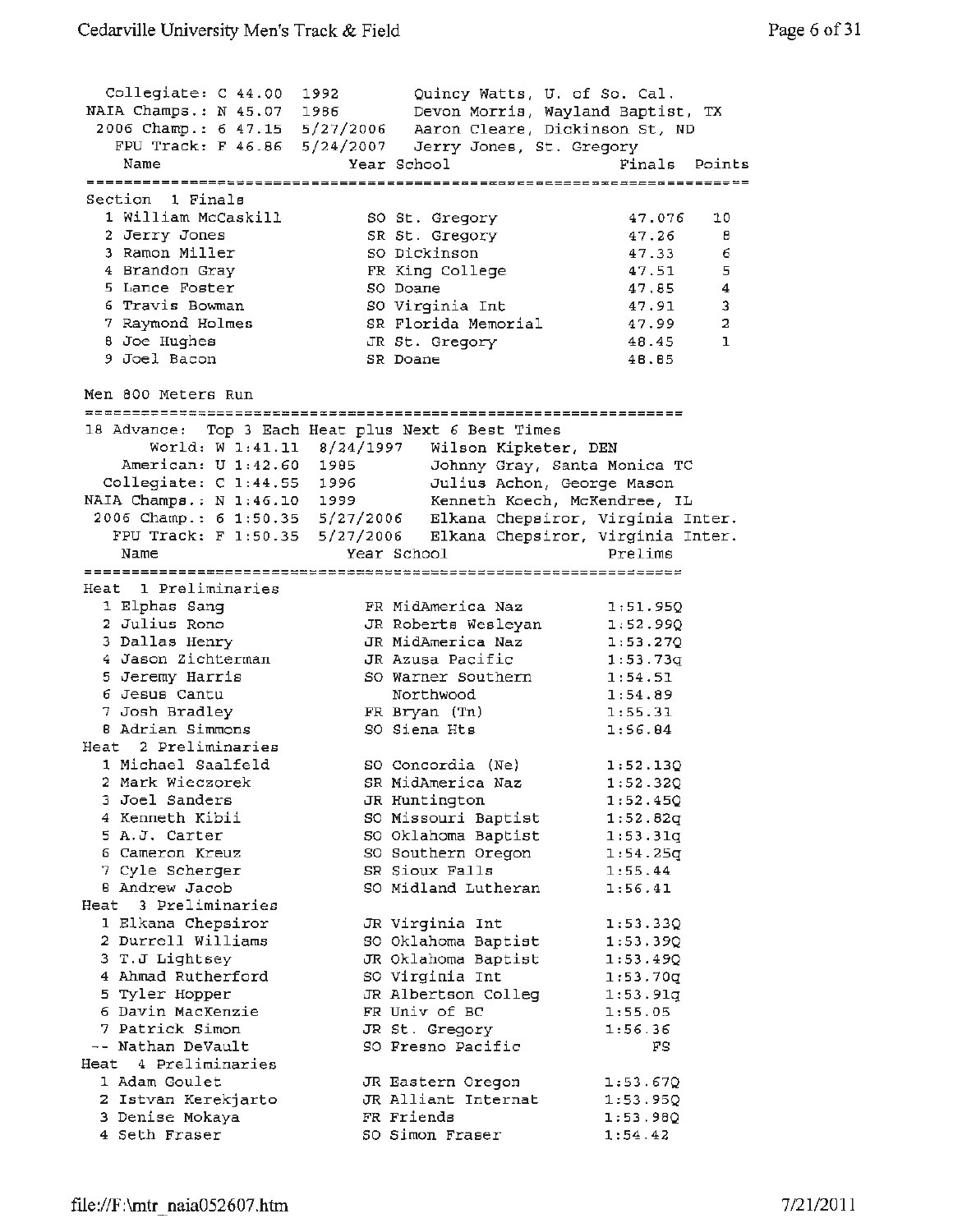Collegiate: C 44.00 1992 Quincy Watts, U. of So. Cal.
NAIA Champs.: N 45.07 1986 Devon Morris, Wayland Baptist, TX
2006 Champ.: 6 47.15 5/27/2006 Aaron Cleare, Dickinson St, ND
FPU Track: F 46.86 5/24/2007 Jerry Jones, St. Gregory

| Name | Year | School | Finals | Points |
|---|---|---|---|---|
| **Section 1 Finals** | | | | |
| 1 William McCaskill | SO | St. Gregory | 47.076 | 10 |
| 2 Jerry Jones | SR | St. Gregory | 47.26 | 8 |
| 3 Ramon Miller | SO | Dickinson | 47.33 | 6 |
| 4 Brandon Gray | FR | King College | 47.51 | 5 |
| 5 Lance Foster | SO | Doane | 47.85 | 4 |
| 6 Travis Bowman | SO | Virginia Int | 47.91 | 3 |
| 7 Raymond Holmes | SR | Florida Memorial | 47.99 | 2 |
| 8 Joe Hughes | JR | St. Gregory | 48.45 | 1 |
| 9 Joel Bacon | SR | Doane | 48.85 | |

## Men 800 Meters Run

18 Advance: Top 3 Each Heat plus Next 6 Best Times
World: W 1:41.11 8/24/1997 Wilson Kipketer, DEN
American: U 1:42.60 1985 Johnny Gray, Santa Monica TC
Collegiate: C 1:44.55 1996 Julius Achon, George Mason
NAIA Champs.: N 1:46.10 1999 Kenneth Koech, McKendree, IL
2006 Champ.: 6 1:50.35 5/27/2006 Elkana Chepsiror, Virginia Inter.
FPU Track: F 1:50.35 5/27/2006 Elkana Chepsiror, Virginia Inter.

| Name | Year | School | Prelims |
|---|---|---|---|
| **Heat 1 Preliminaries** | | | |
| 1 Elphas Sang | FR | MidAmerica Naz | 1:51.95Q |
| 2 Julius Rono | JR | Roberts Wesleyan | 1:52.99Q |
| 3 Dallas Henry | JR | MidAmerica Naz | 1:53.27Q |
| 4 Jason Zichterman | JR | Azusa Pacific | 1:53.73q |
| 5 Jeremy Harris | SO | Warner Southern | 1:54.51 |
| 6 Jesus Cantu | | Northwood | 1:54.89 |
| 7 Josh Bradley | FR | Bryan (Tn) | 1:55.31 |
| 8 Adrian Simmons | SO | Siena Hts | 1:56.84 |
| **Heat 2 Preliminaries** | | | |
| 1 Michael Saalfeld | SO | Concordia (Ne) | 1:52.13Q |
| 2 Mark Wieczorek | SR | MidAmerica Naz | 1:52.32Q |
| 3 Joel Sanders | JR | Huntington | 1:52.45Q |
| 4 Kenneth Kibii | SO | Missouri Baptist | 1:52.82q |
| 5 A.J. Carter | SO | Oklahoma Baptist | 1:53.31q |
| 6 Cameron Kreuz | SO | Southern Oregon | 1:54.25q |
| 7 Cyle Scherger | SR | Sioux Falls | 1:55.44 |
| 8 Andrew Jacob | SO | Midland Lutheran | 1:56.41 |
| **Heat 3 Preliminaries** | | | |
| 1 Elkana Chepsiror | JR | Virginia Int | 1:53.33Q |
| 2 Durrell Williams | SO | Oklahoma Baptist | 1:53.39Q |
| 3 T.J Lightsey | JR | Oklahoma Baptist | 1:53.49Q |
| 4 Ahmad Rutherford | SO | Virginia Int | 1:53.70q |
| 5 Tyler Hopper | JR | Albertson Colleg | 1:53.91q |
| 6 Davin MacKenzie | FR | Univ of BC | 1:55.05 |
| 7 Patrick Simon | JR | St. Gregory | 1:56.36 |
| -- Nathan DeVault | SO | Fresno Pacific | FS |
| **Heat 4 Preliminaries** | | | |
| 1 Adam Goulet | JR | Eastern Oregon | 1:53.67Q |
| 2 Istvan Kerekjarto | JR | Alliant Internat | 1:53.95Q |
| 3 Denise Mokaya | FR | Friends | 1:53.98Q |
| 4 Seth Fraser | SO | Simon Fraser | 1:54.42 |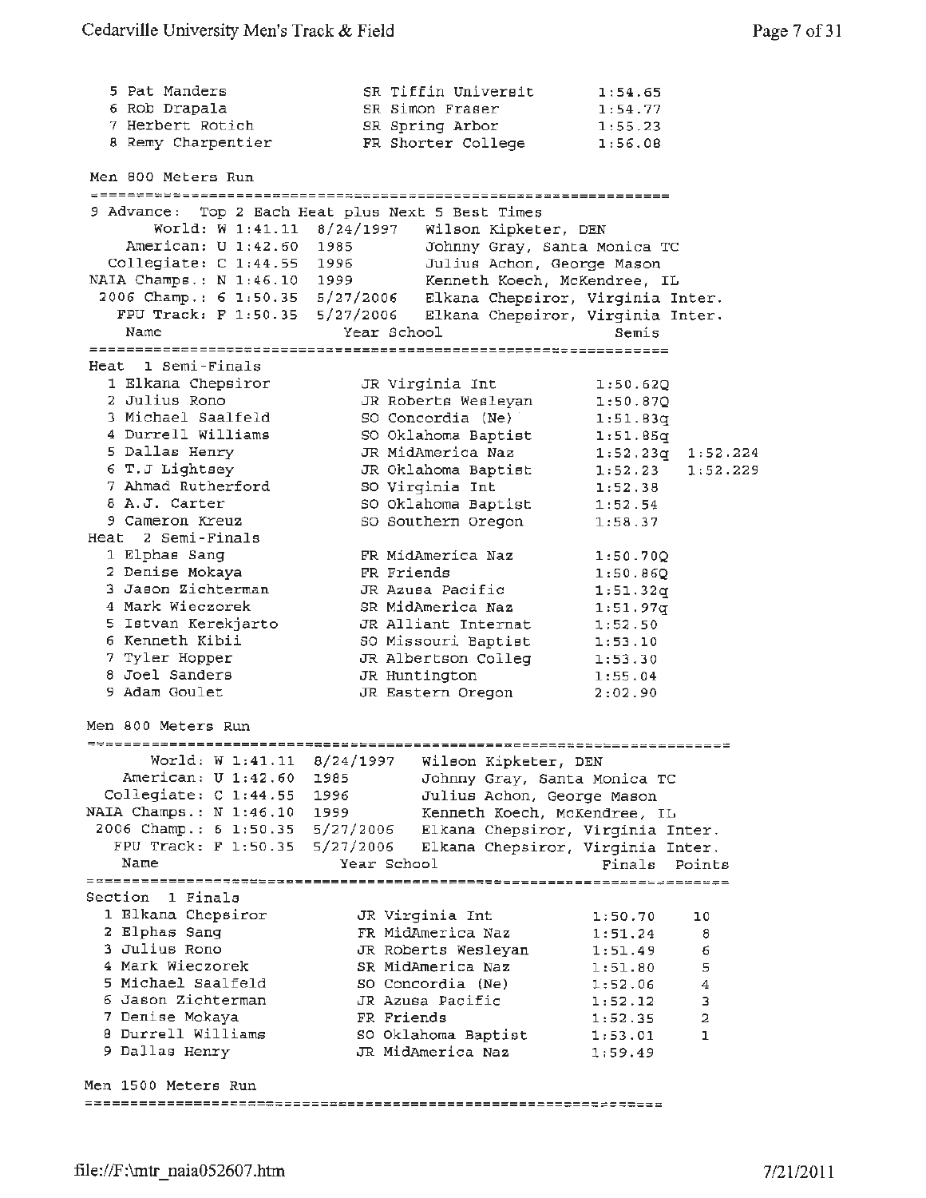| | | | |
|---|---|---|---|
| 5 Pat Manders | SR | Tiffin Universit | 1:54.65 |
| 6 Rob Drapala | SR | Simon Fraser | 1:54.77 |
| 7 Herbert Rotich | SR | Spring Arbor | 1:55.23 |
| 8 Remy Charpentier | FR | Shorter College | 1:56.08 |

## Men 800 Meters Run

9 Advance: Top 2 Each Heat plus Next 5 Best Times

World: W 1:41.11 8/24/1997 Wilson Kipketer, DEN
American: U 1:42.60 1985 Johnny Gray, Santa Monica TC
Collegiate: C 1:44.55 1996 Julius Achon, George Mason
NAIA Champs.: N 1:46.10 1999 Kenneth Koech, McKendree, IL
2006 Champ.: 6 1:50.35 5/27/2006 Elkana Chepsiror, Virginia Inter.
FPU Track: F 1:50.35 5/27/2006 Elkana Chepsiror, Virginia Inter.

### Heat 1 Semi-Finals

| Name | Year | School | Semis | |
|---|---|---|---|---|
| 1 Elkana Chepsiror | JR | Virginia Int | 1:50.62Q | |
| 2 Julius Rono | JR | Roberts Wesleyan | 1:50.87Q | |
| 3 Michael Saalfeld | SO | Concordia (Ne) | 1:51.83q | |
| 4 Durrell Williams | SO | Oklahoma Baptist | 1:51.85q | |
| 5 Dallas Henry | JR | MidAmerica Naz | 1:52.23q | 1:52.224 |
| 6 T.J Lightsey | JR | Oklahoma Baptist | 1:52.23 | 1:52.229 |
| 7 Ahmad Rutherford | SO | Virginia Int | 1:52.38 | |
| 8 A.J. Carter | SO | Oklahoma Baptist | 1:52.54 | |
| 9 Cameron Kreuz | SO | Southern Oregon | 1:58.37 | |

### Heat 2 Semi-Finals

| Name | Year | School | Semis |
|---|---|---|---|
| 1 Elphas Sang | FR | MidAmerica Naz | 1:50.70Q |
| 2 Denise Mokaya | FR | Friends | 1:50.86Q |
| 3 Jason Zichterman | JR | Azusa Pacific | 1:51.32q |
| 4 Mark Wieczorek | SR | MidAmerica Naz | 1:51.97q |
| 5 Istvan Kerekjarto | JR | Alliant Internat | 1:52.50 |
| 6 Kenneth Kibii | SO | Missouri Baptist | 1:53.10 |
| 7 Tyler Hopper | JR | Albertson Colleg | 1:53.30 |
| 8 Joel Sanders | JR | Huntington | 1:55.04 |
| 9 Adam Goulet | JR | Eastern Oregon | 2:02.90 |

## Men 800 Meters Run

World: W 1:41.11 8/24/1997 Wilson Kipketer, DEN
American: U 1:42.60 1985 Johnny Gray, Santa Monica TC
Collegiate: C 1:44.55 1996 Julius Achon, George Mason
NAIA Champs.: N 1:46.10 1999 Kenneth Koech, McKendree, IL
2006 Champ.: 6 1:50.35 5/27/2006 Elkana Chepsiror, Virginia Inter.
FPU Track: F 1:50.35 5/27/2006 Elkana Chepsiror, Virginia Inter.

### Section 1 Finals

| Name | Year | School | Finals | Points |
|---|---|---|---|---|
| 1 Elkana Chepsiror | JR | Virginia Int | 1:50.70 | 10 |
| 2 Elphas Sang | FR | MidAmerica Naz | 1:51.24 | 8 |
| 3 Julius Rono | JR | Roberts Wesleyan | 1:51.49 | 6 |
| 4 Mark Wieczorek | SR | MidAmerica Naz | 1:51.80 | 5 |
| 5 Michael Saalfeld | SO | Concordia (Ne) | 1:52.06 | 4 |
| 6 Jason Zichterman | JR | Azusa Pacific | 1:52.12 | 3 |
| 7 Denise Mokaya | FR | Friends | 1:52.35 | 2 |
| 8 Durrell Williams | SO | Oklahoma Baptist | 1:53.01 | 1 |
| 9 Dallas Henry | JR | MidAmerica Naz | 1:59.49 | |

## Men 1500 Meters Run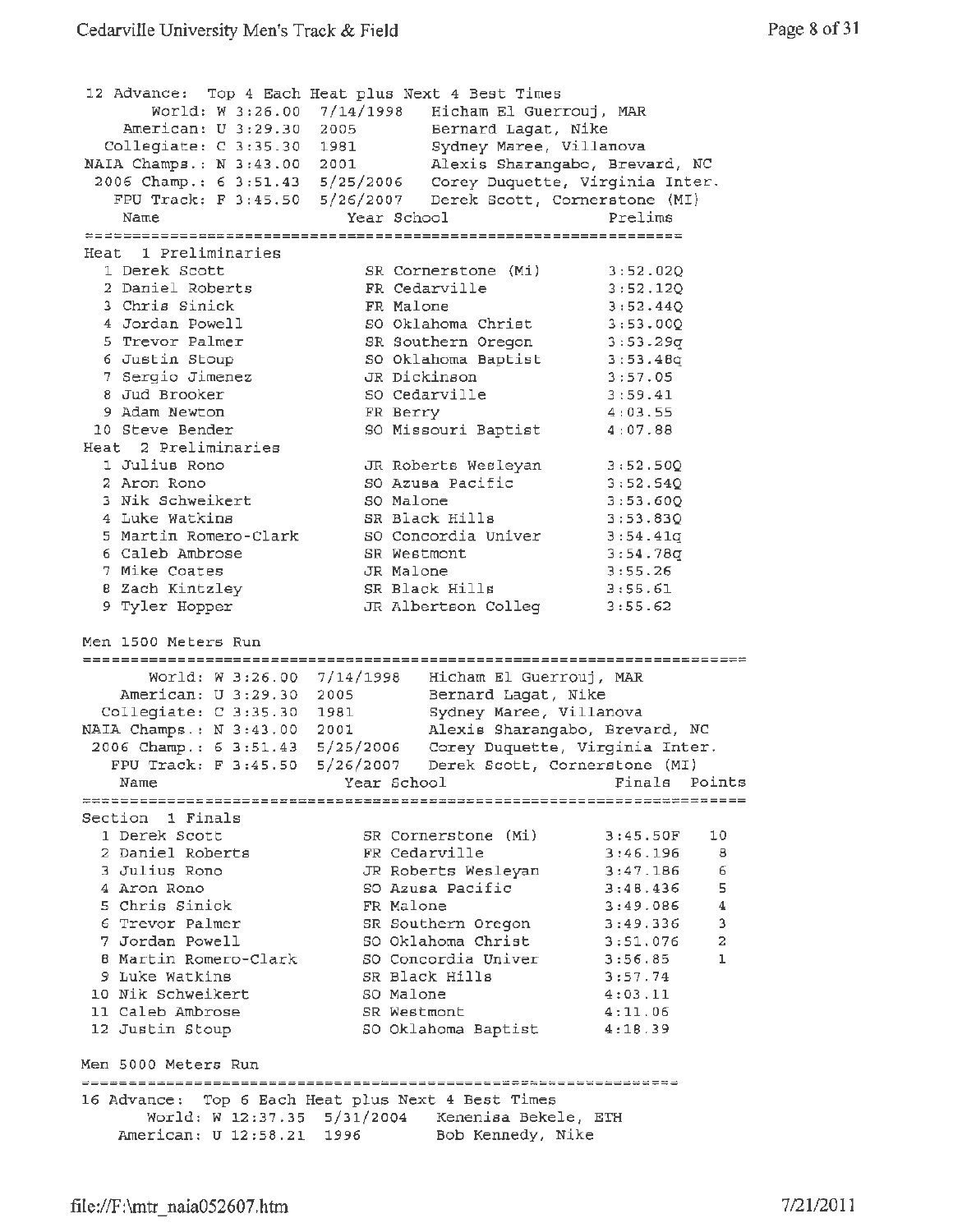12 Advance: Top 4 Each Heat plus Next 4 Best Times

| | | | |
|---|---|---|---|
| World: W 3:26.00 | 7/14/1998 | Hicham El Guerrouj, MAR | |
| American: U 3:29.30 | 2005 | Bernard Lagat, Nike | |
| Collegiate: C 3:35.30 | 1981 | Sydney Maree, Villanova | |
| NAIA Champs.: N 3:43.00 | 2001 | Alexis Sharangabo, Brevard, NC | |
| 2006 Champ.: 6 3:51.43 | 5/25/2006 | Corey Duquette, Virginia Inter. | |
| FPU Track: F 3:45.50 | 5/26/2007 | Derek Scott, Cornerstone (MI) | |

**Heat 1 Preliminaries**

| | Name | Year | School | Prelims |
|---|---|---|---|---|
| 1 | Derek Scott | SR | Cornerstone (Mi) | 3:52.02Q |
| 2 | Daniel Roberts | FR | Cedarville | 3:52.12Q |
| 3 | Chris Sinick | FR | Malone | 3:52.44Q |
| 4 | Jordan Powell | SO | Oklahoma Christ | 3:53.00Q |
| 5 | Trevor Palmer | SR | Southern Oregon | 3:53.29q |
| 6 | Justin Stoup | SO | Oklahoma Baptist | 3:53.48q |
| 7 | Sergio Jimenez | JR | Dickinson | 3:57.05 |
| 8 | Jud Brooker | SO | Cedarville | 3:59.41 |
| 9 | Adam Newton | FR | Berry | 4:03.55 |
| 10 | Steve Bender | SO | Missouri Baptist | 4:07.88 |

**Heat 2 Preliminaries**

| | Name | Year | School | Prelims |
|---|---|---|---|---|
| 1 | Julius Rono | JR | Roberts Wesleyan | 3:52.50Q |
| 2 | Aron Rono | SO | Azusa Pacific | 3:52.54Q |
| 3 | Nik Schweikert | SO | Malone | 3:53.60Q |
| 4 | Luke Watkins | SR | Black Hills | 3:53.83Q |
| 5 | Martin Romero-Clark | SO | Concordia Univer | 3:54.41q |
| 6 | Caleb Ambrose | SR | Westmont | 3:54.78q |
| 7 | Mike Coates | JR | Malone | 3:55.26 |
| 8 | Zach Kintzley | SR | Black Hills | 3:55.61 |
| 9 | Tyler Hopper | JR | Albertson Colleg | 3:55.62 |

## Men 1500 Meters Run

| | | | |
|---|---|---|---|
| World: W 3:26.00 | 7/14/1998 | Hicham El Guerrouj, MAR | |
| American: U 3:29.30 | 2005 | Bernard Lagat, Nike | |
| Collegiate: C 3:35.30 | 1981 | Sydney Maree, Villanova | |
| NAIA Champs.: N 3:43.00 | 2001 | Alexis Sharangabo, Brevard, NC | |
| 2006 Champ.: 6 3:51.43 | 5/25/2006 | Corey Duquette, Virginia Inter. | |
| FPU Track: F 3:45.50 | 5/26/2007 | Derek Scott, Cornerstone (MI) | |

**Section 1 Finals**

| | Name | Year | School | Finals | Points |
|---|---|---|---|---|---|
| 1 | Derek Scott | SR | Cornerstone (Mi) | 3:45.50F | 10 |
| 2 | Daniel Roberts | FR | Cedarville | 3:46.196 | 8 |
| 3 | Julius Rono | JR | Roberts Wesleyan | 3:47.186 | 6 |
| 4 | Aron Rono | SO | Azusa Pacific | 3:48.436 | 5 |
| 5 | Chris Sinick | FR | Malone | 3:49.086 | 4 |
| 6 | Trevor Palmer | SR | Southern Oregon | 3:49.336 | 3 |
| 7 | Jordan Powell | SO | Oklahoma Christ | 3:51.076 | 2 |
| 8 | Martin Romero-Clark | SO | Concordia Univer | 3:56.85 | 1 |
| 9 | Luke Watkins | SR | Black Hills | 3:57.74 | |
| 10 | Nik Schweikert | SO | Malone | 4:03.11 | |
| 11 | Caleb Ambrose | SR | Westmont | 4:11.06 | |
| 12 | Justin Stoup | SO | Oklahoma Baptist | 4:18.39 | |

## Men 5000 Meters Run

16 Advance: Top 6 Each Heat plus Next 4 Best Times

| | | | |
|---|---|---|---|
| World: W 12:37.35 | 5/31/2004 | Kenenisa Bekele, ETH | |
| American: U 12:58.21 | 1996 | Bob Kennedy, Nike | |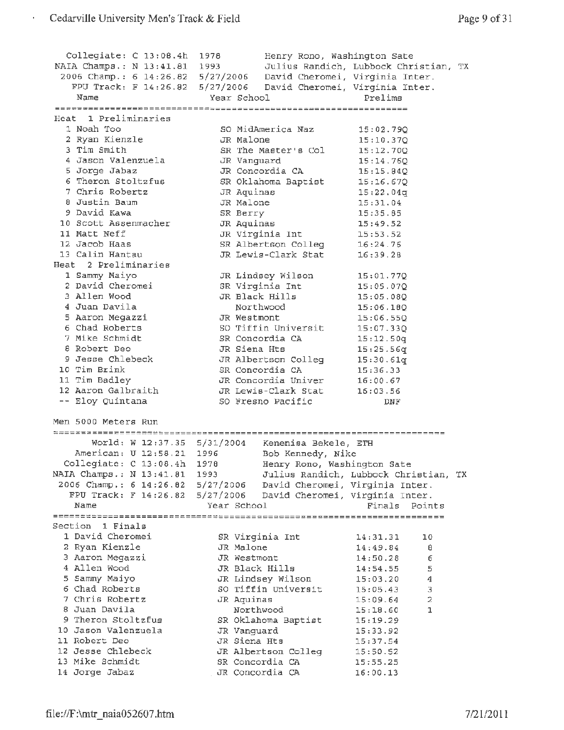| | | | |
|---|---|---|---|
| Collegiate: C 13:08.4h | 1978 | Henry Rono, Washington Sate | |
| NAIA Champs.: N 13:41.81 | 1993 | Julius Randich, Lubbock Christian, TX | |
| 2006 Champ.: 6 14:26.82 | 5/27/2006 | David Cheromei, Virginia Inter. | |
| FPU Track: F 14:26.82 | 5/27/2006 | David Cheromei, Virginia Inter. | |

| Name | Year | School | Prelims |
|---|---|---|---|
| **Heat 1 Preliminaries** | | | |
| 1 Noah Too | SO | MidAmerica Naz | 15:02.79Q |
| 2 Ryan Kienzle | JR | Malone | 15:10.37Q |
| 3 Tim Smith | SR | The Master's Col | 15:12.70Q |
| 4 Jason Valenzuela | JR | Vanguard | 15:14.76Q |
| 5 Jorge Jabaz | JR | Concordia CA | 15:15.84Q |
| 6 Theron Stoltzfus | SR | Oklahoma Baptist | 15:16.67Q |
| 7 Chris Robertz | JR | Aquinas | 15:22.04q |
| 8 Justin Baum | JR | Malone | 15:31.04 |
| 9 David Kawa | SR | Berry | 15:35.85 |
| 10 Scott Assenmacher | JR | Aquinas | 15:49.52 |
| 11 Matt Neff | JR | Virginia Int | 15:53.52 |
| 12 Jacob Haas | SR | Albertson Colleg | 16:24.75 |
| 13 Calin Hantau | JR | Lewis-Clark Stat | 16:39.28 |
| **Heat 2 Preliminaries** | | | |
| 1 Sammy Maiyo | JR | Lindsey Wilson | 15:01.77Q |
| 2 David Cheromei | SR | Virginia Int | 15:05.07Q |
| 3 Allen Wood | JR | Black Hills | 15:05.08Q |
| 4 Juan Davila | | Northwood | 15:06.18Q |
| 5 Aaron Megazzi | JR | Westmont | 15:06.55Q |
| 6 Chad Roberts | SO | Tiffin Universit | 15:07.33Q |
| 7 Mike Schmidt | SR | Concordia CA | 15:12.50q |
| 8 Robert Deo | JR | Siena Hts | 15:25.56q |
| 9 Jesse Chlebeck | JR | Albertson Colleg | 15:30.61q |
| 10 Tim Brink | SR | Concordia CA | 15:36.33 |
| 11 Tim Badley | JR | Concordia Univer | 16:00.67 |
| 12 Aaron Galbraith | JR | Lewis-Clark Stat | 16:03.56 |
| -- Eloy Quintana | SO | Fresno Pacific | DNF |

## Men 5000 Meters Run

| | | | |
|---|---|---|---|
| World: W 12:37.35 | 5/31/2004 | Kenenisa Bekele, ETH | |
| American: U 12:58.21 | 1996 | Bob Kennedy, Nike | |
| Collegiate: C 13:08.4h | 1978 | Henry Rono, Washington Sate | |
| NAIA Champs.: N 13:41.81 | 1993 | Julius Randich, Lubbock Christian, TX | |
| 2006 Champ.: 6 14:26.82 | 5/27/2006 | David Cheromei, Virginia Inter. | |
| FPU Track: F 14:26.82 | 5/27/2006 | David Cheromei, Virginia Inter. | |

| Name | Year | School | Finals | Points |
|---|---|---|---|---|
| **Section 1 Finals** | | | | |
| 1 David Cheromei | SR | Virginia Int | 14:31.31 | 10 |
| 2 Ryan Kienzle | JR | Malone | 14:49.84 | 8 |
| 3 Aaron Megazzi | JR | Westmont | 14:50.28 | 6 |
| 4 Allen Wood | JR | Black Hills | 14:54.55 | 5 |
| 5 Sammy Maiyo | JR | Lindsey Wilson | 15:03.20 | 4 |
| 6 Chad Roberts | SO | Tiffin Universit | 15:05.43 | 3 |
| 7 Chris Robertz | JR | Aquinas | 15:09.64 | 2 |
| 8 Juan Davila | | Northwood | 15:18.60 | 1 |
| 9 Theron Stoltzfus | SR | Oklahoma Baptist | 15:19.29 | |
| 10 Jason Valenzuela | JR | Vanguard | 15:33.92 | |
| 11 Robert Deo | JR | Siena Hts | 15:37.54 | |
| 12 Jesse Chlebeck | JR | Albertson Colleg | 15:50.52 | |
| 13 Mike Schmidt | SR | Concordia CA | 15:55.25 | |
| 14 Jorge Jabaz | JR | Concordia CA | 16:00.13 | |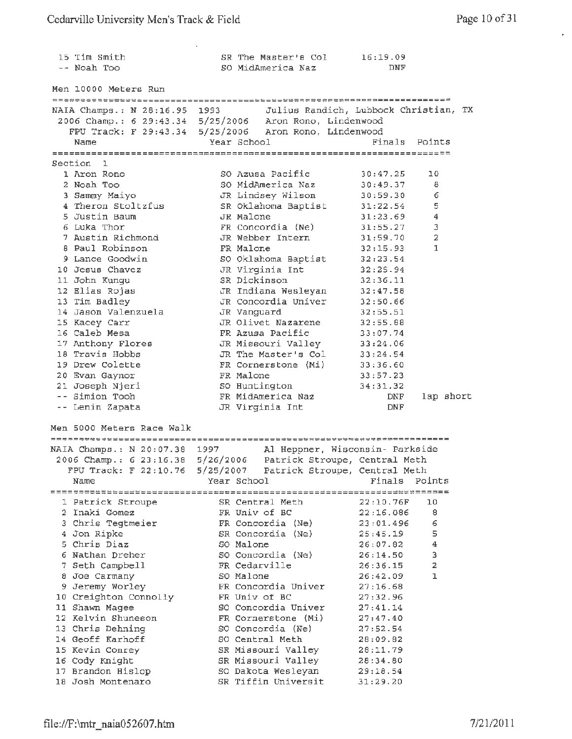| | | | | |
|---|---|---|---|---|
| 15 | Tim Smith | SR | The Master's Col | 16:19.09 |
| -- | Noah Too | SO | MidAmerica Naz | DNF |

## Men 10000 Meters Run

NAIA Champs.: N 28:16.95 1993 Julius Randich, Lubbock Christian, TX
2006 Champ.: 6 29:43.34 5/25/2006 Aron Rono, Lindenwood
FPU Track: F 29:43.34 5/25/2006 Aron Rono, Lindenwood

Section 1

| | Name | Year | School | Finals | Points |
|---|---|---|---|---|---|
| 1 | Aron Rono | SO | Azusa Pacific | 30:47.25 | 10 |
| 2 | Noah Too | SO | MidAmerica Naz | 30:49.37 | 8 |
| 3 | Sammy Maiyo | JR | Lindsey Wilson | 30:59.30 | 6 |
| 4 | Theron Stoltzfus | SR | Oklahoma Baptist | 31:22.54 | 5 |
| 5 | Justin Baum | JR | Malone | 31:23.69 | 4 |
| 6 | Luka Thor | FR | Concordia (Ne) | 31:55.27 | 3 |
| 7 | Austin Richmond | JR | Webber Intern | 31:59.70 | 2 |
| 8 | Paul Robinson | FR | Malone | 32:15.93 | 1 |
| 9 | Lance Goodwin | SO | Oklahoma Baptist | 32:23.54 | |
| 10 | Jesus Chavez | JR | Virginia Int | 32:25.94 | |
| 11 | John Kungu | SR | Dickinson | 32:36.11 | |
| 12 | Elias Rojas | JR | Indiana Wesleyan | 32:47.58 | |
| 13 | Tim Badley | JR | Concordia Univer | 32:50.66 | |
| 14 | Jason Valenzuela | JR | Vanguard | 32:55.51 | |
| 15 | Kacey Carr | JR | Olivet Nazarene | 32:55.88 | |
| 16 | Caleb Mesa | FR | Azusa Pacific | 33:07.74 | |
| 17 | Anthony Flores | JR | Missouri Valley | 33:24.06 | |
| 18 | Travis Hobbs | JR | The Master's Col | 33:24.54 | |
| 19 | Drew Colette | FR | Cornerstone (Mi) | 33:36.60 | |
| 20 | Evan Gaynor | FR | Malone | 33:57.23 | |
| 21 | Joseph Njeri | SO | Huntington | 34:31.32 | |
| -- | Simion Tooh | FR | MidAmerica Naz | DNF | lap short |
| -- | Lenin Zapata | JR | Virginia Int | DNF | |

## Men 5000 Meters Race Walk

NAIA Champs.: N 20:07.38 1997 Al Heppner, Wisconsin- Parkside
2006 Champ.: 6 23:16.38 5/26/2006 Patrick Stroupe, Central Meth
FPU Track: F 22:10.76 5/25/2007 Patrick Stroupe, Central Meth

| | Name | Year | School | Finals | Points |
|---|---|---|---|---|---|
| 1 | Patrick Stroupe | SR | Central Meth | 22:10.76F | 10 |
| 2 | Inaki Gomez | FR | Univ of BC | 22:16.086 | 8 |
| 3 | Chris Tegtmeier | FR | Concordia (Ne) | 23:01.496 | 6 |
| 4 | Jon Ripke | SR | Concordia (Ne) | 25:45.19 | 5 |
| 5 | Chris Diaz | SO | Malone | 26:07.82 | 4 |
| 6 | Nathan Dreher | SO | Concordia (Ne) | 26:14.50 | 3 |
| 7 | Seth Campbell | FR | Cedarville | 26:36.15 | 2 |
| 8 | Joe Carmany | SO | Malone | 26:42.09 | 1 |
| 9 | Jeremy Worley | FR | Concordia Univer | 27:16.68 | |
| 10 | Creighton Connolly | FR | Univ of BC | 27:32.96 | |
| 11 | Shawn Magee | SO | Concordia Univer | 27:41.14 | |
| 12 | Kelvin Shuneson | FR | Cornerstone (Mi) | 27:47.40 | |
| 13 | Chris Dehning | SO | Concordia (Ne) | 27:52.54 | |
| 14 | Geoff Karhoff | SO | Central Meth | 28:09.82 | |
| 15 | Kevin Conrey | SR | Missouri Valley | 28:11.79 | |
| 16 | Cody Knight | SR | Missouri Valley | 28:34.80 | |
| 17 | Brandon Hislop | SO | Dakota Wesleyan | 29:18.54 | |
| 18 | Josh Montenaro | SR | Tiffin Universit | 31:29.20 | |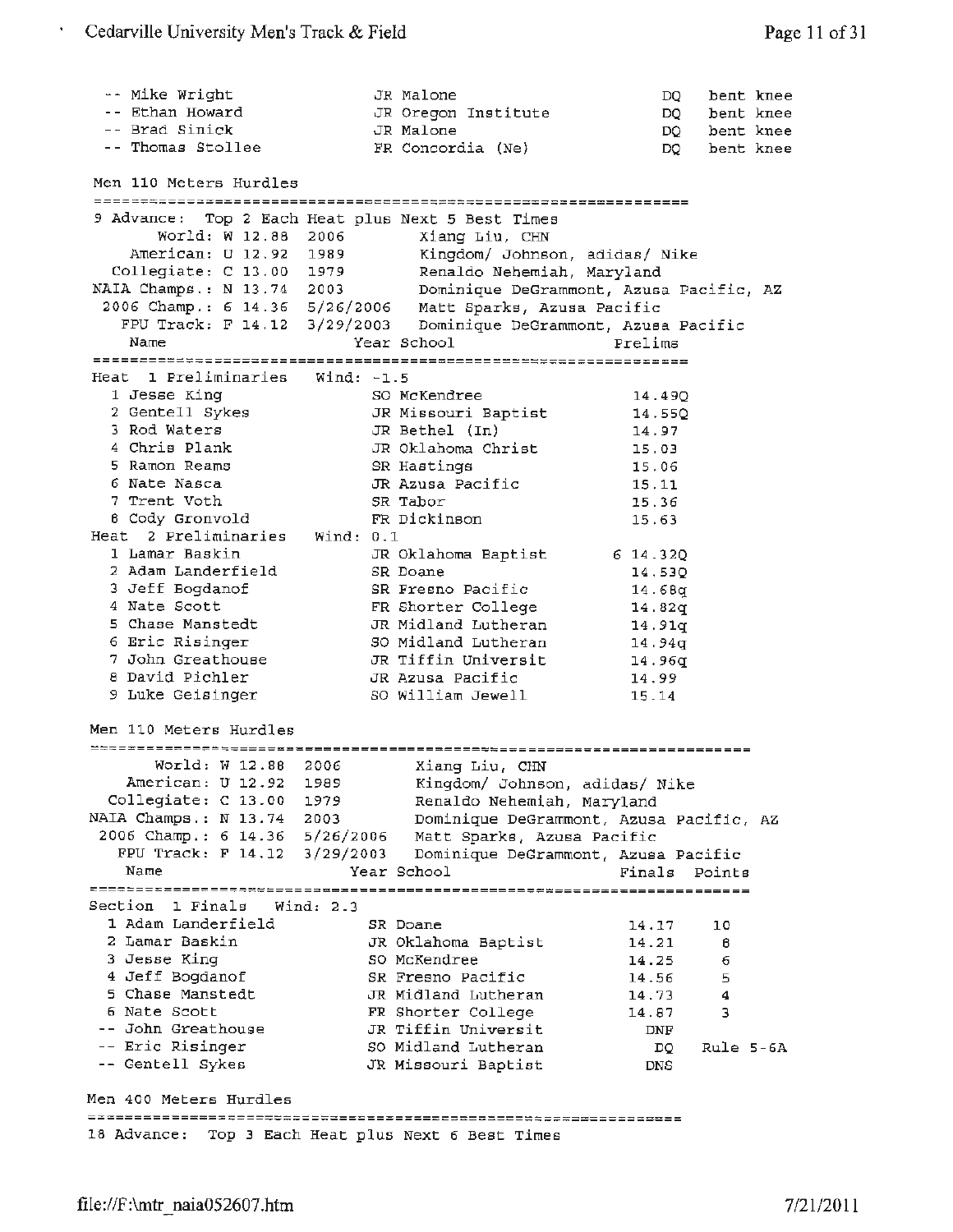| | | | | |
|---|---|---|---|---|
| -- | Mike Wright | JR Malone | DQ | bent knee |
| -- | Ethan Howard | JR Oregon Institute | DQ | bent knee |
| -- | Brad Sinick | JR Malone | DQ | bent knee |
| -- | Thomas Stollee | FR Concordia (Ne) | DQ | bent knee |

## Men 110 Meters Hurdles

9 Advance: Top 2 Each Heat plus Next 5 Best Times

| Record | Mark | Date | Holder |
|---|---|---|---|
| World: W | 12.88 | 2006 | Xiang Liu, CHN |
| American: U | 12.92 | 1989 | Kingdom/ Johnson, adidas/ Nike |
| Collegiate: C | 13.00 | 1979 | Renaldo Nehemiah, Maryland |
| NAIA Champs.: N | 13.74 | 2003 | Dominique DeGrammont, Azusa Pacific, AZ |
| 2006 Champ.: 6 | 14.36 | 5/26/2006 | Matt Sparks, Azusa Pacific |
| FPU Track: F | 14.12 | 3/29/2003 | Dominique DeGrammont, Azusa Pacific |

**Heat 1 Preliminaries Wind: -1.5**

| Place | Name | Year School | Prelims |
|---|---|---|---|
| 1 | Jesse King | SO McKendree | 14.49Q |
| 2 | Gentell Sykes | JR Missouri Baptist | 14.55Q |
| 3 | Rod Waters | JR Bethel (In) | 14.97 |
| 4 | Chris Plank | JR Oklahoma Christ | 15.03 |
| 5 | Ramon Reams | SR Hastings | 15.06 |
| 6 | Nate Nasca | JR Azusa Pacific | 15.11 |
| 7 | Trent Voth | SR Tabor | 15.36 |
| 8 | Cody Gronvold | FR Dickinson | 15.63 |

**Heat 2 Preliminaries Wind: 0.1**

| Place | Name | Year School | Prelims |
|---|---|---|---|
| 1 | Lamar Baskin | JR Oklahoma Baptist | 6 14.32Q |
| 2 | Adam Landerfield | SR Doane | 14.53Q |
| 3 | Jeff Bogdanof | SR Fresno Pacific | 14.68q |
| 4 | Nate Scott | FR Shorter College | 14.82q |
| 5 | Chase Manstedt | JR Midland Lutheran | 14.91q |
| 6 | Eric Risinger | SO Midland Lutheran | 14.94q |
| 7 | John Greathouse | JR Tiffin Universit | 14.96q |
| 8 | David Pichler | JR Azusa Pacific | 14.99 |
| 9 | Luke Geisinger | SO William Jewell | 15.14 |

## Men 110 Meters Hurdles

| Record | Mark | Date | Holder |
|---|---|---|---|
| World: W | 12.88 | 2006 | Xiang Liu, CHN |
| American: U | 12.92 | 1989 | Kingdom/ Johnson, adidas/ Nike |
| Collegiate: C | 13.00 | 1979 | Renaldo Nehemiah, Maryland |
| NAIA Champs.: N | 13.74 | 2003 | Dominique DeGrammont, Azusa Pacific, AZ |
| 2006 Champ.: 6 | 14.36 | 5/26/2006 | Matt Sparks, Azusa Pacific |
| FPU Track: F | 14.12 | 3/29/2003 | Dominique DeGrammont, Azusa Pacific |

**Section 1 Finals Wind: 2.3**

| Place | Name | Year School | Finals | Points |
|---|---|---|---|---|
| 1 | Adam Landerfield | SR Doane | 14.17 | 10 |
| 2 | Lamar Baskin | JR Oklahoma Baptist | 14.21 | 8 |
| 3 | Jesse King | SO McKendree | 14.25 | 6 |
| 4 | Jeff Bogdanof | SR Fresno Pacific | 14.56 | 5 |
| 5 | Chase Manstedt | JR Midland Lutheran | 14.73 | 4 |
| 6 | Nate Scott | FR Shorter College | 14.87 | 3 |
| -- | John Greathouse | JR Tiffin Universit | DNF | |
| -- | Eric Risinger | SO Midland Lutheran | DQ | Rule 5-6A |
| -- | Gentell Sykes | JR Missouri Baptist | DNS | |

## Men 400 Meters Hurdles

18 Advance: Top 3 Each Heat plus Next 6 Best Times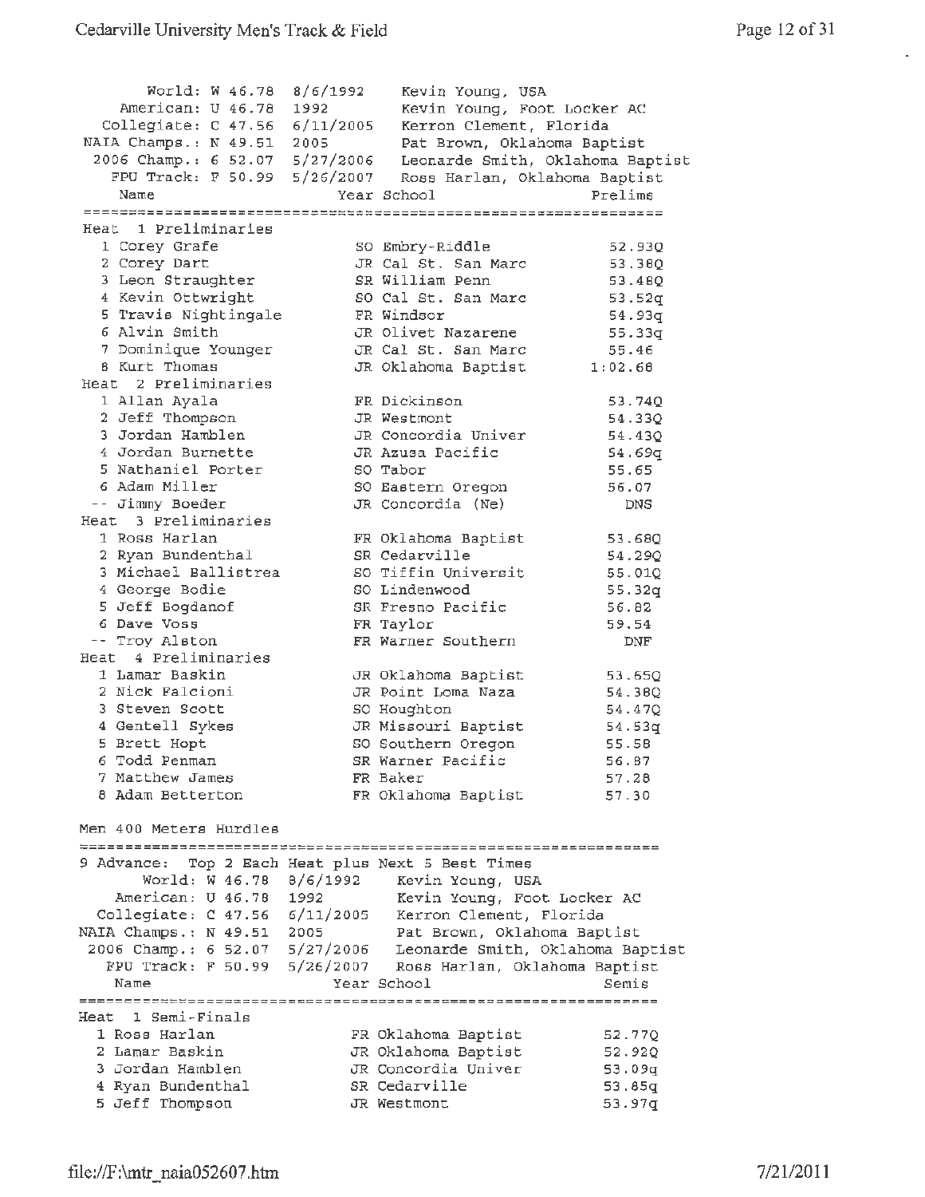World: W 46.78 8/6/1992 Kevin Young, USA
American: U 46.78 1992 Kevin Young, Foot Locker AC
Collegiate: C 47.56 6/11/2005 Kerron Clement, Florida
NAIA Champs.: N 49.51 2005 Pat Brown, Oklahoma Baptist
2006 Champ.: 6 52.07 5/27/2006 Leonarde Smith, Oklahoma Baptist
FPU Track: F 50.99 5/26/2007 Ross Harlan, Oklahoma Baptist

| | Name | Year | School | Prelims |
|---|---|---|---|---|
| **Heat 1 Preliminaries** | | | | |
| 1 | Corey Grafe | SO | Embry-Riddle | 52.93Q |
| 2 | Corey Dart | JR | Cal St. San Marc | 53.38Q |
| 3 | Leon Straughter | SR | William Penn | 53.48Q |
| 4 | Kevin Ottwright | SO | Cal St. San Marc | 53.52q |
| 5 | Travis Nightingale | FR | Windsor | 54.93q |
| 6 | Alvin Smith | JR | Olivet Nazarene | 55.33q |
| 7 | Dominique Younger | JR | Cal St. San Marc | 55.46 |
| 8 | Kurt Thomas | JR | Oklahoma Baptist | 1:02.68 |
| **Heat 2 Preliminaries** | | | | |
| 1 | Allan Ayala | FR | Dickinson | 53.74Q |
| 2 | Jeff Thompson | JR | Westmont | 54.33Q |
| 3 | Jordan Hamblen | JR | Concordia Univer | 54.43Q |
| 4 | Jordan Burnette | JR | Azusa Pacific | 54.69q |
| 5 | Nathaniel Porter | SO | Tabor | 55.65 |
| 6 | Adam Miller | SO | Eastern Oregon | 56.07 |
| -- | Jimmy Boeder | JR | Concordia (Ne) | DNS |
| **Heat 3 Preliminaries** | | | | |
| 1 | Ross Harlan | FR | Oklahoma Baptist | 53.68Q |
| 2 | Ryan Bundenthal | SR | Cedarville | 54.29Q |
| 3 | Michael Ballistrea | SO | Tiffin Universit | 55.01Q |
| 4 | George Bodie | SO | Lindenwood | 55.32q |
| 5 | Jeff Bogdanof | SR | Fresno Pacific | 56.82 |
| 6 | Dave Voss | FR | Taylor | 59.54 |
| -- | Troy Alston | FR | Warner Southern | DNF |
| **Heat 4 Preliminaries** | | | | |
| 1 | Lamar Baskin | JR | Oklahoma Baptist | 53.65Q |
| 2 | Nick Falcioni | JR | Point Loma Naza | 54.38Q |
| 3 | Steven Scott | SO | Houghton | 54.47Q |
| 4 | Gentell Sykes | JR | Missouri Baptist | 54.53q |
| 5 | Brett Hopt | SO | Southern Oregon | 55.58 |
| 6 | Todd Penman | SR | Warner Pacific | 56.87 |
| 7 | Matthew James | FR | Baker | 57.28 |
| 8 | Adam Betterton | FR | Oklahoma Baptist | 57.30 |

## Men 400 Meters Hurdles

9 Advance: Top 2 Each Heat plus Next 5 Best Times
World: W 46.78 8/6/1992 Kevin Young, USA
American: U 46.78 1992 Kevin Young, Foot Locker AC
Collegiate: C 47.56 6/11/2005 Kerron Clement, Florida
NAIA Champs.: N 49.51 2005 Pat Brown, Oklahoma Baptist
2006 Champ.: 6 52.07 5/27/2006 Leonarde Smith, Oklahoma Baptist
FPU Track: F 50.99 5/26/2007 Ross Harlan, Oklahoma Baptist

| | Name | Year | School | Semis |
|---|---|---|---|---|
| **Heat 1 Semi-Finals** | | | | |
| 1 | Ross Harlan | FR | Oklahoma Baptist | 52.77Q |
| 2 | Lamar Baskin | JR | Oklahoma Baptist | 52.92Q |
| 3 | Jordan Hamblen | JR | Concordia Univer | 53.09q |
| 4 | Ryan Bundenthal | SR | Cedarville | 53.85q |
| 5 | Jeff Thompson | JR | Westmont | 53.97q |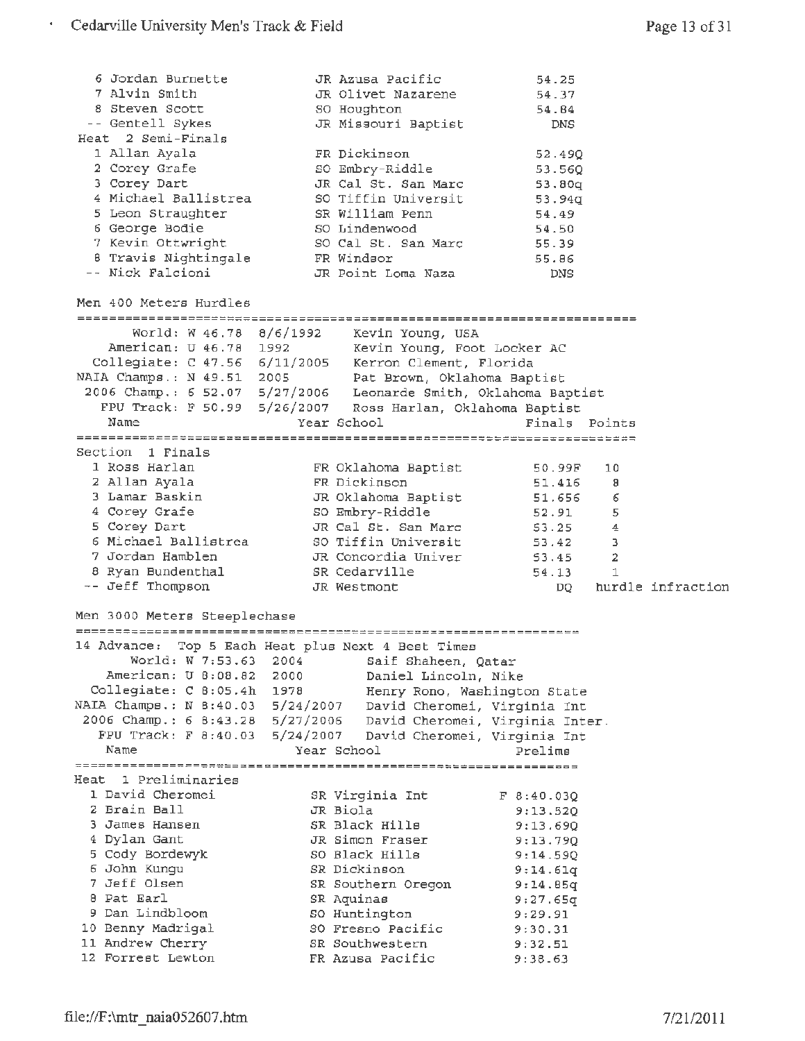| | | | |
|---|---|---|---|
| 6 Jordan Burnette | JR Azusa Pacific | 54.25 | |
| 7 Alvin Smith | JR Olivet Nazarene | 54.37 | |
| 8 Steven Scott | SO Houghton | 54.84 | |
| -- Gentell Sykes | JR Missouri Baptist | DNS | |

**Heat 2 Semi-Finals**

| | | |
|---|---|---|
| 1 Allan Ayala | FR Dickinson | 52.49Q |
| 2 Corey Grafe | SO Embry-Riddle | 53.56Q |
| 3 Corey Dart | JR Cal St. San Marc | 53.80q |
| 4 Michael Ballistrea | SO Tiffin Universit | 53.94q |
| 5 Leon Straughter | SR William Penn | 54.49 |
| 6 George Bodie | SO Lindenwood | 54.50 |
| 7 Kevin Ottwright | SO Cal St. San Marc | 55.39 |
| 8 Travis Nightingale | FR Windsor | 55.86 |
| -- Nick Falcioni | JR Point Loma Naza | DNS |

## Men 400 Meters Hurdles

```
        World: W 46.78  8/6/1992    Kevin Young, USA
     American: U 46.78  1992        Kevin Young, Foot Locker AC
   Collegiate: C 47.56  6/11/2005   Kerron Clement, Florida
NAIA Champs.: N 49.51   2005        Pat Brown, Oklahoma Baptist
 2006 Champ.: 6 52.07   5/27/2006   Leonarde Smith, Oklahoma Baptist
   FPU Track: F 50.99   5/26/2007   Ross Harlan, Oklahoma Baptist
```

**Section 1 Finals**

| Name | Year School | Finals | Points |
|---|---|---|---|
| 1 Ross Harlan | FR Oklahoma Baptist | 50.99F | 10 |
| 2 Allan Ayala | FR Dickinson | 51.416 | 8 |
| 3 Lamar Baskin | JR Oklahoma Baptist | 51.656 | 6 |
| 4 Corey Grafe | SO Embry-Riddle | 52.91 | 5 |
| 5 Corey Dart | JR Cal St. San Marc | 53.25 | 4 |
| 6 Michael Ballistrea | SO Tiffin Universit | 53.42 | 3 |
| 7 Jordan Hamblen | JR Concordia Univer | 53.45 | 2 |
| 8 Ryan Bundenthal | SR Cedarville | 54.13 | 1 |
| -- Jeff Thompson | JR Westmont | DQ | hurdle infraction |

## Men 3000 Meters Steeplechase

```
14 Advance: Top 5 Each Heat plus Next 4 Best Times
        World: W 7:53.63  2004        Saif Shaheen, Qatar
     American: U 8:08.82  2000        Daniel Lincoln, Nike
   Collegiate: C 8:05.4h  1978        Henry Rono, Washington State
NAIA Champs.: N 8:40.03   5/24/2007   David Cheromei, Virginia Int
 2006 Champ.: 6 8:43.28   5/27/2006   David Cheromei, Virginia Inter.
   FPU Track: F 8:40.03   5/24/2007   David Cheromei, Virginia Int
```

**Heat 1 Preliminaries**

| Name | Year School | Prelims |
|---|---|---|
| 1 David Cheromei | SR Virginia Int | F 8:40.03Q |
| 2 Brain Ball | JR Biola | 9:13.52Q |
| 3 James Hansen | SR Black Hills | 9:13.69Q |
| 4 Dylan Gant | JR Simon Fraser | 9:13.79Q |
| 5 Cody Bordewyk | SO Black Hills | 9:14.59Q |
| 6 John Kungu | SR Dickinson | 9:14.61q |
| 7 Jeff Olsen | SR Southern Oregon | 9:14.85q |
| 8 Pat Earl | SR Aquinas | 9:27.65q |
| 9 Dan Lindbloom | SO Huntington | 9:29.91 |
| 10 Benny Madrigal | SO Fresno Pacific | 9:30.31 |
| 11 Andrew Cherry | SR Southwestern | 9:32.51 |
| 12 Forrest Lewton | FR Azusa Pacific | 9:38.63 |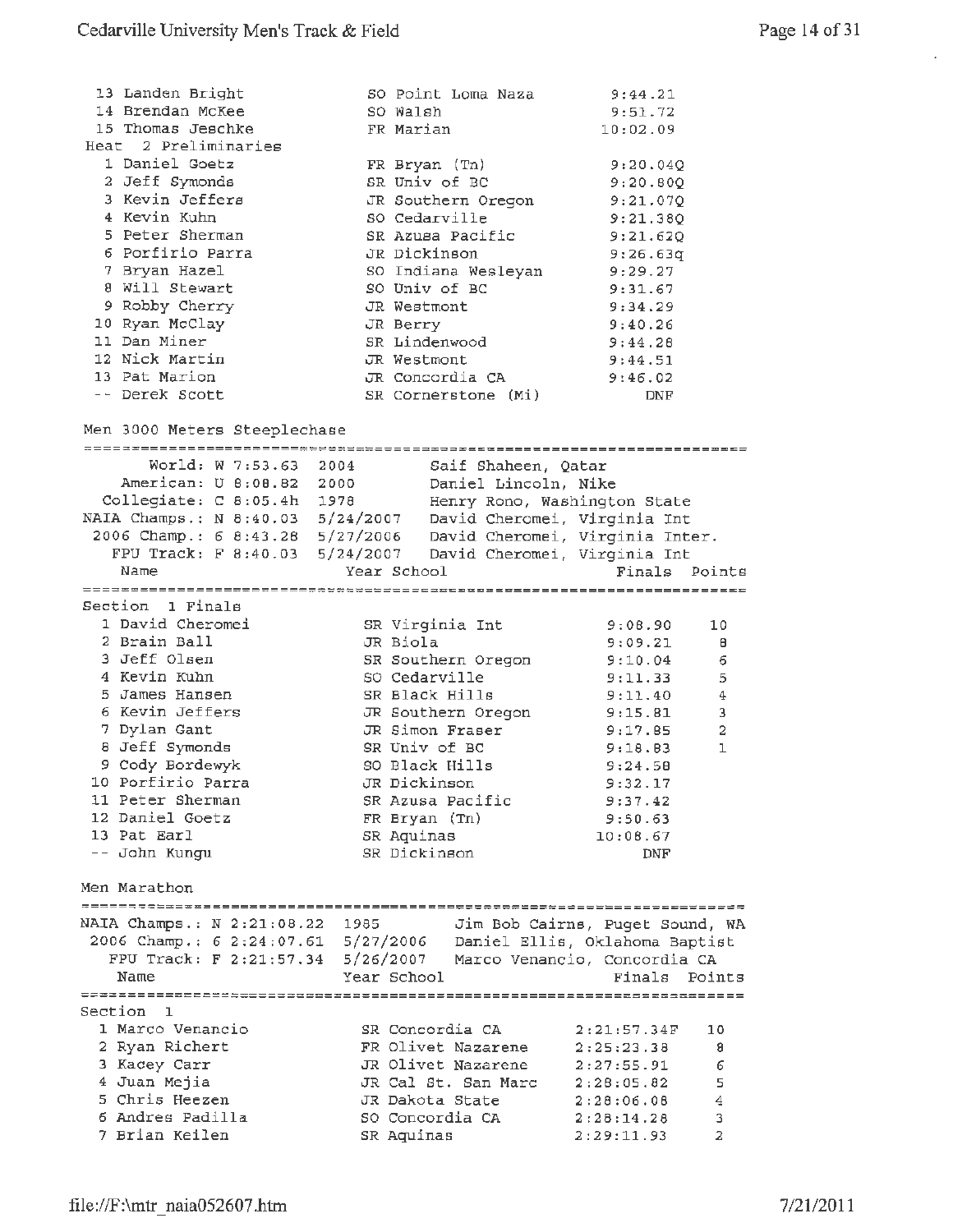| | | | |
|---|---|---|---|
| 13 Landen Bright | SO Point Loma Naza | 9:44.21 | |
| 14 Brendan McKee | SO Walsh | 9:51.72 | |
| 15 Thomas Jeschke | FR Marian | 10:02.09 | |

Heat 2 Preliminaries

| | | | |
|---|---|---|---|
| 1 Daniel Goetz | FR Bryan (Tn) | 9:20.04Q | |
| 2 Jeff Symonds | SR Univ of BC | 9:20.80Q | |
| 3 Kevin Jeffers | JR Southern Oregon | 9:21.07Q | |
| 4 Kevin Kuhn | SO Cedarville | 9:21.38Q | |
| 5 Peter Sherman | SR Azusa Pacific | 9:21.62Q | |
| 6 Porfirio Parra | JR Dickinson | 9:26.63q | |
| 7 Bryan Hazel | SO Indiana Wesleyan | 9:29.27 | |
| 8 Will Stewart | SO Univ of BC | 9:31.67 | |
| 9 Robby Cherry | JR Westmont | 9:34.29 | |
| 10 Ryan McClay | JR Berry | 9:40.26 | |
| 11 Dan Miner | SR Lindenwood | 9:44.28 | |
| 12 Nick Martin | JR Westmont | 9:44.51 | |
| 13 Pat Marion | JR Concordia CA | 9:46.02 | |
| -- Derek Scott | SR Cornerstone (Mi) | DNF | |

## Men 3000 Meters Steeplechase

```
         World: W 7:53.63  2004        Saif Shaheen, Qatar
      American: U 8:08.82  2000        Daniel Lincoln, Nike
    Collegiate: C 8:05.4h  1978        Henry Rono, Washington State
NAIA Champs.: N 8:40.03  5/24/2007   David Cheromei, Virginia Int
  2006 Champ.: 6 8:43.28  5/27/2006   David Cheromei, Virginia Inter.
    FPU Track: F 8:40.03  5/24/2007   David Cheromei, Virginia Int
```

Section 1 Finals

| Name | Year School | Finals | Points |
|---|---|---|---|
| 1 David Cheromei | SR Virginia Int | 9:08.90 | 10 |
| 2 Brain Ball | JR Biola | 9:09.21 | 8 |
| 3 Jeff Olsen | SR Southern Oregon | 9:10.04 | 6 |
| 4 Kevin Kuhn | SO Cedarville | 9:11.33 | 5 |
| 5 James Hansen | SR Black Hills | 9:11.40 | 4 |
| 6 Kevin Jeffers | JR Southern Oregon | 9:15.81 | 3 |
| 7 Dylan Gant | JR Simon Fraser | 9:17.85 | 2 |
| 8 Jeff Symonds | SR Univ of BC | 9:18.83 | 1 |
| 9 Cody Bordewyk | SO Black Hills | 9:24.58 | |
| 10 Porfirio Parra | JR Dickinson | 9:32.17 | |
| 11 Peter Sherman | SR Azusa Pacific | 9:37.42 | |
| 12 Daniel Goetz | FR Bryan (Tn) | 9:50.63 | |
| 13 Pat Earl | SR Aquinas | 10:08.67 | |
| -- John Kungu | SR Dickinson | DNF | |

## Men Marathon

```
NAIA Champs.: N 2:21:08.22  1985        Jim Bob Cairns, Puget Sound, WA
 2006 Champ.: 6 2:24:07.61  5/27/2006   Daniel Ellis, Oklahoma Baptist
   FPU Track: F 2:21:57.34  5/26/2007   Marco Venancio, Concordia CA
```

Section 1

| Name | Year School | Finals | Points |
|---|---|---|---|
| 1 Marco Venancio | SR Concordia CA | 2:21:57.34F | 10 |
| 2 Ryan Richert | FR Olivet Nazarene | 2:25:23.38 | 8 |
| 3 Kacey Carr | JR Olivet Nazarene | 2:27:55.91 | 6 |
| 4 Juan Mejia | JR Cal St. San Marc | 2:28:05.82 | 5 |
| 5 Chris Heezen | JR Dakota State | 2:28:06.08 | 4 |
| 6 Andres Padilla | SO Concordia CA | 2:28:14.28 | 3 |
| 7 Brian Keilen | SR Aquinas | 2:29:11.93 | 2 |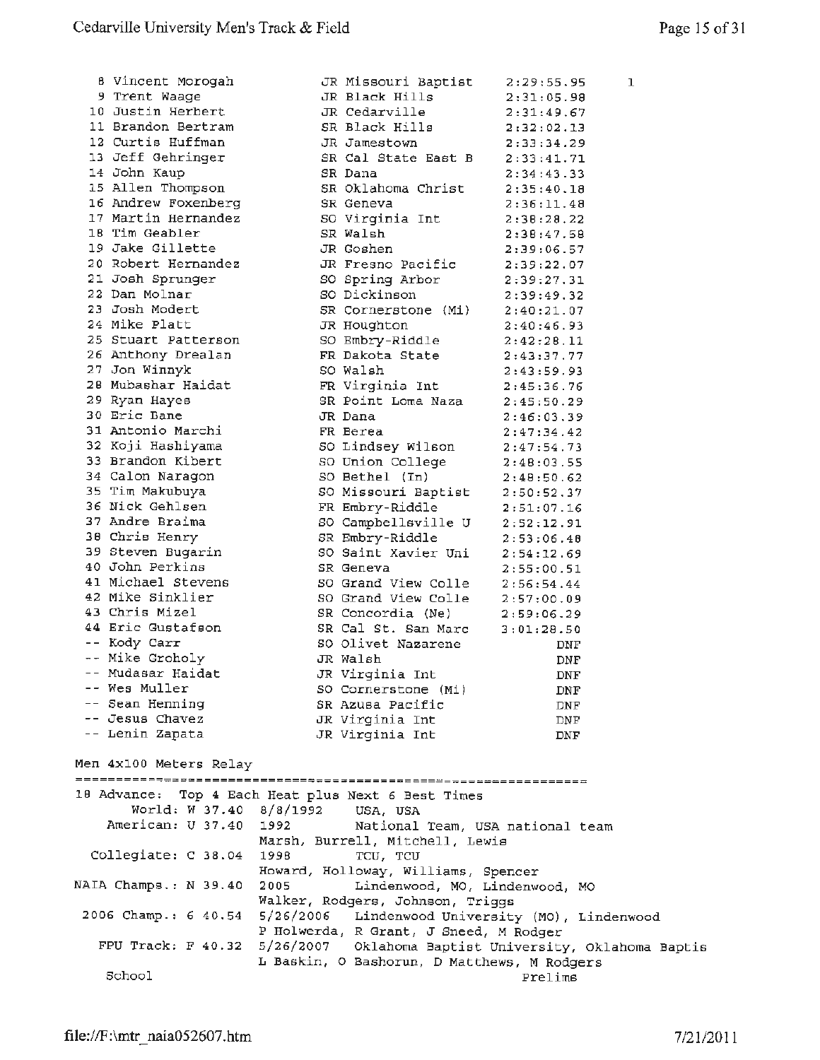| | | | | |
|---|---|---|---|---|
| 8 | Vincent Morogah | JR Missouri Baptist | 2:29:55.95 | 1 |
| 9 | Trent Waage | JR Black Hills | 2:31:05.98 | |
| 10 | Justin Herbert | JR Cedarville | 2:31:49.67 | |
| 11 | Brandon Bertram | SR Black Hills | 2:32:02.13 | |
| 12 | Curtis Huffman | JR Jamestown | 2:33:34.29 | |
| 13 | Jeff Gehringer | SR Cal State East B | 2:33:41.71 | |
| 14 | John Kaup | SR Dana | 2:34:43.33 | |
| 15 | Allen Thompson | SR Oklahoma Christ | 2:35:40.18 | |
| 16 | Andrew Foxenberg | SR Geneva | 2:36:11.48 | |
| 17 | Martin Hernandez | SO Virginia Int | 2:38:28.22 | |
| 18 | Tim Geabler | SR Walsh | 2:38:47.58 | |
| 19 | Jake Gillette | JR Goshen | 2:39:06.57 | |
| 20 | Robert Hernandez | JR Fresno Pacific | 2:39:22.07 | |
| 21 | Josh Sprunger | SO Spring Arbor | 2:39:27.31 | |
| 22 | Dan Molnar | SO Dickinson | 2:39:49.32 | |
| 23 | Josh Modert | SR Cornerstone (Mi) | 2:40:21.07 | |
| 24 | Mike Platt | JR Houghton | 2:40:46.93 | |
| 25 | Stuart Patterson | SO Embry-Riddle | 2:42:28.11 | |
| 26 | Anthony Drealan | FR Dakota State | 2:43:37.77 | |
| 27 | Jon Winnyk | SO Walsh | 2:43:59.93 | |
| 28 | Mubashar Haidat | FR Virginia Int | 2:45:36.76 | |
| 29 | Ryan Hayes | SR Point Loma Naza | 2:45:50.29 | |
| 30 | Eric Bane | JR Dana | 2:46:03.39 | |
| 31 | Antonio Marchi | FR Berea | 2:47:34.42 | |
| 32 | Koji Hashiyama | SO Lindsey Wilson | 2:47:54.73 | |
| 33 | Brandon Kibert | SO Union College | 2:48:03.55 | |
| 34 | Calon Naragon | SO Bethel (Tn) | 2:48:50.62 | |
| 35 | Tim Makubuya | SO Missouri Baptist | 2:50:52.37 | |
| 36 | Nick Gehlsen | FR Embry-Riddle | 2:51:07.16 | |
| 37 | Andre Braima | SO Campbellsville U | 2:52:12.91 | |
| 38 | Chris Henry | SR Embry-Riddle | 2:53:06.48 | |
| 39 | Steven Bugarin | SO Saint Xavier Uni | 2:54:12.69 | |
| 40 | John Perkins | SR Geneva | 2:55:00.51 | |
| 41 | Michael Stevens | SO Grand View Colle | 2:56:54.44 | |
| 42 | Mike Sinklier | SO Grand View Colle | 2:57:00.09 | |
| 43 | Chris Mizel | SR Concordia (Ne) | 2:59:06.29 | |
| 44 | Eric Gustafson | SR Cal St. San Marc | 3:01:28.50 | |
| -- | Kody Carr | SO Olivet Nazarene | DNF | |
| -- | Mike Groholy | JR Walsh | DNF | |
| -- | Mudasar Haidat | JR Virginia Int | DNF | |
| -- | Wes Muller | SO Cornerstone (Mi) | DNF | |
| -- | Sean Henning | SR Azusa Pacific | DNF | |
| -- | Jesus Chavez | JR Virginia Int | DNF | |
| -- | Lenin Zapata | JR Virginia Int | DNF | |

## Men 4x100 Meters Relay

18 Advance: Top 4 Each Heat plus Next 6 Best Times

World: W 37.40 8/8/1992 USA, USA

American: U 37.40 1992 National Team, USA national team
Marsh, Burrell, Mitchell, Lewis

Collegiate: C 38.04 1998 TCU, TCU
Howard, Holloway, Williams, Spencer

NAIA Champs.: N 39.40 2005 Lindenwood, MO, Lindenwood, MO
Walker, Rodgers, Johnson, Triggs

2006 Champ.: 6 40.54 5/26/2006 Lindenwood University (MO), Lindenwood
P Holwerda, R Grant, J Sneed, M Rodger

FPU Track: F 40.32 5/26/2007 Oklahoma Baptist University, Oklahoma Baptis
L Baskin, O Bashorun, D Matthews, M Rodgers

| School | Prelims |
|---|---|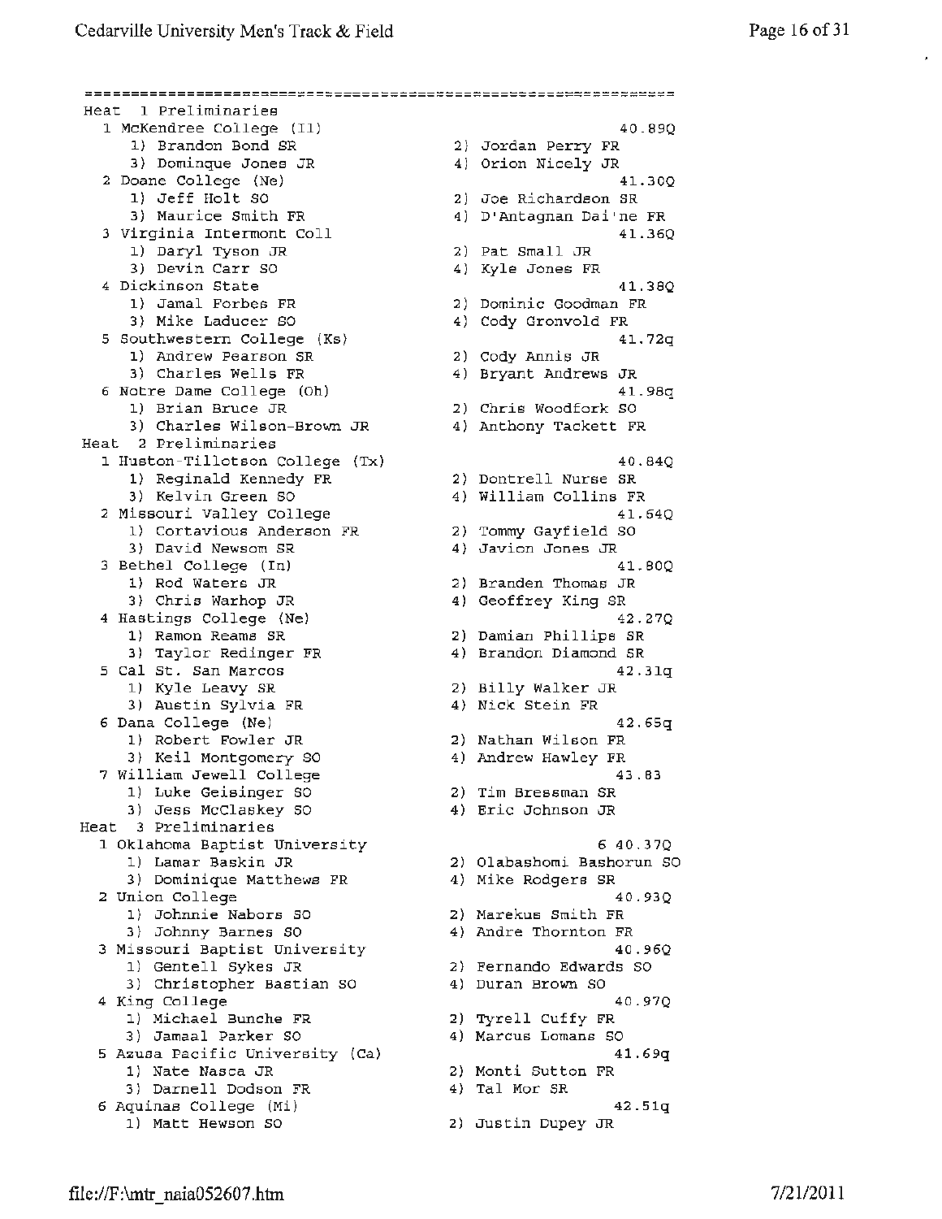```
=============================================================
Heat  1 Preliminaries
  1 McKendree College (Il)                              40.89Q
     1) Brandon Bond SR                2) Jordan Perry FR
     3) Dominque Jones JR              4) Orion Nicely JR
  2 Doane College (Ne)                                  41.30Q
     1) Jeff Holt SO                   2) Joe Richardson SR
     3) Maurice Smith FR               4) D'Antagnan Dai'ne FR
  3 Virginia Intermont Coll                             41.36Q
     1) Daryl Tyson JR                 2) Pat Small JR
     3) Devin Carr SO                  4) Kyle Jones FR
  4 Dickinson State                                     41.38Q
     1) Jamal Forbes FR                2) Dominic Goodman FR
     3) Mike Laducer SO                4) Cody Gronvold FR
  5 Southwestern College (Ks)                           41.72q
     1) Andrew Pearson SR              2) Cody Annis JR
     3) Charles Wells FR               4) Bryant Andrews JR
  6 Notre Dame College (Oh)                             41.98q
     1) Brian Bruce JR                 2) Chris Woodfork SO
     3) Charles Wilson-Brown JR        4) Anthony Tackett FR
Heat  2 Preliminaries
  1 Huston-Tillotson College (Tx)                       40.84Q
     1) Reginald Kennedy FR            2) Dontrell Nurse SR
     3) Kelvin Green SO                4) William Collins FR
  2 Missouri Valley College                             41.64Q
     1) Cortavious Anderson FR         2) Tommy Gayfield SO
     3) David Newsom SR                4) Javion Jones JR
  3 Bethel College (In)                                 41.80Q
     1) Rod Waters JR                  2) Branden Thomas JR
     3) Chris Warhop JR                4) Geoffrey King SR
  4 Hastings College (Ne)                               42.27Q
     1) Ramon Reams SR                 2) Damian Phillips SR
     3) Taylor Redinger FR             4) Brandon Diamond SR
  5 Cal St. San Marcos                                  42.31q
     1) Kyle Leavy SR                  2) Billy Walker JR
     3) Austin Sylvia FR               4) Nick Stein FR
  6 Dana College (Ne)                                   42.65q
     1) Robert Fowler JR               2) Nathan Wilson FR
     3) Keil Montgomery SO             4) Andrew Hawley FR
  7 William Jewell College                              43.83
     1) Luke Geisinger SO              2) Tim Bressman SR
     3) Jess McClaskey SO              4) Eric Johnson JR
Heat  3 Preliminaries
  1 Oklahoma Baptist University                       6 40.37Q
     1) Lamar Baskin JR                2) Olabashomi Bashorun SO
     3) Dominique Matthews FR          4) Mike Rodgers SR
  2 Union College                                       40.93Q
     1) Johnnie Nabors SO              2) Marekus Smith FR
     3) Johnny Barnes SO               4) Andre Thornton FR
  3 Missouri Baptist University                         40.96Q
     1) Gentell Sykes JR               2) Fernando Edwards SO
     3) Christopher Bastian SO         4) Duran Brown SO
  4 King College                                        40.97Q
     1) Michael Bunche FR              2) Tyrell Cuffy FR
     3) Jamaal Parker SO               4) Marcus Lomans SO
  5 Azusa Pacific University (Ca)                       41.69q
     1) Nate Nasca JR                  2) Monti Sutton FR
     3) Darnell Dodson FR              4) Tal Mor SR
  6 Aquinas College (Mi)                                42.51q
     1) Matt Hewson SO                 2) Justin Dupey JR
```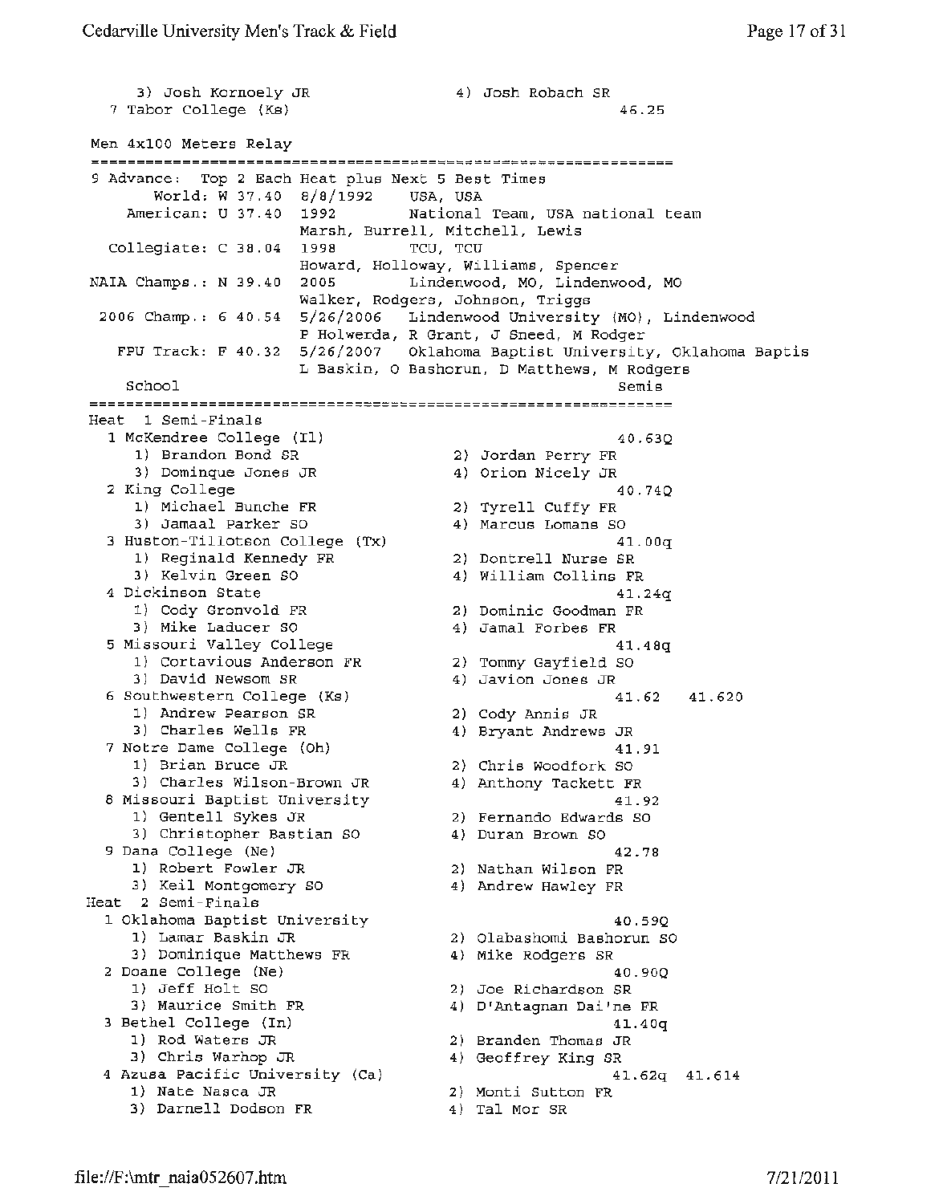```
    3) Josh Kornoely JR                    4) Josh Robach SR
  7 Tabor College (Ks)                                      46.25

Men 4x100 Meters Relay
=============================================================
9 Advance:  Top 2 Each Heat plus Next 5 Best Times
       World: W 37.40  8/8/1992    USA, USA
    American: U 37.40  1992        National Team, USA national team
                       Marsh, Burrell, Mitchell, Lewis
  Collegiate: C 38.04  1998        TCU, TCU
                       Howard, Holloway, Williams, Spencer
NAIA Champs.: N 39.40  2005        Lindenwood, MO, Lindenwood, MO
                       Walker, Rodgers, Johnson, Triggs
 2006 Champ.: 6 40.54  5/26/2006  Lindenwood University (MO), Lindenwood
                       P Holwerda, R Grant, J Sneed, M Rodger
   FPU Track: F 40.32  5/26/2007  Oklahoma Baptist University, Oklahoma Baptis
                       L Baskin, O Bashorun, D Matthews, M Rodgers
    School                                                  Semis
=============================================================
Heat  1 Semi-Finals
  1 McKendree College (Il)                                  40.63Q
     1) Brandon Bond SR                    2) Jordan Perry FR
     3) Dominque Jones JR                  4) Orion Nicely JR
  2 King College                                            40.74Q
     1) Michael Bunche FR                  2) Tyrell Cuffy FR
     3) Jamaal Parker SO                   4) Marcus Lomans SO
  3 Huston-Tillotson College (Tx)                           41.00q
     1) Reginald Kennedy FR                2) Dontrell Nurse SR
     3) Kelvin Green SO                    4) William Collins FR
  4 Dickinson State                                         41.24q
     1) Cody Gronvold FR                   2) Dominic Goodman FR
     3) Mike Laducer SO                    4) Jamal Forbes FR
  5 Missouri Valley College                                 41.48q
     1) Cortavious Anderson FR             2) Tommy Gayfield SO
     3) David Newsom SR                    4) Javion Jones JR
  6 Southwestern College (Ks)                               41.62   41.620
     1) Andrew Pearson SR                  2) Cody Annis JR
     3) Charles Wells FR                   4) Bryant Andrews JR
  7 Notre Dame College (Oh)                                 41.91
     1) Brian Bruce JR                     2) Chris Woodfork SO
     3) Charles Wilson-Brown JR            4) Anthony Tackett FR
  8 Missouri Baptist University                             41.92
     1) Gentell Sykes JR                   2) Fernando Edwards SO
     3) Christopher Bastian SO             4) Duran Brown SO
  9 Dana College (Ne)                                       42.78
     1) Robert Fowler JR                   2) Nathan Wilson FR
     3) Keil Montgomery SO                 4) Andrew Hawley FR
Heat  2 Semi-Finals
  1 Oklahoma Baptist University                             40.59Q
     1) Lamar Baskin JR                    2) Olabashomi Bashorun SO
     3) Dominique Matthews FR              4) Mike Rodgers SR
  2 Doane College (Ne)                                      40.90Q
     1) Jeff Holt SO                       2) Joe Richardson SR
     3) Maurice Smith FR                   4) D'Antagnan Dai'ne FR
  3 Bethel College (In)                                     41.40q
     1) Rod Waters JR                      2) Branden Thomas JR
     3) Chris Warhop JR                    4) Geoffrey King SR
  4 Azusa Pacific University (Ca)                           41.62q  41.614
     1) Nate Nasca JR                      2) Monti Sutton FR
     3) Darnell Dodson FR                  4) Tal Mor SR
```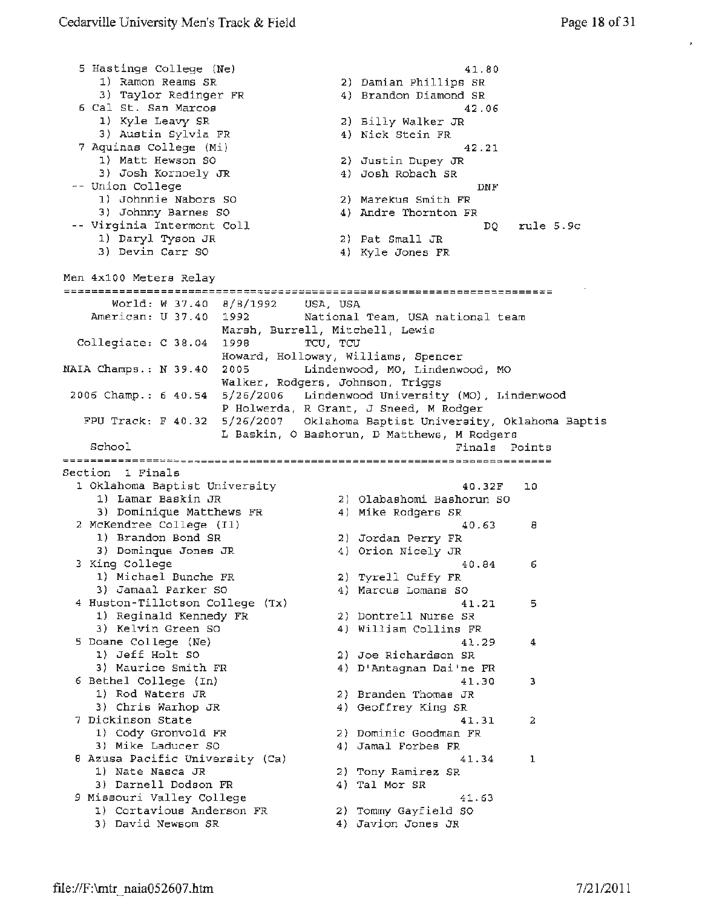```
  5 Hastings College (Ne)                                   41.80
     1) Ramon Reams SR                  2) Damian Phillips SR
     3) Taylor Redinger FR              4) Brandon Diamond SR
  6 Cal St. San Marcos                                      42.06
     1) Kyle Leavy SR                   2) Billy Walker JR
     3) Austin Sylvia FR                4) Nick Stein FR
  7 Aquinas College (Mi)                                    42.21
     1) Matt Hewson SO                  2) Justin Dupey JR
     3) Josh Kornoely JR                4) Josh Robach SR
 -- Union College                                             DNF
     1) Johnnie Nabors SO               2) Marekus Smith FR
     3) Johnny Barnes SO                4) Andre Thornton FR
 -- Virginia Intermont Coll                                     DQ   rule 5.9c
     1) Daryl Tyson JR                  2) Pat Small JR
     3) Devin Carr SO                   4) Kyle Jones FR
```

Men 4x100 Meters Relay

```
=========================================================================
        World: W 37.40  8/8/1992    USA, USA
     American: U 37.40  1992        National Team, USA national team
                        Marsh, Burrell, Mitchell, Lewis
   Collegiate: C 38.04  1998        TCU, TCU
                        Howard, Holloway, Williams, Spencer
NAIA Champs.: N 39.40   2005        Lindenwood, MO, Lindenwood, MO
                        Walker, Rodgers, Johnson, Triggs
 2006 Champ.: 6 40.54   5/26/2006   Lindenwood University (MO), Lindenwood
                        P Holwerda, R Grant, J Sneed, M Rodger
    FPU Track: F 40.32  5/26/2007   Oklahoma Baptist University, Oklahoma Baptis
                        L Baskin, O Bashorun, D Matthews, M Rodgers
    School                                             Finals  Points
=========================================================================
Section  1 Finals
  1 Oklahoma Baptist University                        40.32F    10
     1) Lamar Baskin JR                 2) Olabashomi Bashorun SO
     3) Dominique Matthews FR           4) Mike Rodgers SR
  2 McKendree College (Il)                             40.63      8
     1) Brandon Bond SR                 2) Jordan Perry FR
     3) Dominque Jones JR               4) Orion Nicely JR
  3 King College                                       40.84      6
     1) Michael Bunche FR               2) Tyrell Cuffy FR
     3) Jamaal Parker SO                4) Marcus Lomans SO
  4 Huston-Tillotson College (Tx)                      41.21      5
     1) Reginald Kennedy FR             2) Dontrell Nurse SR
     3) Kelvin Green SO                 4) William Collins FR
  5 Doane College (Ne)                                 41.29      4
     1) Jeff Holt SO                    2) Joe Richardson SR
     3) Maurice Smith FR                4) D'Antagnan Dai'ne FR
  6 Bethel College (In)                                41.30      3
     1) Rod Waters JR                   2) Branden Thomas JR
     3) Chris Warhop JR                 4) Geoffrey King SR
  7 Dickinson State                                    41.31      2
     1) Cody Gronvold FR                2) Dominic Goodman FR
     3) Mike Laducer SO                 4) Jamal Forbes FR
  8 Azusa Pacific University (Ca)                      41.34      1
     1) Nate Nasca JR                   2) Tony Ramirez SR
     3) Darnell Dodson FR               4) Tal Mor SR
  9 Missouri Valley College                            41.63
     1) Cortavious Anderson FR          2) Tommy Gayfield SO
     3) David Newsom SR                 4) Javion Jones JR
```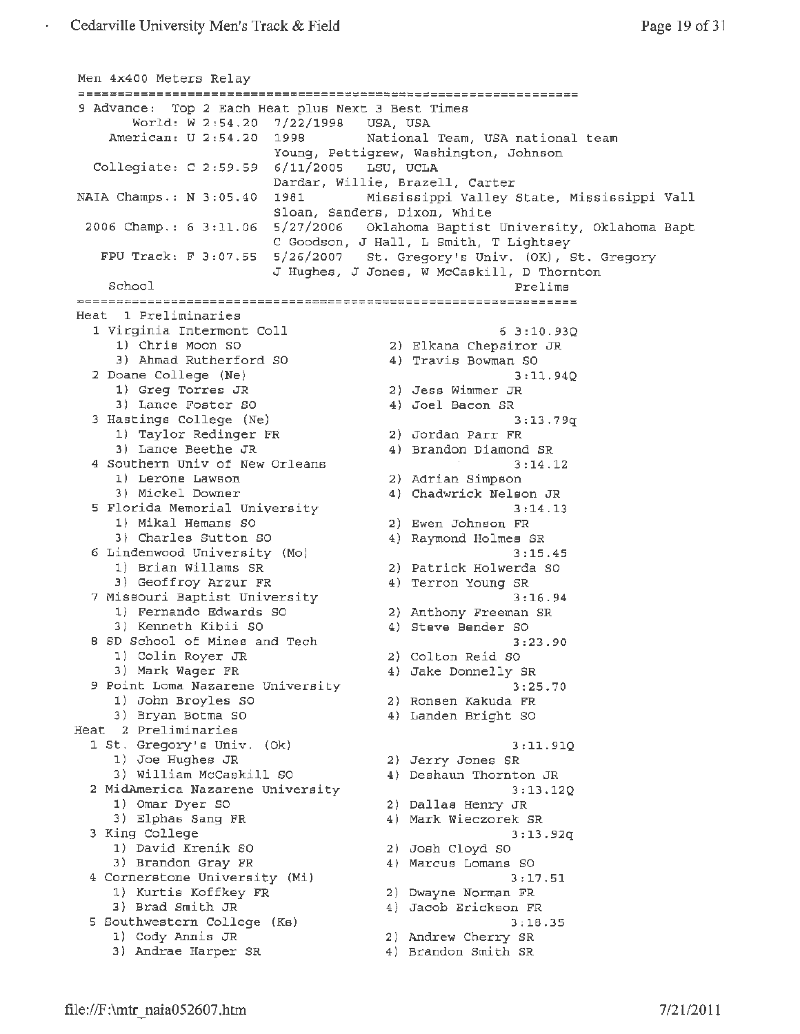Men 4x400 Meters Relay

```
=================================================================
9 Advance:  Top 2 Each Heat plus Next 3 Best Times
       World: W 2:54.20  7/22/1998   USA, USA
    American: U 2:54.20  1998        National Team, USA national team
                         Young, Pettigrew, Washington, Johnson
  Collegiate: C 2:59.59  6/11/2005   LSU, UCLA
                         Dardar, Willie, Brazell, Carter
NAIA Champs.: N 3:05.40  1981        Mississippi Valley State, Mississippi Vall
                         Sloan, Sanders, Dixon, White
 2006 Champ.: 6 3:11.06  5/27/2006   Oklahoma Baptist University, Oklahoma Bapt
                         C Goodson, J Hall, L Smith, T Lightsey
   FPU Track: F 3:07.55  5/26/2007   St. Gregory's Univ. (OK), St. Gregory
                         J Hughes, J Jones, W McCaskill, D Thornton
    School                                                  Prelims
=================================================================
Heat  1 Preliminaries
  1 Virginia Intermont Coll                               6 3:10.93Q
     1) Chris Moon SO                    2) Elkana Chepsiror JR
     3) Ahmad Rutherford SO              4) Travis Bowman SO
  2 Doane College (Ne)                                      3:11.94Q
     1) Greg Torres JR                   2) Jess Wimmer JR
     3) Lance Foster SO                  4) Joel Bacon SR
  3 Hastings College (Ne)                                   3:13.79q
     1) Taylor Redinger FR               2) Jordan Parr FR
     3) Lance Beethe JR                  4) Brandon Diamond SR
  4 Southern Univ of New Orleans                            3:14.12
     1) Lerone Lawson                    2) Adrian Simpson
     3) Mickel Downer                    4) Chadwrick Nelson JR
  5 Florida Memorial University                             3:14.13
     1) Mikal Hemans SO                  2) Ewen Johnson FR
     3) Charles Sutton SO                4) Raymond Holmes SR
  6 Lindenwood University (Mo)                              3:15.45
     1) Brian Williams SR                2) Patrick Holwerda SO
     3) Geoffroy Arzur FR                4) Terron Young SR
  7 Missouri Baptist University                             3:16.94
     1) Fernando Edwards SO              2) Anthony Freeman SR
     3) Kenneth Kibii SO                 4) Steve Bender SO
  8 SD School of Mines and Tech                             3:23.90
     1) Colin Royer JR                   2) Colton Reid SO
     3) Mark Wager FR                    4) Jake Donnelly SR
  9 Point Loma Nazarene University                          3:25.70
     1) John Broyles SO                  2) Ronsen Kakuda FR
     3) Bryan Botma SO                   4) Landen Bright SO
Heat  2 Preliminaries
  1 St. Gregory's Univ. (Ok)                                3:11.91Q
     1) Joe Hughes JR                    2) Jerry Jones SR
     3) William McCaskill SO             4) Deshaun Thornton JR
  2 MidAmerica Nazarene University                          3:13.12Q
     1) Omar Dyer SO                     2) Dallas Henry JR
     3) Elphas Sang FR                   4) Mark Wieczorek SR
  3 King College                                            3:13.92q
     1) David Krenik SO                  2) Josh Cloyd SO
     3) Brandon Gray FR                  4) Marcus Lomans SO
  4 Cornerstone University (Mi)                             3:17.51
     1) Kurtis Koffkey FR                2) Dwayne Norman FR
     3) Brad Smith JR                    4) Jacob Erickson FR
  5 Southwestern College (Ks)                               3:18.35
     1) Cody Annis JR                    2) Andrew Cherry SR
     3) Andrae Harper SR                 4) Brandon Smith SR
```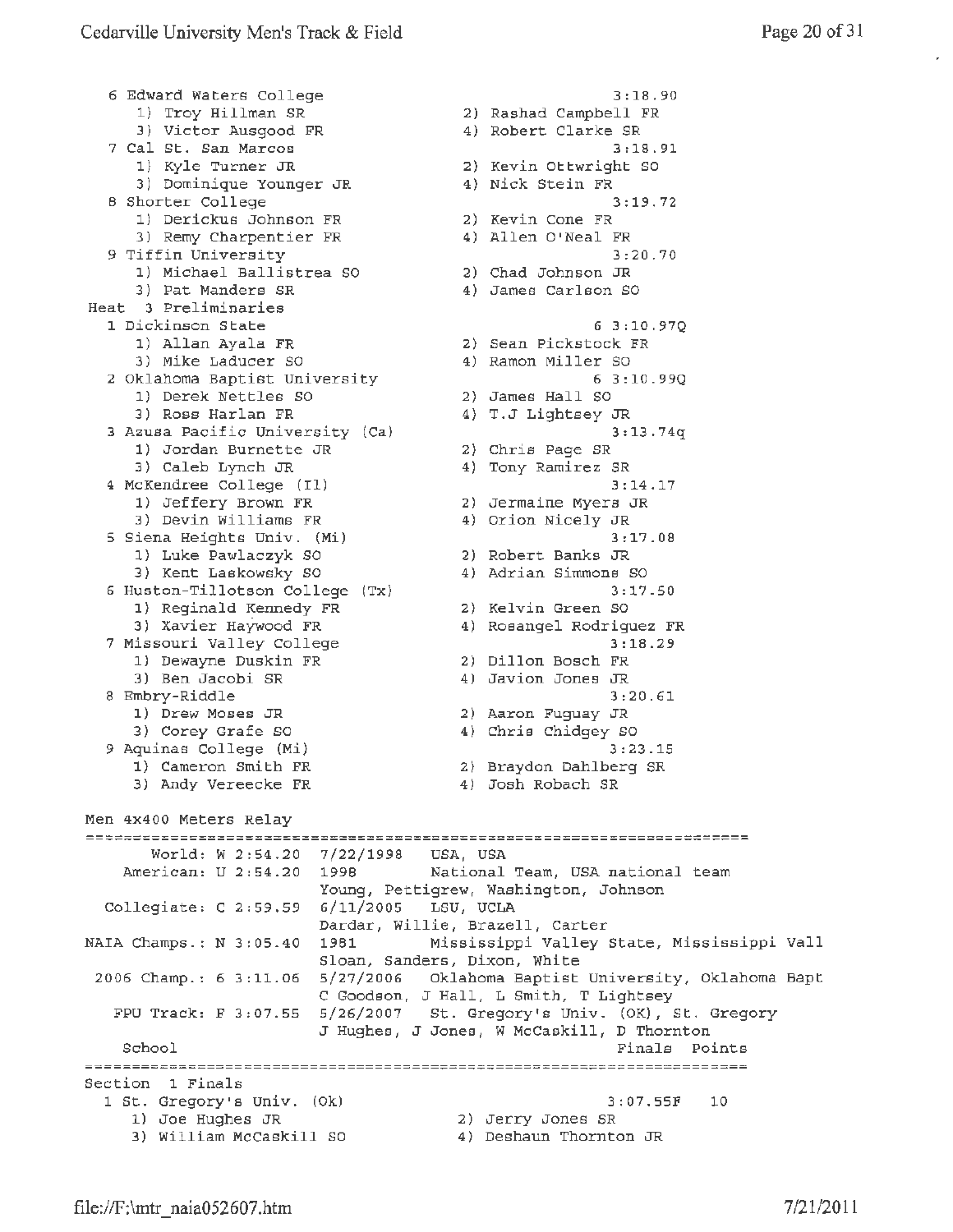```
  6 Edward Waters College                              3:18.90
     1) Troy Hillman SR                 2) Rashad Campbell FR
     3) Victor Ausgood FR               4) Robert Clarke SR
  7 Cal St. San Marcos                                 3:18.91
     1) Kyle Turner JR                  2) Kevin Ottwright SO
     3) Dominique Younger JR            4) Nick Stein FR
  8 Shorter College                                    3:19.72
     1) Derickus Johnson FR             2) Kevin Cone FR
     3) Remy Charpentier FR             4) Allen O'Neal FR
  9 Tiffin University                                  3:20.70
     1) Michael Ballistrea SO           2) Chad Johnson JR
     3) Pat Manders SR                  4) James Carlson SO
Heat  3 Preliminaries
  1 Dickinson State                                  6 3:10.97Q
     1) Allan Ayala FR                  2) Sean Pickstock FR
     3) Mike Laducer SO                 4) Ramon Miller SO
  2 Oklahoma Baptist University                      6 3:10.99Q
     1) Derek Nettles SO                2) James Hall SO
     3) Ross Harlan FR                  4) T.J Lightsey JR
  3 Azusa Pacific University (Ca)                      3:13.74q
     1) Jordan Burnette JR              2) Chris Page SR
     3) Caleb Lynch JR                  4) Tony Ramirez SR
  4 McKendree College (Il)                             3:14.17
     1) Jeffery Brown FR                2) Jermaine Myers JR
     3) Devin Williams FR               4) Orion Nicely JR
  5 Siena Heights Univ. (Mi)                           3:17.08
     1) Luke Pawlaczyk SO               2) Robert Banks JR
     3) Kent Laskowsky SO               4) Adrian Simmons SO
  6 Huston-Tillotson College (Tx)                      3:17.50
     1) Reginald Kennedy FR             2) Kelvin Green SO
     3) Xavier Haywood FR               4) Rosangel Rodriguez FR
  7 Missouri Valley College                            3:18.29
     1) Dewayne Duskin FR               2) Dillon Bosch FR
     3) Ben Jacobi SR                   4) Javion Jones JR
  8 Embry-Riddle                                       3:20.61
     1) Drew Moses JR                   2) Aaron Fuguay JR
     3) Corey Grafe SO                  4) Chris Chidgey SO
  9 Aquinas College (Mi)                               3:23.15
     1) Cameron Smith FR                2) Braydon Dahlberg SR
     3) Andy Vereecke FR                4) Josh Robach SR

Men 4x400 Meters Relay
=====================================================================
       World: W 2:54.20  7/22/1998   USA, USA
    American: U 2:54.20  1998        National Team, USA national team
                         Young, Pettigrew, Washington, Johnson
  Collegiate: C 2:59.59  6/11/2005   LSU, UCLA
                         Dardar, Willie, Brazell, Carter
NAIA Champs.: N 3:05.40  1981        Mississippi Valley State, Mississippi Vall
                         Sloan, Sanders, Dixon, White
 2006 Champ.: 6 3:11.06  5/27/2006   Oklahoma Baptist University, Oklahoma Bapt
                         C Goodson, J Hall, L Smith, T Lightsey
   FPU Track: F 3:07.55  5/26/2007   St. Gregory's Univ. (OK), St. Gregory
                         J Hughes, J Jones, W McCaskill, D Thornton
    School                                           Finals  Points
=====================================================================
Section  1 Finals
  1 St. Gregory's Univ. (Ok)                         3:07.55F   10
     1) Joe Hughes JR                   2) Jerry Jones SR
     3) William McCaskill SO            4) Deshaun Thornton JR
```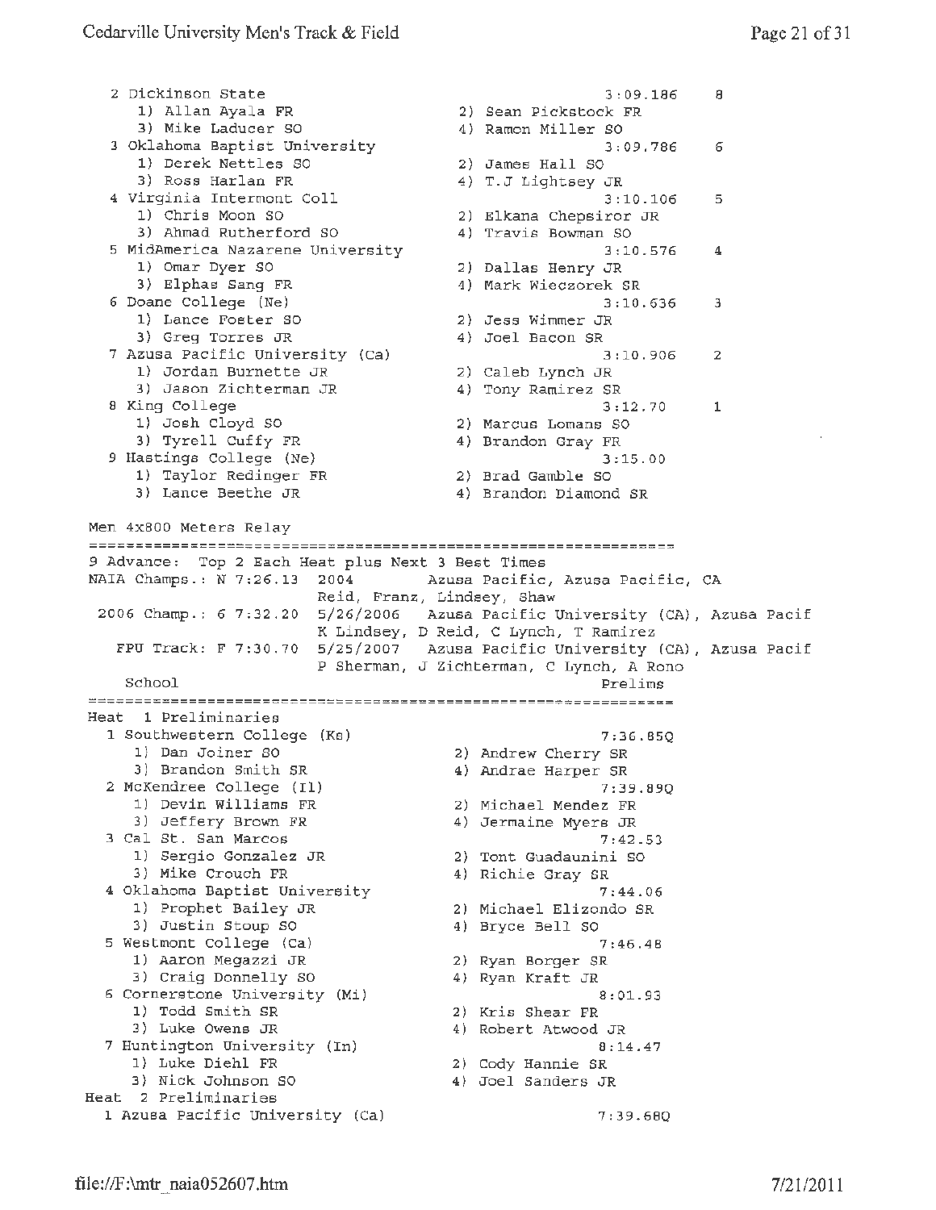```
  2 Dickinson State                                      3:09.186    8
     1) Allan Ayala FR                  2) Sean Pickstock FR
     3) Mike Laducer SO                 4) Ramon Miller SO
  3 Oklahoma Baptist University                          3:09.786    6
     1) Derek Nettles SO                2) James Hall SO
     3) Ross Harlan FR                  4) T.J Lightsey JR
  4 Virginia Intermont Coll                              3:10.106    5
     1) Chris Moon SO                   2) Elkana Chepsiror JR
     3) Ahmad Rutherford SO             4) Travis Bowman SO
  5 MidAmerica Nazarene University                       3:10.576    4
     1) Omar Dyer SO                    2) Dallas Henry JR
     3) Elphas Sang FR                  4) Mark Wieczorek SR
  6 Doane College (Ne)                                   3:10.636    3
     1) Lance Foster SO                 2) Jess Wimmer JR
     3) Greg Torres JR                  4) Joel Bacon SR
  7 Azusa Pacific University (Ca)                        3:10.906    2
     1) Jordan Burnette JR              2) Caleb Lynch JR
     3) Jason Zichterman JR             4) Tony Ramirez SR
  8 King College                                         3:12.70     1
     1) Josh Cloyd SO                   2) Marcus Lomans SO
     3) Tyrell Cuffy FR                 4) Brandon Gray FR
  9 Hastings College (Ne)                                3:15.00
     1) Taylor Redinger FR              2) Brad Gamble SO
     3) Lance Beethe JR                 4) Brandon Diamond SR

Men 4x800 Meters Relay
==============================================================
9 Advance: Top 2 Each Heat plus Next 3 Best Times
NAIA Champs.: N 7:26.13  2004      Azusa Pacific, Azusa Pacific, CA
                         Reid, Franz, Lindsey, Shaw
 2006 Champ.: 6 7:32.20  5/26/2006  Azusa Pacific University (CA), Azusa Pacif
                         K Lindsey, D Reid, C Lynch, T Ramirez
   FPU Track: F 7:30.70  5/25/2007  Azusa Pacific University (CA), Azusa Pacif
                         P Sherman, J Zichterman, C Lynch, A Rono
    School                                              Prelims
==============================================================
Heat  1 Preliminaries
  1 Southwestern College (Ks)                          7:36.85Q
     1) Dan Joiner SO                   2) Andrew Cherry SR
     3) Brandon Smith SR                4) Andrae Harper SR
  2 McKendree College (Il)                             7:39.89Q
     1) Devin Williams FR               2) Michael Mendez FR
     3) Jeffery Brown FR                4) Jermaine Myers JR
  3 Cal St. San Marcos                                 7:42.53
     1) Sergio Gonzalez JR              2) Tont Guadaunini SO
     3) Mike Crouch FR                  4) Richie Gray SR
  4 Oklahoma Baptist University                        7:44.06
     1) Prophet Bailey JR               2) Michael Elizondo SR
     3) Justin Stoup SO                 4) Bryce Bell SO
  5 Westmont College (Ca)                              7:46.48
     1) Aaron Megazzi JR                2) Ryan Borger SR
     3) Craig Donnelly SO               4) Ryan Kraft JR
  6 Cornerstone University (Mi)                        8:01.93
     1) Todd Smith SR                   2) Kris Shear FR
     3) Luke Owens JR                   4) Robert Atwood JR
  7 Huntington University (In)                         8:14.47
     1) Luke Diehl FR                   2) Cody Hannie SR
     3) Nick Johnson SO                 4) Joel Sanders JR
Heat  2 Preliminaries
  1 Azusa Pacific University (Ca)                      7:39.68Q
```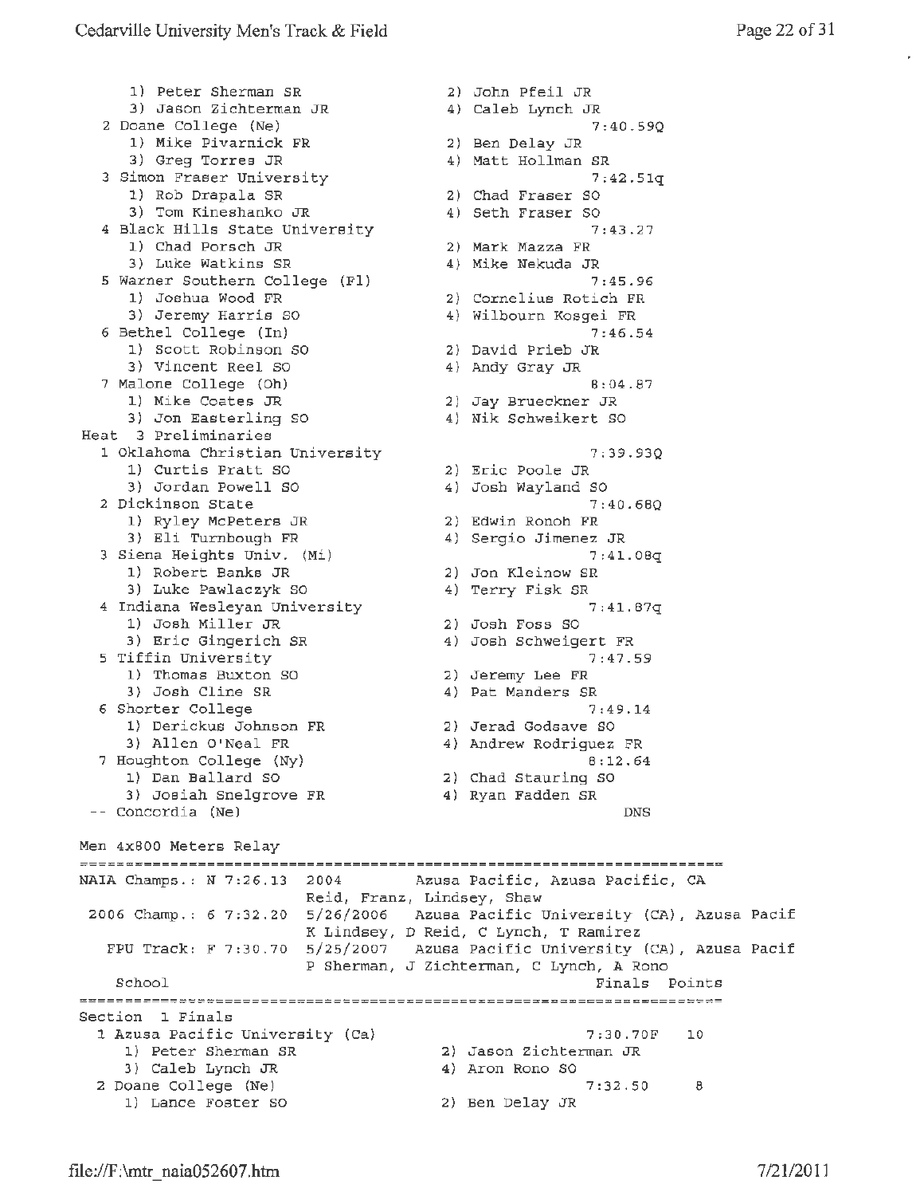1) Peter Sherman SR  2) John Pfeil JR
3) Jason Zichterman JR  4) Caleb Lynch JR

2 Doane College (Ne)  7:40.59Q
1) Mike Pivarnick FR  2) Ben Delay JR
3) Greg Torres JR  4) Matt Hollman SR

3 Simon Fraser University  7:42.51q
1) Rob Drapala SR  2) Chad Fraser SO
3) Tom Kineshanko JR  4) Seth Fraser SO

4 Black Hills State University  7:43.27
1) Chad Porsch JR  2) Mark Mazza FR
3) Luke Watkins SR  4) Mike Nekuda JR

5 Warner Southern College (Fl)  7:45.96
1) Joshua Wood FR  2) Cornelius Rotich FR
3) Jeremy Harris SO  4) Wilbourn Kosgei FR

6 Bethel College (In)  7:46.54
1) Scott Robinson SO  2) David Prieb JR
3) Vincent Reel SO  4) Andy Gray JR

7 Malone College (Oh)  8:04.87
1) Mike Coates JR  2) Jay Brueckner JR
3) Jon Easterling SO  4) Nik Schweikert SO

Heat 3 Preliminaries

1 Oklahoma Christian University  7:39.93Q
1) Curtis Pratt SO  2) Eric Poole JR
3) Jordan Powell SO  4) Josh Wayland SO

2 Dickinson State  7:40.68Q
1) Ryley McPeters JR  2) Edwin Ronoh FR
3) Eli Turnbough FR  4) Sergio Jimenez JR

3 Siena Heights Univ. (Mi)  7:41.08q
1) Robert Banks JR  2) Jon Kleinow SR
3) Luke Pawlaczyk SO  4) Terry Fisk SR

4 Indiana Wesleyan University  7:41.87q
1) Josh Miller JR  2) Josh Foss SO
3) Eric Gingerich SR  4) Josh Schweigert FR

5 Tiffin University  7:47.59
1) Thomas Buxton SO  2) Jeremy Lee FR
3) Josh Cline SR  4) Pat Manders SR

6 Shorter College  7:49.14
1) Derickus Johnson FR  2) Jerad Godsave SO
3) Allen O'Neal FR  4) Andrew Rodriguez FR

7 Houghton College (Ny)  8:12.64
1) Dan Ballard SO  2) Chad Stauring SO
3) Josiah Snelgrove FR  4) Ryan Fadden SR

-- Concordia (Ne)  DNS

## Men 4x800 Meters Relay

NAIA Champs.: N 7:26.13  2004  Azusa Pacific, Azusa Pacific, CA
Reid, Franz, Lindsey, Shaw

2006 Champ.: 6 7:32.20  5/26/2006  Azusa Pacific University (CA), Azusa Pacif
K Lindsey, D Reid, C Lynch, T Ramirez

FPU Track: F 7:30.70  5/25/2007  Azusa Pacific University (CA), Azusa Pacif
P Sherman, J Zichterman, C Lynch, A Rono

| School | Finals | Points |
|---|---|---|

Section 1 Finals

1 Azusa Pacific University (Ca)  7:30.70F  10
1) Peter Sherman SR  2) Jason Zichterman JR
3) Caleb Lynch JR  4) Aron Rono SO

2 Doane College (Ne)  7:32.50  8
1) Lance Foster SO  2) Ben Delay JR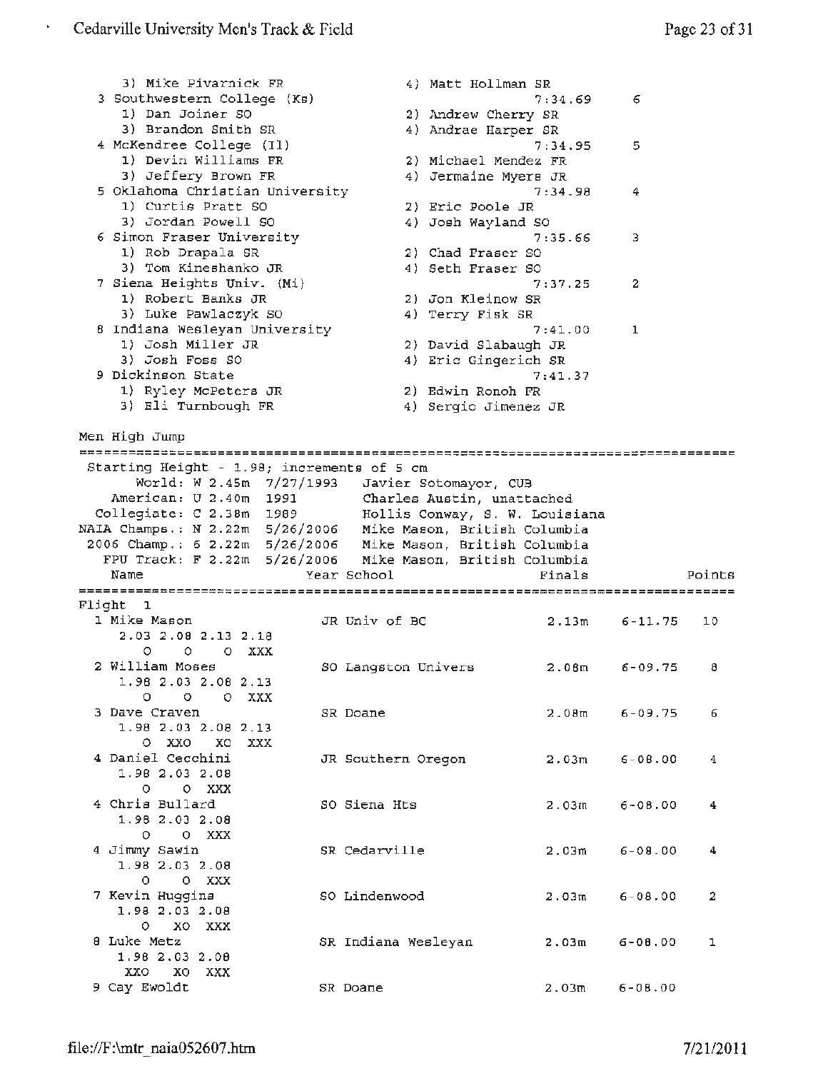```
    3) Mike Pivarnick FR              4) Matt Hollman SR
  3 Southwestern College (Ks)                        7:34.69      6
    1) Dan Joiner SO                  2) Andrew Cherry SR
    3) Brandon Smith SR               4) Andrae Harper SR
  4 McKendree College (Il)                           7:34.95      5
    1) Devin Williams FR              2) Michael Mendez FR
    3) Jeffery Brown FR               4) Jermaine Myers JR
  5 Oklahoma Christian University                    7:34.98      4
    1) Curtis Pratt SO                2) Eric Poole JR
    3) Jordan Powell SO               4) Josh Wayland SO
  6 Simon Fraser University                          7:35.66      3
    1) Rob Drapala SR                 2) Chad Fraser SO
    3) Tom Kineshanko JR              4) Seth Fraser SO
  7 Siena Heights Univ. (Mi)                         7:37.25      2
    1) Robert Banks JR                2) Jon Kleinow SR
    3) Luke Pawlaczyk SO              4) Terry Fisk SR
  8 Indiana Wesleyan University                      7:41.00      1
    1) Josh Miller JR                 2) David Slabaugh JR
    3) Josh Foss SO                   4) Eric Gingerich SR
  9 Dickinson State                                  7:41.37
    1) Ryley McPeters JR              2) Edwin Ronoh FR
    3) Eli Turnbough FR               4) Sergio Jimenez JR
```

Men High Jump

```
===============================================================================
 Starting Height - 1.98; increments of 5 cm
        World: W 2.45m  7/27/1993   Javier Sotomayor, CUB
     American: U 2.40m  1991        Charles Austin, unattached
   Collegiate: C 2.38m  1989        Hollis Conway, S. W. Louisiana
NAIA Champs.: N 2.22m  5/26/2006   Mike Mason, British Columbia
 2006 Champ.: 6 2.22m  5/26/2006   Mike Mason, British Columbia
   FPU Track: F 2.22m  5/26/2006   Mike Mason, British Columbia
    Name                    Year School                Finals            Points
===============================================================================
Flight  1
  1 Mike Mason               JR Univ of BC              2.13m    6-11.75   10
     2.03 2.08 2.13 2.18
        O    O    O  XXX
  2 William Moses            SO Langston Univers        2.08m    6-09.75    8
     1.98 2.03 2.08 2.13
        O    O    O  XXX
  3 Dave Craven              SR Doane                   2.08m    6-09.75    6
     1.98 2.03 2.08 2.13
        O  XXO   XO  XXX
  4 Daniel Cecchini          JR Southern Oregon         2.03m    6-08.00    4
     1.98 2.03 2.08
        O    O  XXX
  4 Chris Bullard            SO Siena Hts               2.03m    6-08.00    4
     1.98 2.03 2.08
        O    O  XXX
  4 Jimmy Sawin              SR Cedarville              2.03m    6-08.00    4
     1.98 2.03 2.08
        O    O  XXX
  7 Kevin Huggins            SO Lindenwood              2.03m    6-08.00    2
     1.98 2.03 2.08
        O   XO  XXX
  8 Luke Metz                SR Indiana Wesleyan        2.03m    6-08.00    1
     1.98 2.03 2.08
      XXO   XO  XXX
  9 Cay Ewoldt               SR Doane                   2.03m    6-08.00
```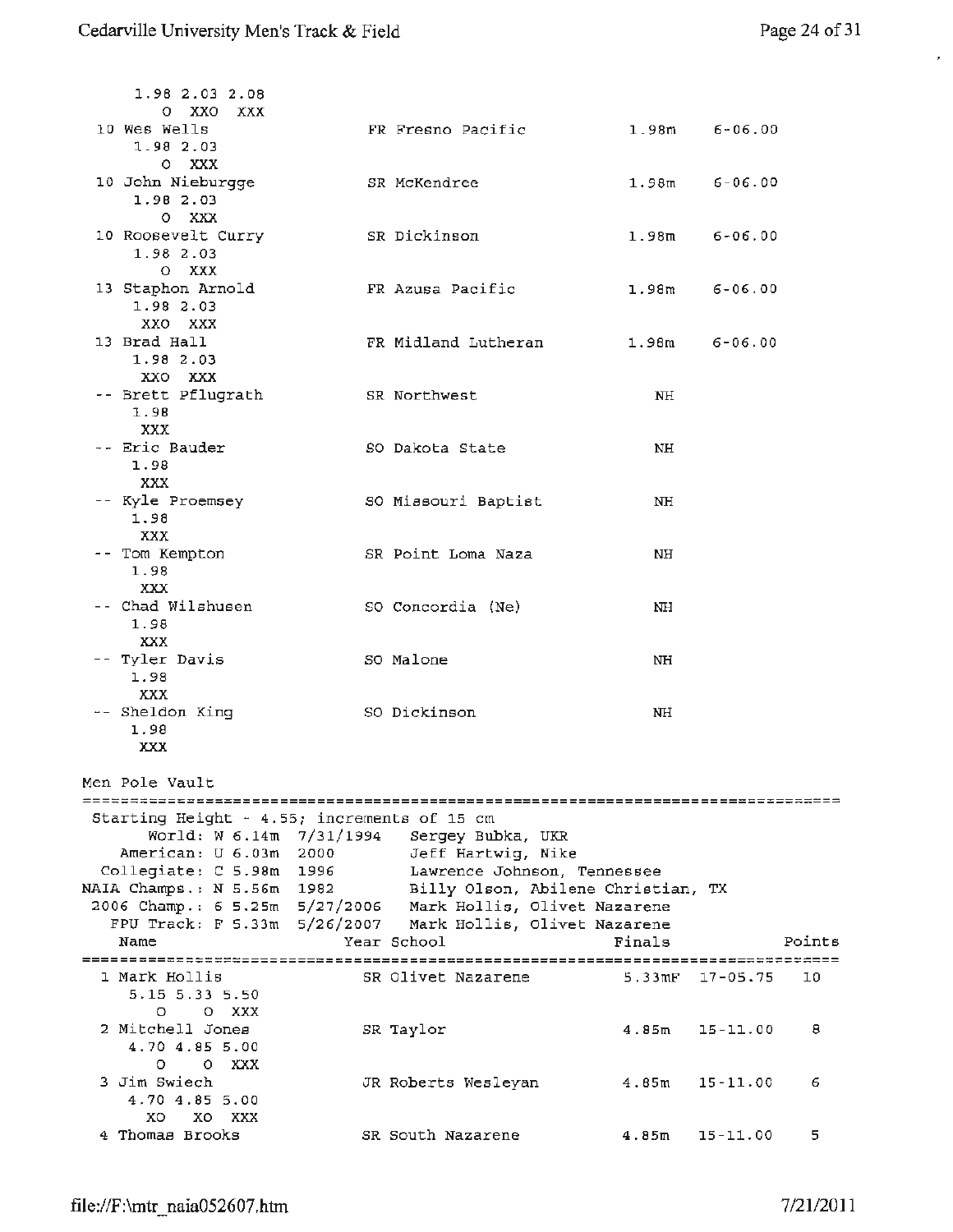```
     1.98 2.03 2.08
        O  XXO  XXX
 10 Wes Wells                  FR Fresno Pacific         1.98m    6-06.00
     1.98 2.03
        O  XXX
 10 John Nieburgge             SR McKendree              1.98m    6-06.00
     1.98 2.03
        O  XXX
 10 Roosevelt Curry            SR Dickinson              1.98m    6-06.00
     1.98 2.03
        O  XXX
 13 Staphon Arnold             FR Azusa Pacific          1.98m    6-06.00
     1.98 2.03
      XXO  XXX
 13 Brad Hall                  FR Midland Lutheran       1.98m    6-06.00
     1.98 2.03
      XXO  XXX
 -- Brett Pflugrath            SR Northwest                 NH
     1.98
      XXX
 -- Eric Bauder                SO Dakota State              NH
     1.98
      XXX
 -- Kyle Proemsey              SO Missouri Baptist          NH
     1.98
      XXX
 -- Tom Kempton                SR Point Loma Naza           NH
     1.98
      XXX
 -- Chad Wilshusen             SO Concordia (Ne)            NH
     1.98
      XXX
 -- Tyler Davis                SO Malone                    NH
     1.98
      XXX
 -- Sheldon King               SO Dickinson                 NH
     1.98
      XXX
```

## Men Pole Vault

```
===============================================================================
 Starting Height - 4.55; increments of 15 cm
        World: W 6.14m  7/31/1994   Sergey Bubka, UKR
     American: U 6.03m  2000        Jeff Hartwig, Nike
   Collegiate: C 5.98m  1996        Lawrence Johnson, Tennessee
NAIA Champs.: N 5.56m  1982         Billy Olson, Abilene Christian, TX
 2006 Champ.: 6 5.25m  5/27/2006   Mark Hollis, Olivet Nazarene
    FPU Track: F 5.33m  5/26/2007   Mark Hollis, Olivet Nazarene
   Name                    Year School                  Finals            Points
===============================================================================
  1 Mark Hollis            SR Olivet Nazarene          5.33mF  17-05.75   10
     5.15 5.33 5.50
        O    O  XXX
  2 Mitchell Jones         SR Taylor                   4.85m   15-11.00    8
     4.70 4.85 5.00
        O    O  XXX
  3 Jim Swiech             JR Roberts Wesleyan         4.85m   15-11.00    6
     4.70 4.85 5.00
       XO   XO  XXX
  4 Thomas Brooks          SR South Nazarene           4.85m   15-11.00    5
```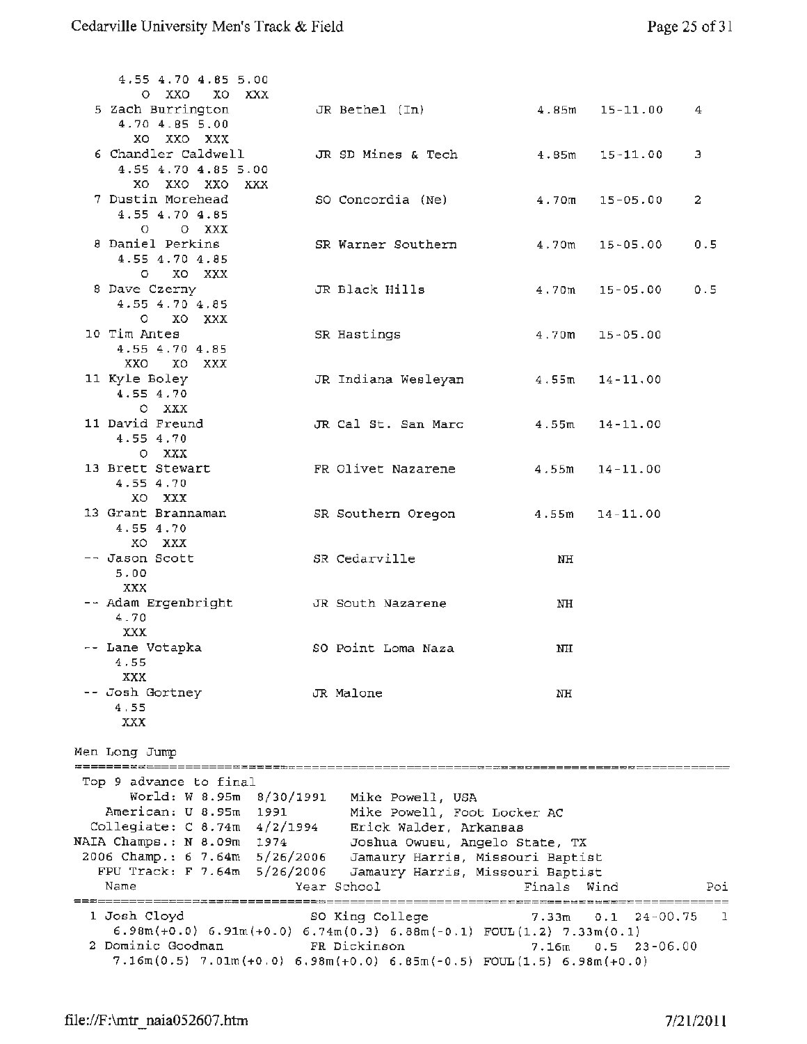```
    4.55 4.70 4.85 5.00
       O  XXO   XO  XXX
  5 Zach Burrington          JR Bethel (In)              4.85m   15-11.00    4
     4.70 4.85 5.00
       XO  XXO  XXX
  6 Chandler Caldwell        JR SD Mines & Tech          4.85m   15-11.00    3
     4.55 4.70 4.85 5.00
       XO  XXO  XXO  XXX
  7 Dustin Morehead          SO Concordia (Ne)           4.70m   15-05.00    2
     4.55 4.70 4.85
        O    O  XXX
  8 Daniel Perkins           SR Warner Southern          4.70m   15-05.00    0.5
     4.55 4.70 4.85
        O   XO  XXX
  8 Dave Czerny              JR Black Hills              4.70m   15-05.00    0.5
     4.55 4.70 4.85
        O   XO  XXX
 10 Tim Antes                SR Hastings                 4.70m   15-05.00
     4.55 4.70 4.85
      XXO   XO  XXX
 11 Kyle Boley               JR Indiana Wesleyan         4.55m   14-11.00
     4.55 4.70
        O  XXX
 11 David Freund             JR Cal St. San Marc         4.55m   14-11.00
     4.55 4.70
        O  XXX
 13 Brett Stewart            FR Olivet Nazarene          4.55m   14-11.00
     4.55 4.70
       XO  XXX
 13 Grant Brannaman          SR Southern Oregon          4.55m   14-11.00
     4.55 4.70
       XO  XXX
 -- Jason Scott              SR Cedarville                  NH
     5.00
      XXX
 -- Adam Ergenbright         JR South Nazarene              NH
     4.70
      XXX
 -- Lane Votapka             SO Point Loma Naza             NH
     4.55
      XXX
 -- Josh Gortney             JR Malone                      NH
     4.55
      XXX
```

Men Long Jump

```
================================================================================
 Top 9 advance to final
      World: W 8.95m  8/30/1991   Mike Powell, USA
   American: U 8.95m  1991        Mike Powell, Foot Locker AC
 Collegiate: C 8.74m  4/2/1994    Erick Walder, Arkansas
NAIA Champs.: N 8.09m  1974        Joshua Owusu, Angelo State, TX
 2006 Champ.: 6 7.64m  5/26/2006   Jamaury Harris, Missouri Baptist
   FPU Track: F 7.64m  5/26/2006   Jamaury Harris, Missouri Baptist
    Name                    Year School                 Finals  Wind          Poi
================================================================================
  1 Josh Cloyd               SO King College             7.33m   0.1  24-00.75   1
     6.98m(+0.0) 6.91m(+0.0) 6.74m(0.3) 6.88m(-0.1) FOUL(1.2) 7.33m(0.1)
  2 Dominic Goodman          FR Dickinson                7.16m   0.5  23-06.00
     7.16m(0.5) 7.01m(+0.0) 6.98m(+0.0) 6.85m(-0.5) FOUL(1.5) 6.98m(+0.0)
```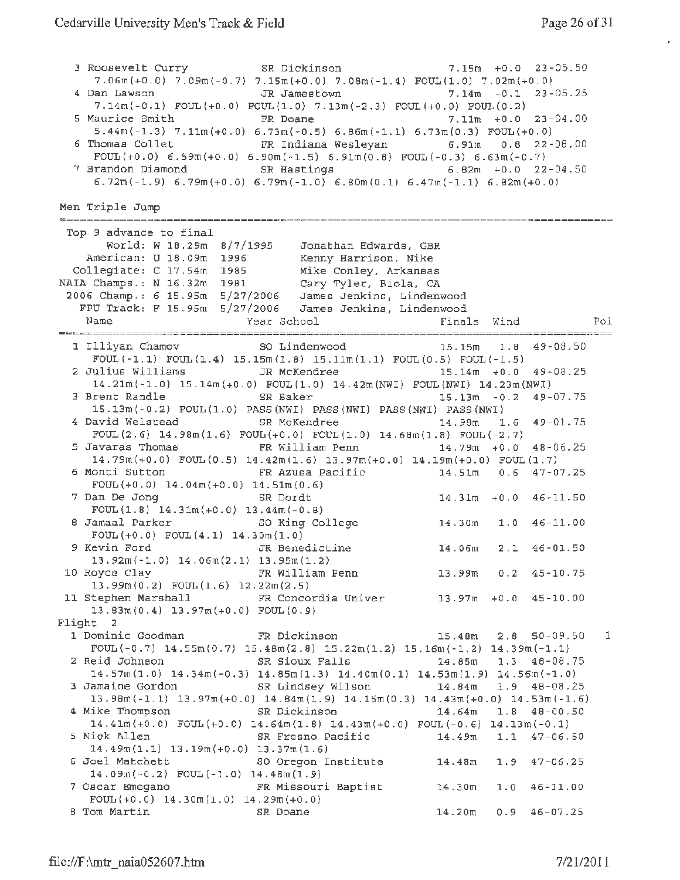```
  3 Roosevelt Curry          SR Dickinson              7.15m  +0.0  23-05.50
     7.06m(+0.0) 7.09m(-0.7) 7.15m(+0.0) 7.08m(-1.4) FOUL(1.0) 7.02m(+0.0)
  4 Dan Lawson               JR Jamestown              7.14m  -0.1  23-05.25
     7.14m(-0.1) FOUL(+0.0) FOUL(1.0) 7.13m(-2.3) FOUL(+0.0) FOUL(0.2)
  5 Maurice Smith            FR Doane                  7.11m  +0.0  23-04.00
     5.44m(-1.3) 7.11m(+0.0) 6.73m(-0.5) 6.86m(-1.1) 6.73m(0.3) FOUL(+0.0)
  6 Thomas Collet            FR Indiana Wesleyan       6.91m   0.8  22-08.00
     FOUL(+0.0) 6.59m(+0.0) 6.90m(-1.5) 6.91m(0.8) FOUL(-0.3) 6.63m(-0.7)
  7 Brandon Diamond          SR Hastings               6.82m  +0.0  22-04.50
     6.72m(-1.9) 6.79m(+0.0) 6.79m(-1.0) 6.80m(0.1) 6.47m(-1.1) 6.82m(+0.0)
```

## Men Triple Jump

```
=============================================================================
 Top 9 advance to final
      World: W 18.29m  8/7/1995    Jonathan Edwards, GBR
   American: U 18.09m  1996        Kenny Harrison, Nike
 Collegiate: C 17.54m  1985        Mike Conley, Arkansas
NAIA Champs.: N 16.32m  1981        Cary Tyler, Biola, CA
2006 Champ.: 6 15.95m  5/27/2006   James Jenkins, Lindenwood
  FPU Track: F 15.95m  5/27/2006   James Jenkins, Lindenwood
    Name                    Year School               Finals  Wind           Poi
=============================================================================
  1 Illiyan Chamov           SO Lindenwood            15.15m   1.8  49-08.50
     FOUL(-1.1) FOUL(1.4) 15.15m(1.8) 15.11m(1.1) FOUL(0.5) FOUL(-1.5)
  2 Julius Williams          JR McKendree             15.14m  +0.0  49-08.25
     14.21m(-1.0) 15.14m(+0.0) FOUL(1.0) 14.42m(NWI) FOUL(NWI) 14.23m(NWI)
  3 Brent Randle             SR Baker                 15.13m  -0.2  49-07.75
     15.13m(-0.2) FOUL(1.0) PASS(NWI) PASS(NWI) PASS(NWI) PASS(NWI)
  4 David Welstead           SR McKendree             14.98m   1.6  49-01.75
     FOUL(2.6) 14.98m(1.6) FOUL(+0.0) FOUL(1.0) 14.68m(1.8) FOUL(-2.7)
  5 Javaras Thomas           FR William Penn          14.79m  +0.0  48-06.25
     14.79m(+0.0) FOUL(0.5) 14.42m(1.6) 13.97m(+0.0) 14.19m(+0.0) FOUL(1.7)
  6 Monti Sutton             FR Azusa Pacific         14.51m   0.6  47-07.25
     FOUL(+0.0) 14.04m(+0.0) 14.51m(0.6)
  7 Dan De Jong              SR Dordt                 14.31m  +0.0  46-11.50
     FOUL(1.8) 14.31m(+0.0) 13.44m(-0.8)
  8 Jamaal Parker            SO King College          14.30m   1.0  46-11.00
     FOUL(+0.0) FOUL(4.1) 14.30m(1.0)
  9 Kevin Ford               JR Benedictine           14.06m   2.1  46-01.50
     13.92m(-1.0) 14.06m(2.1) 13.95m(1.2)
 10 Royce Clay               FR William Penn          13.99m   0.2  45-10.75
     13.99m(0.2) FOUL(1.6) 12.22m(2.5)
 11 Stephen Marshall         FR Concordia Univer      13.97m  +0.0  45-10.00
     13.83m(0.4) 13.97m(+0.0) FOUL(0.9)
Flight  2
  1 Dominic Goodman          FR Dickinson             15.48m   2.8  50-09.50   1
     FOUL(-0.7) 14.55m(0.7) 15.48m(2.8) 15.22m(1.2) 15.16m(-1.2) 14.39m(-1.1)
  2 Reid Johnson             SR Sioux Falls           14.85m   1.3  48-08.75
     14.57m(1.0) 14.34m(-0.3) 14.85m(1.3) 14.40m(0.1) 14.53m(1.9) 14.56m(-1.0)
  3 Jamaine Gordon           SR Lindsey Wilson        14.84m   1.9  48-08.25
     13.98m(-1.1) 13.97m(+0.0) 14.84m(1.9) 14.15m(0.3) 14.43m(+0.0) 14.53m(-1.6)
  4 Mike Thompson            SR Dickinson             14.64m   1.8  48-00.50
     14.41m(+0.0) FOUL(+0.0) 14.64m(1.8) 14.43m(+0.0) FOUL(-0.6) 14.13m(-0.1)
  5 Nick Allen               SR Fresno Pacific        14.49m   1.1  47-06.50
     14.49m(1.1) 13.19m(+0.0) 13.37m(1.6)
  6 Joel Matchett            SO Oregon Institute      14.48m   1.9  47-06.25
     14.09m(-0.2) FOUL(-1.0) 14.48m(1.9)
  7 Oscar Emegano            FR Missouri Baptist      14.30m   1.0  46-11.00
     FOUL(+0.0) 14.30m(1.0) 14.29m(+0.0)
  8 Tom Martin               SR Doane                 14.20m   0.9  46-07.25
```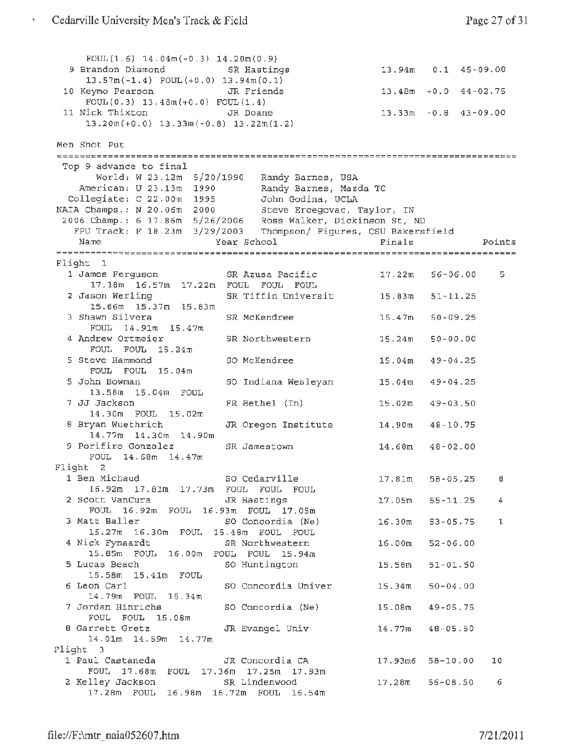FOUL(1.6) 14.04m(-0.3) 14.20m(0.9)

| | | | | | | |
|---|---|---|---|---|---|---|
| 9 | Brandon Diamond | SR Hastings | 13.94m | 0.1 | 45-09.00 | |
| | 13.57m(-1.4) FOUL(+0.0) 13.94m(0.1) | | | | | |
| 10 | Keymo Pearson | JR Friends | 13.48m | +0.0 | 44-02.75 | |
| | FOUL(0.3) 13.48m(+0.0) FOUL(1.4) | | | | | |
| 11 | Nick Thixton | JR Doane | 13.33m | -0.8 | 43-09.00 | |
| | 13.20m(+0.0) 13.33m(-0.8) 13.22m(1.2) | | | | | |

## Men Shot Put

Top 9 advance to final

| | | | |
|---|---|---|---|
| World: | W 23.12m | 5/20/1990 | Randy Barnes, USA |
| American: | U 23.13m | 1990 | Randy Barnes, Mazda TC |
| Collegiate: | C 22.00m | 1995 | John Godina, UCLA |
| NAIA Champs.: | N 20.06m | 2000 | Steve Ercegovac, Taylor, IN |
| 2006 Champ.: | 6 17.86m | 5/26/2006 | Ross Walker, Dickinson St, ND |
| FPU Track: | F 18.23m | 3/29/2003 | Thompson/ Figures, CSU Bakersfield |

| | Name | Year School | Finals | | Points |
|---|---|---|---|---|---|
| **Flight 1** | | | | | |
| 1 | James Ferguson | SR Azusa Pacific | 17.22m | 56-06.00 | 5 |
| | 17.18m 16.57m 17.22m FOUL FOUL FOUL | | | | |
| 2 | Jason Werling | SR Tiffin Universit | 15.83m | 51-11.25 | |
| | 15.66m 15.37m 15.83m | | | | |
| 3 | Shawn Silvera | SR McKendree | 15.47m | 50-09.25 | |
| | FOUL 14.91m 15.47m | | | | |
| 4 | Andrew Ortmeier | SR Northwestern | 15.24m | 50-00.00 | |
| | FOUL FOUL 15.24m | | | | |
| 5 | Steve Hammond | SO McKendree | 15.04m | 49-04.25 | |
| | FOUL FOUL 15.04m | | | | |
| 5 | John Bowman | SO Indiana Wesleyan | 15.04m | 49-04.25 | |
| | 13.58m 15.04m FOUL | | | | |
| 7 | JJ Jackson | FR Bethel (In) | 15.02m | 49-03.50 | |
| | 14.30m FOUL 15.02m | | | | |
| 8 | Bryan Wuethrich | JR Oregon Institute | 14.90m | 48-10.75 | |
| | 14.77m 14.30m 14.90m | | | | |
| 9 | Porifiro Gonzalez | SR Jamestown | 14.68m | 48-02.00 | |
| | FOUL 14.68m 14.47m | | | | |
| **Flight 2** | | | | | |
| 1 | Ben Michaud | SO Cedarville | 17.81m | 58-05.25 | 8 |
| | 16.92m 17.81m 17.73m FOUL FOUL FOUL | | | | |
| 2 | Scott VanCura | JR Hastings | 17.05m | 55-11.25 | 4 |
| | FOUL 16.92m FOUL 16.93m FOUL 17.05m | | | | |
| 3 | Matt Baller | SO Concordia (Ne) | 16.30m | 53-05.75 | 1 |
| | 15.27m 16.30m FOUL 15.48m FOUL FOUL | | | | |
| 4 | Nick Fynaardt | SR Northwestern | 16.00m | 52-06.00 | |
| | 15.85m FOUL 16.00m FOUL FOUL 15.94m | | | | |
| 5 | Lucas Beach | SO Huntington | 15.58m | 51-01.50 | |
| | 15.58m 15.41m FOUL | | | | |
| 6 | Leon Carl | SO Concordia Univer | 15.34m | 50-04.00 | |
| | 14.79m FOUL 15.34m | | | | |
| 7 | Jordan Hinrichs | SO Concordia (Ne) | 15.08m | 49-05.75 | |
| | FOUL FOUL 15.08m | | | | |
| 8 | Garrett Gretz | JR Evangel Univ | 14.77m | 48-05.50 | |
| | 14.01m 14.59m 14.77m | | | | |
| **Flight 3** | | | | | |
| 1 | Paul Castaneda | JR Concordia CA | 17.93m6 | 58-10.00 | 10 |
| | FOUL 17.68m FOUL 17.36m 17.25m 17.93m | | | | |
| 2 | Kelley Jackson | SR Lindenwood | 17.28m | 56-08.50 | 6 |
| | 17.28m FOUL 16.98m 16.72m FOUL 16.54m | | | | |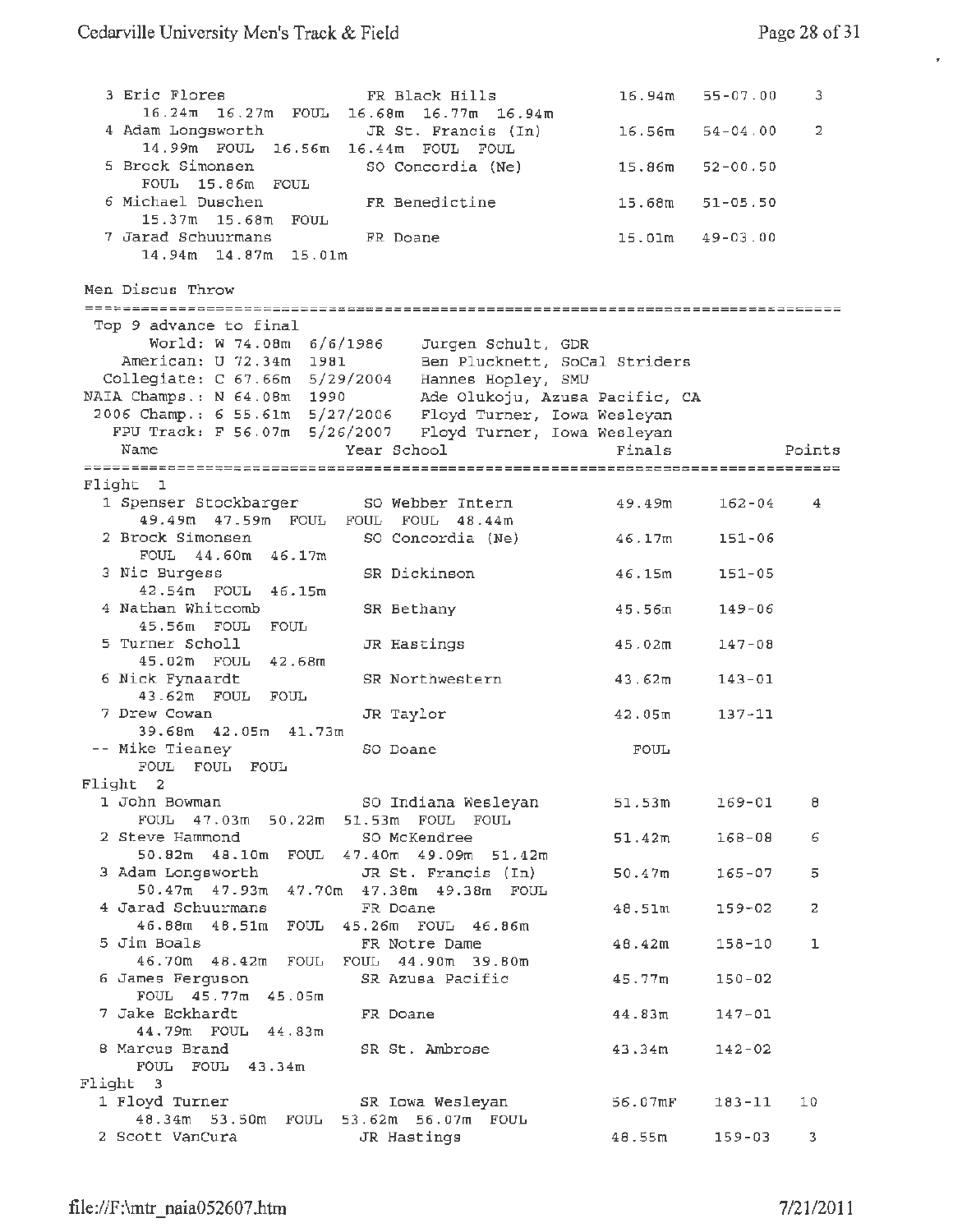```
  3 Eric Flores              FR Black Hills            16.94m   55-07.00    3
     16.24m  16.27m  FOUL  16.68m  16.77m  16.94m
  4 Adam Longsworth          JR St. Francis (In)       16.56m   54-04.00    2
     14.99m  FOUL  16.56m  16.44m  FOUL  FOUL
  5 Brock Simonsen           SO Concordia (Ne)         15.86m   52-00.50
     FOUL  15.86m  FOUL
  6 Michael Duschen          FR Benedictine            15.68m   51-05.50
     15.37m  15.68m  FOUL
  7 Jarad Schuurmans         FR Doane                  15.01m   49-03.00
     14.94m  14.87m  15.01m
```

## Men Discus Throw

```
==============================================================================
 Top 9 advance to final
       World: W 74.08m  6/6/1986    Jurgen Schult, GDR
    American: U 72.34m  1981        Ben Plucknett, SoCal Striders
  Collegiate: C 67.66m  5/29/2004   Hannes Hopley, SMU
NAIA Champs.: N 64.08m  1990        Ade Olukoju, Azusa Pacific, CA
 2006 Champ.: 6 55.61m  5/27/2006   Floyd Turner, Iowa Wesleyan
   FPU Track: F 56.07m  5/26/2007   Floyd Turner, Iowa Wesleyan
    Name                    Year School                 Finals           Points
==============================================================================
Flight  1
  1 Spenser Stockbarger      SO Webber Intern          49.49m    162-04    4
     49.49m  47.59m  FOUL  FOUL  FOUL  48.44m
  2 Brock Simonsen           SO Concordia (Ne)         46.17m    151-06
     FOUL  44.60m  46.17m
  3 Nic Burgess              SR Dickinson              46.15m    151-05
     42.54m  FOUL  46.15m
  4 Nathan Whitcomb          SR Bethany                45.56m    149-06
     45.56m  FOUL  FOUL
  5 Turner Scholl            JR Hastings               45.02m    147-08
     45.02m  FOUL  42.68m
  6 Nick Fynaardt            SR Northwestern           43.62m    143-01
     43.62m  FOUL  FOUL
  7 Drew Cowan               JR Taylor                 42.05m    137-11
     39.68m  42.05m  41.73m
 -- Mike Tieaney             SO Doane                   FOUL
     FOUL  FOUL  FOUL
Flight  2
  1 John Bowman              SO Indiana Wesleyan       51.53m    169-01    8
     FOUL  47.03m  50.22m  51.53m  FOUL  FOUL
  2 Steve Hammond            SO McKendree              51.42m    168-08    6
     50.82m  48.10m  FOUL  47.40m  49.09m  51.42m
  3 Adam Longsworth          JR St. Francis (In)       50.47m    165-07    5
     50.47m  47.93m  47.70m  47.38m  49.38m  FOUL
  4 Jarad Schuurmans         FR Doane                  48.51m    159-02    2
     46.88m  48.51m  FOUL  45.26m  FOUL  46.86m
  5 Jim Boals                FR Notre Dame             48.42m    158-10    1
     46.70m  48.42m  FOUL  FOUL  44.90m  39.80m
  6 James Ferguson           SR Azusa Pacific          45.77m    150-02
     FOUL  45.77m  45.05m
  7 Jake Eckhardt            FR Doane                  44.83m    147-01
     44.79m  FOUL  44.83m
  8 Marcus Brand             SR St. Ambrose            43.34m    142-02
     FOUL  FOUL  43.34m
Flight  3
  1 Floyd Turner             SR Iowa Wesleyan          56.07mF   183-11   10
     48.34m  53.50m  FOUL  53.62m  56.07m  FOUL
  2 Scott VanCura            JR Hastings               48.55m    159-03    3
```

file://F:\mtr_naia052607.htm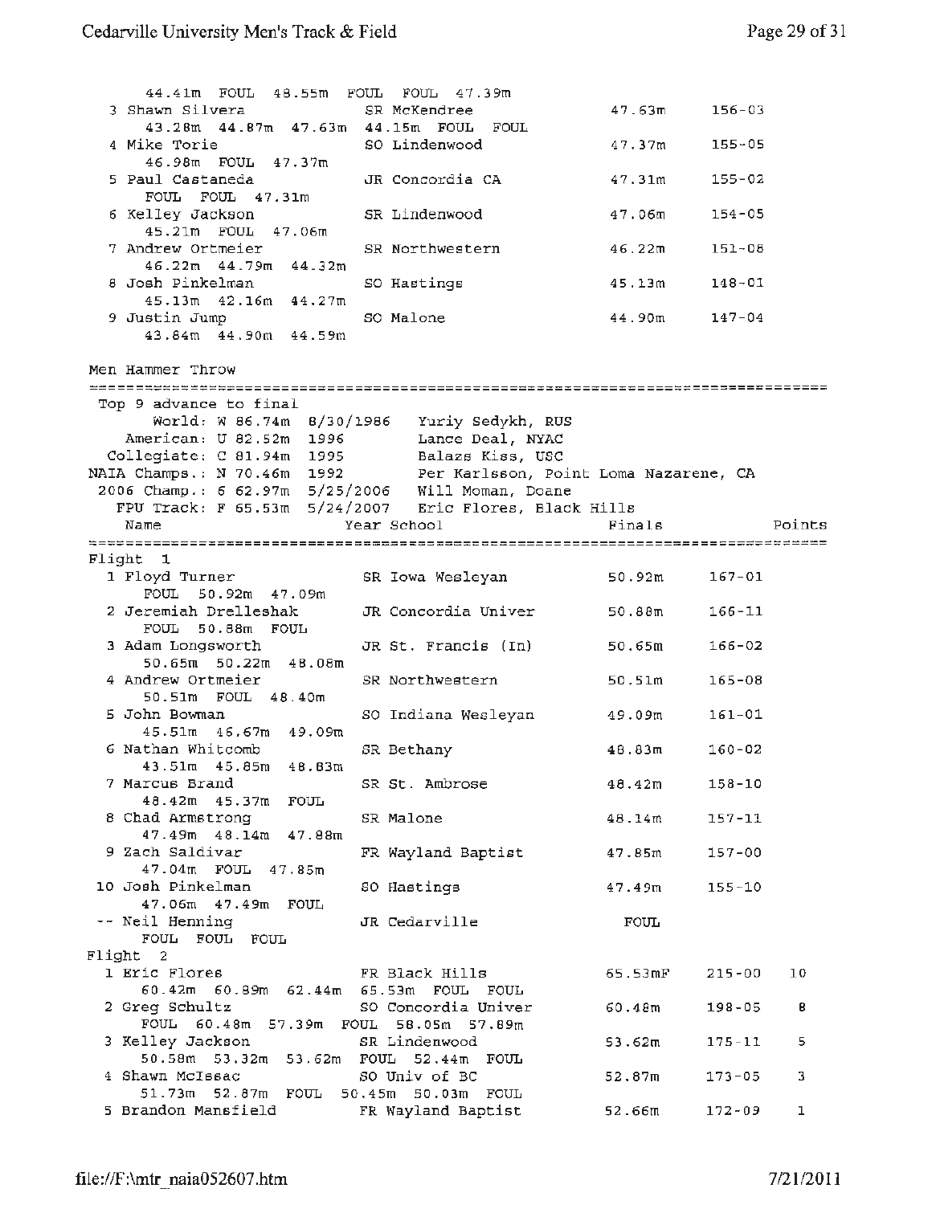44.41m FOUL 48.55m FOUL FOUL 47.39m

| | | | | | |
|---|---|---|---|---|---|
| 3 Shawn Silvera | SR McKendree | 47.63m | 156-03 | | |
| | 43.28m 44.87m 47.63m 44.15m FOUL FOUL | | | | |
| 4 Mike Torie | SO Lindenwood | 47.37m | 155-05 | | |
| | 46.98m FOUL 47.37m | | | | |
| 5 Paul Castaneda | JR Concordia CA | 47.31m | 155-02 | | |
| | FOUL FOUL 47.31m | | | | |
| 6 Kelley Jackson | SR Lindenwood | 47.06m | 154-05 | | |
| | 45.21m FOUL 47.06m | | | | |
| 7 Andrew Ortmeier | SR Northwestern | 46.22m | 151-08 | | |
| | 46.22m 44.79m 44.32m | | | | |
| 8 Josh Pinkelman | SO Hastings | 45.13m | 148-01 | | |
| | 45.13m 42.16m 44.27m | | | | |
| 9 Justin Jump | SO Malone | 44.90m | 147-04 | | |
| | 43.84m 44.90m 44.59m | | | | |

## Men Hammer Throw

Top 9 advance to final

World: W 86.74m 8/30/1986 Yuriy Sedykh, RUS
American: U 82.52m 1996 Lance Deal, NYAC
Collegiate: C 81.94m 1995 Balazs Kiss, USC
NAIA Champs.: N 70.46m 1992 Per Karlsson, Point Loma Nazarene, CA
2006 Champ.: 6 62.97m 5/25/2006 Will Moman, Doane
FPU Track: F 65.53m 5/24/2007 Eric Flores, Black Hills

| Name | Year School | Finals | | Points |
|---|---|---|---|---|
| **Flight 1** | | | | |
| 1 Floyd Turner | SR Iowa Wesleyan | 50.92m | 167-01 | |
| FOUL 50.92m 47.09m | | | | |
| 2 Jeremiah Drelleshak | JR Concordia Univer | 50.88m | 166-11 | |
| FOUL 50.88m FOUL | | | | |
| 3 Adam Longsworth | JR St. Francis (In) | 50.65m | 166-02 | |
| 50.65m 50.22m 48.08m | | | | |
| 4 Andrew Ortmeier | SR Northwestern | 50.51m | 165-08 | |
| 50.51m FOUL 48.40m | | | | |
| 5 John Bowman | SO Indiana Wesleyan | 49.09m | 161-01 | |
| 45.51m 46.67m 49.09m | | | | |
| 6 Nathan Whitcomb | SR Bethany | 48.83m | 160-02 | |
| 43.51m 45.85m 48.83m | | | | |
| 7 Marcus Brand | SR St. Ambrose | 48.42m | 158-10 | |
| 48.42m 45.37m FOUL | | | | |
| 8 Chad Armstrong | SR Malone | 48.14m | 157-11 | |
| 47.49m 48.14m 47.88m | | | | |
| 9 Zach Saldivar | FR Wayland Baptist | 47.85m | 157-00 | |
| 47.04m FOUL 47.85m | | | | |
| 10 Josh Pinkelman | SO Hastings | 47.49m | 155-10 | |
| 47.06m 47.49m FOUL | | | | |
| -- Neil Henning | JR Cedarville | FOUL | | |
| FOUL FOUL FOUL | | | | |
| **Flight 2** | | | | |
| 1 Eric Flores | FR Black Hills | 65.53mF | 215-00 | 10 |
| 60.42m 60.89m 62.44m 65.53m FOUL FOUL | | | | |
| 2 Greg Schultz | SO Concordia Univer | 60.48m | 198-05 | 8 |
| FOUL 60.48m 57.39m FOUL 58.05m 57.89m | | | | |
| 3 Kelley Jackson | SR Lindenwood | 53.62m | 175-11 | 5 |
| 50.58m 53.32m 53.62m FOUL 52.44m FOUL | | | | |
| 4 Shawn McIssac | SO Univ of BC | 52.87m | 173-05 | 3 |
| 51.73m 52.87m FOUL 50.45m 50.03m FOUL | | | | |
| 5 Brandon Mansfield | FR Wayland Baptist | 52.66m | 172-09 | 1 |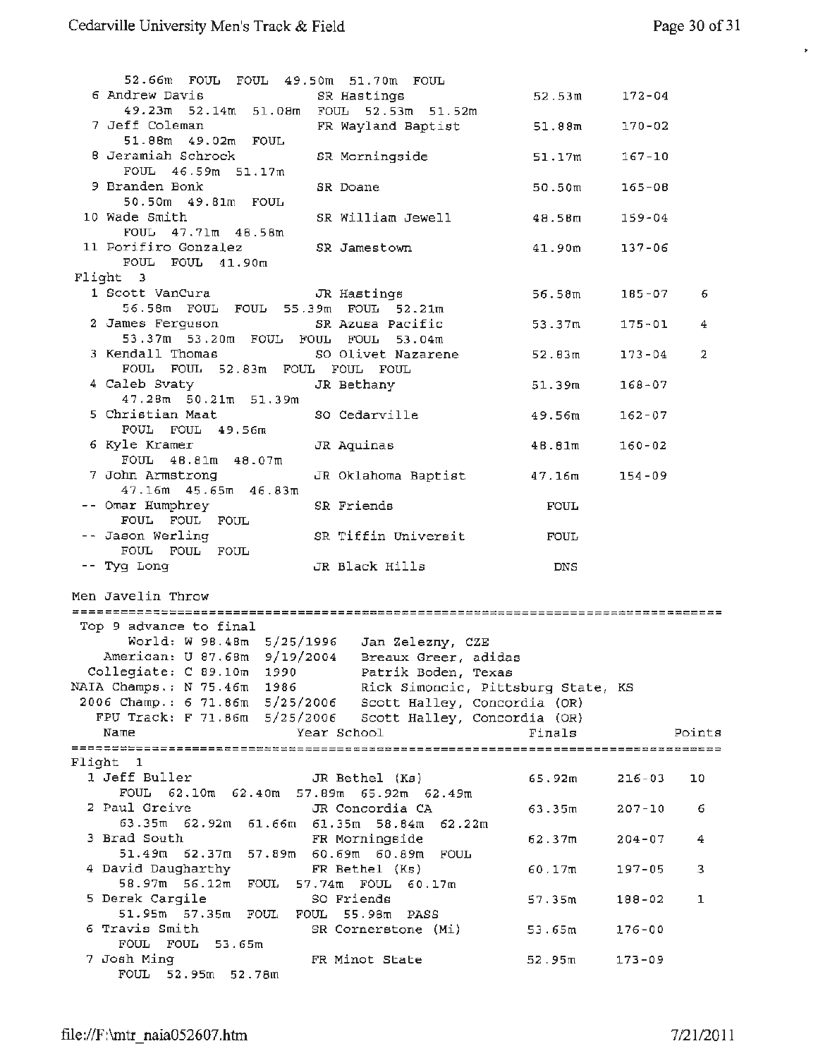```
    52.66m  FOUL  FOUL  49.50m  51.70m  FOUL
  6 Andrew Davis              SR Hastings              52.53m     172-04
    49.23m  52.14m  51.08m  FOUL  52.53m  51.52m
  7 Jeff Coleman              FR Wayland Baptist       51.88m     170-02
    51.88m  49.02m  FOUL
  8 Jeramiah Schrock          SR Morningside           51.17m     167-10
    FOUL  46.59m  51.17m
  9 Branden Bonk              SR Doane                 50.50m     165-08
    50.50m  49.81m  FOUL
 10 Wade Smith                SR William Jewell        48.58m     159-04
    FOUL  47.71m  48.58m
 11 Porifiro Gonzalez         SR Jamestown             41.90m     137-06
    FOUL  FOUL  41.90m
Flight  3
  1 Scott VanCura             JR Hastings              56.58m     185-07    6
    56.58m  FOUL  FOUL  55.39m  FOUL  52.21m
  2 James Ferguson            SR Azusa Pacific         53.37m     175-01    4
    53.37m  53.20m  FOUL  FOUL  FOUL  53.04m
  3 Kendall Thomas            SO Olivet Nazarene       52.83m     173-04    2
    FOUL  FOUL  52.83m  FOUL  FOUL  FOUL
  4 Caleb Svaty               JR Bethany               51.39m     168-07
    47.28m  50.21m  51.39m
  5 Christian Maat            SO Cedarville            49.56m     162-07
    FOUL  FOUL  49.56m
  6 Kyle Kramer               JR Aquinas               48.81m     160-02
    FOUL  48.81m  48.07m
  7 John Armstrong            JR Oklahoma Baptist      47.16m     154-09
    47.16m  45.65m  46.83m
 -- Omar Humphrey             SR Friends                 FOUL
    FOUL  FOUL  FOUL
 -- Jason Werling             SR Tiffin Universit        FOUL
    FOUL  FOUL  FOUL
 -- Tyg Long                  JR Black Hills              DNS

Men Javelin Throw
==========================================================================
 Top 9 advance to final
      World: W 98.48m  5/25/1996   Jan Zelezny, CZE
   American: U 87.68m  9/19/2004   Breaux Greer, adidas
  Collegiate: C 89.10m  1990       Patrik Boden, Texas
NAIA Champs.: N 75.46m  1986       Rick Simoncic, Pittsburg State, KS
 2006 Champ.: 6 71.86m  5/25/2006  Scott Halley, Concordia (OR)
   FPU Track: F 71.86m  5/25/2006  Scott Halley, Concordia (OR)
    Name                    Year School                Finals            Points
==========================================================================
Flight  1
  1 Jeff Buller               JR Bethel (Ks)           65.92m     216-03   10
    FOUL  62.10m  62.40m  57.89m  65.92m  62.49m
  2 Paul Greive               JR Concordia CA          63.35m     207-10    6
    63.35m  62.92m  61.66m  61.35m  58.84m  62.22m
  3 Brad South                FR Morningside           62.37m     204-07    4
    51.49m  62.37m  57.89m  60.69m  60.89m  FOUL
  4 David Daugharthy          FR Bethel (Ks)           60.17m     197-05    3
    58.97m  56.12m  FOUL  57.74m  FOUL  60.17m
  5 Derek Cargile             SO Friends               57.35m     188-02    1
    51.95m  57.35m  FOUL  FOUL  55.98m  PASS
  6 Travis Smith              SR Cornerstone (Mi)      53.65m     176-00
    FOUL  FOUL  53.65m
  7 Josh Ming                 FR Minot State           52.95m     173-09
    FOUL  52.95m  52.78m
```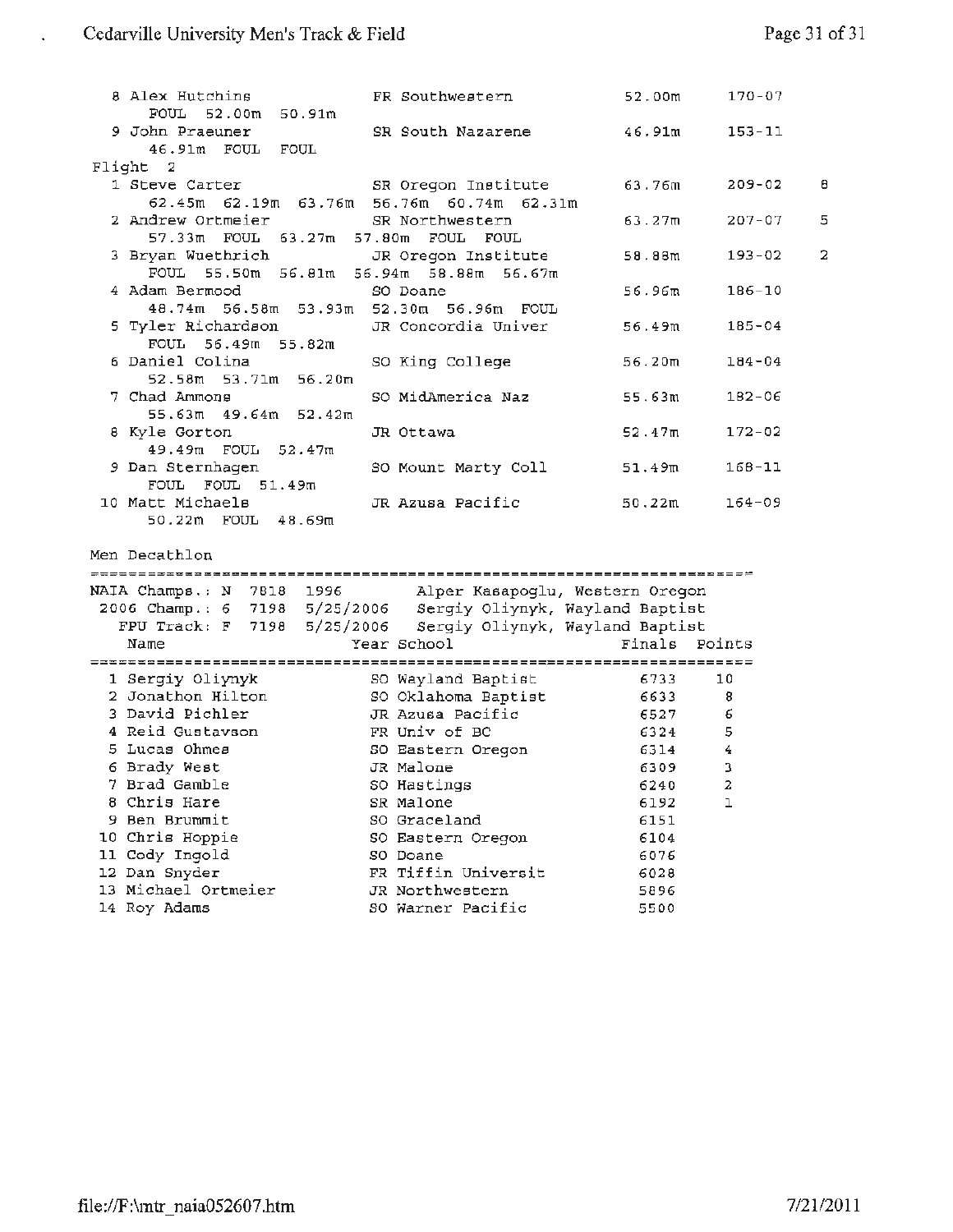| | | | | | |
|---|---|---|---|---|---|
| 8 Alex Hutchins | FR | Southwestern | 52.00m | 170-07 | |
| FOUL 52.00m 50.91m | | | | | |
| 9 John Praeuner | SR | South Nazarene | 46.91m | 153-11 | |
| 46.91m FOUL FOUL | | | | | |

Flight 2

| | | | | | |
|---|---|---|---|---|---|
| 1 Steve Carter | SR | Oregon Institute | 63.76m | 209-02 | 8 |
| 62.45m 62.19m 63.76m 56.76m 60.74m 62.31m | | | | | |
| 2 Andrew Ortmeier | SR | Northwestern | 63.27m | 207-07 | 5 |
| 57.33m FOUL 63.27m 57.80m FOUL FOUL | | | | | |
| 3 Bryan Wuethrich | JR | Oregon Institute | 58.88m | 193-02 | 2 |
| FOUL 55.50m 56.81m 56.94m 58.88m 56.67m | | | | | |
| 4 Adam Bermood | SO | Doane | 56.96m | 186-10 | |
| 48.74m 56.58m 53.93m 52.30m 56.96m FOUL | | | | | |
| 5 Tyler Richardson | JR | Concordia Univer | 56.49m | 185-04 | |
| FOUL 56.49m 55.82m | | | | | |
| 6 Daniel Colina | SO | King College | 56.20m | 184-04 | |
| 52.58m 53.71m 56.20m | | | | | |
| 7 Chad Ammons | SO | MidAmerica Naz | 55.63m | 182-06 | |
| 55.63m 49.64m 52.42m | | | | | |
| 8 Kyle Gorton | JR | Ottawa | 52.47m | 172-02 | |
| 49.49m FOUL 52.47m | | | | | |
| 9 Dan Sternhagen | SO | Mount Marty Coll | 51.49m | 168-11 | |
| FOUL FOUL 51.49m | | | | | |
| 10 Matt Michaels | JR | Azusa Pacific | 50.22m | 164-09 | |
| 50.22m FOUL 48.69m | | | | | |

## Men Decathlon

NAIA Champs.: N 7818 1996 Alper Kasapoglu, Western Oregon
2006 Champ.: 6 7198 5/25/2006 Sergiy Oliynyk, Wayland Baptist
FPU Track: F 7198 5/25/2006 Sergiy Oliynyk, Wayland Baptist

| Name | Year | School | Finals | Points |
|---|---|---|---|---|
| 1 Sergiy Oliynyk | SO | Wayland Baptist | 6733 | 10 |
| 2 Jonathon Hilton | SO | Oklahoma Baptist | 6633 | 8 |
| 3 David Pichler | JR | Azusa Pacific | 6527 | 6 |
| 4 Reid Gustavson | FR | Univ of BC | 6324 | 5 |
| 5 Lucas Ohmes | SO | Eastern Oregon | 6314 | 4 |
| 6 Brady West | JR | Malone | 6309 | 3 |
| 7 Brad Gamble | SO | Hastings | 6240 | 2 |
| 8 Chris Hare | SR | Malone | 6192 | 1 |
| 9 Ben Brummit | SO | Graceland | 6151 | |
| 10 Chris Hoppie | SO | Eastern Oregon | 6104 | |
| 11 Cody Ingold | SO | Doane | 6076 | |
| 12 Dan Snyder | FR | Tiffin Universit | 6028 | |
| 13 Michael Ortmeier | JR | Northwestern | 5896 | |
| 14 Roy Adams | SO | Warner Pacific | 5500 | |